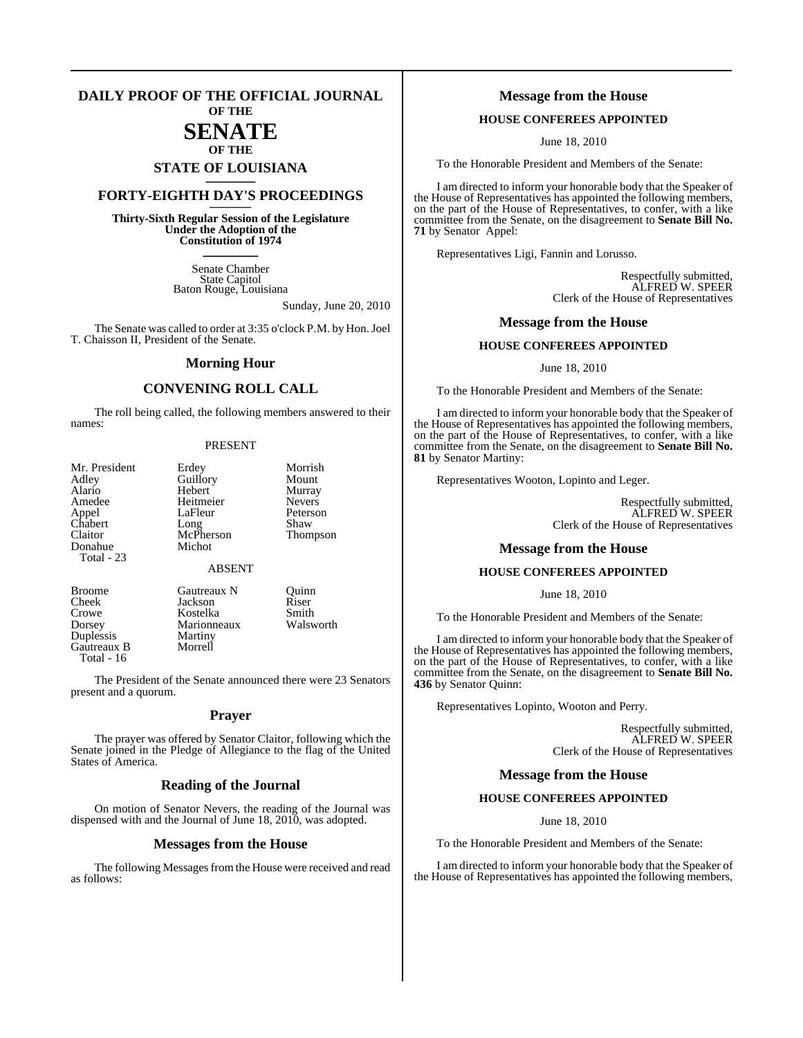# DAILY PROOF OF THE OFFICIAL JOURNAL OF THE SENATE OF THE STATE OF LOUISIANA

## FORTY-EIGHTH DAY'S PROCEEDINGS

**Thirty-Sixth Regular Session of the Legislature Under the Adoption of the Constitution of 1974**

Senate Chamber
State Capitol
Baton Rouge, Louisiana

Sunday, June 20, 2010

The Senate was called to order at 3:35 o'clock P.M. by Hon. Joel T. Chaisson II, President of the Senate.

## Morning Hour

## CONVENING ROLL CALL

The roll being called, the following members answered to their names:

PRESENT

| | | |
|---|---|---|
| Mr. President | Erdey | Morrish |
| Adley | Guillory | Mount |
| Alario | Hebert | Murray |
| Amedee | Heitmeier | Nevers |
| Appel | LaFleur | Peterson |
| Chabert | Long | Shaw |
| Claitor | McPherson | Thompson |
| Donahue | Michot | |

Total - 23

ABSENT

| | | |
|---|---|---|
| Broome | Gautreaux N | Quinn |
| Cheek | Jackson | Riser |
| Crowe | Kostelka | Smith |
| Dorsey | Marionneaux | Walsworth |
| Duplessis | Martiny | |
| Gautreaux B | Morrell | |

Total - 16

The President of the Senate announced there were 23 Senators present and a quorum.

## Prayer

The prayer was offered by Senator Claitor, following which the Senate joined in the Pledge of Allegiance to the flag of the United States of America.

## Reading of the Journal

On motion of Senator Nevers, the reading of the Journal was dispensed with and the Journal of June 18, 2010, was adopted.

## Messages from the House

The following Messages from the House were received and read as follows:

## Message from the House

### HOUSE CONFEREES APPOINTED

June 18, 2010

To the Honorable President and Members of the Senate:

I am directed to inform your honorable body that the Speaker of the House of Representatives has appointed the following members, on the part of the House of Representatives, to confer, with a like committee from the Senate, on the disagreement to **Senate Bill No. 71** by Senator Appel:

Representatives Ligi, Fannin and Lorusso.

Respectfully submitted,
ALFRED W. SPEER
Clerk of the House of Representatives

## Message from the House

### HOUSE CONFEREES APPOINTED

June 18, 2010

To the Honorable President and Members of the Senate:

I am directed to inform your honorable body that the Speaker of the House of Representatives has appointed the following members, on the part of the House of Representatives, to confer, with a like committee from the Senate, on the disagreement to **Senate Bill No. 81** by Senator Martiny:

Representatives Wooton, Lopinto and Leger.

Respectfully submitted,
ALFRED W. SPEER
Clerk of the House of Representatives

## Message from the House

### HOUSE CONFEREES APPOINTED

June 18, 2010

To the Honorable President and Members of the Senate:

I am directed to inform your honorable body that the Speaker of the House of Representatives has appointed the following members, on the part of the House of Representatives, to confer, with a like committee from the Senate, on the disagreement to **Senate Bill No. 436** by Senator Quinn:

Representatives Lopinto, Wooton and Perry.

Respectfully submitted,
ALFRED W. SPEER
Clerk of the House of Representatives

## Message from the House

### HOUSE CONFEREES APPOINTED

June 18, 2010

To the Honorable President and Members of the Senate:

I am directed to inform your honorable body that the Speaker of the House of Representatives has appointed the following members,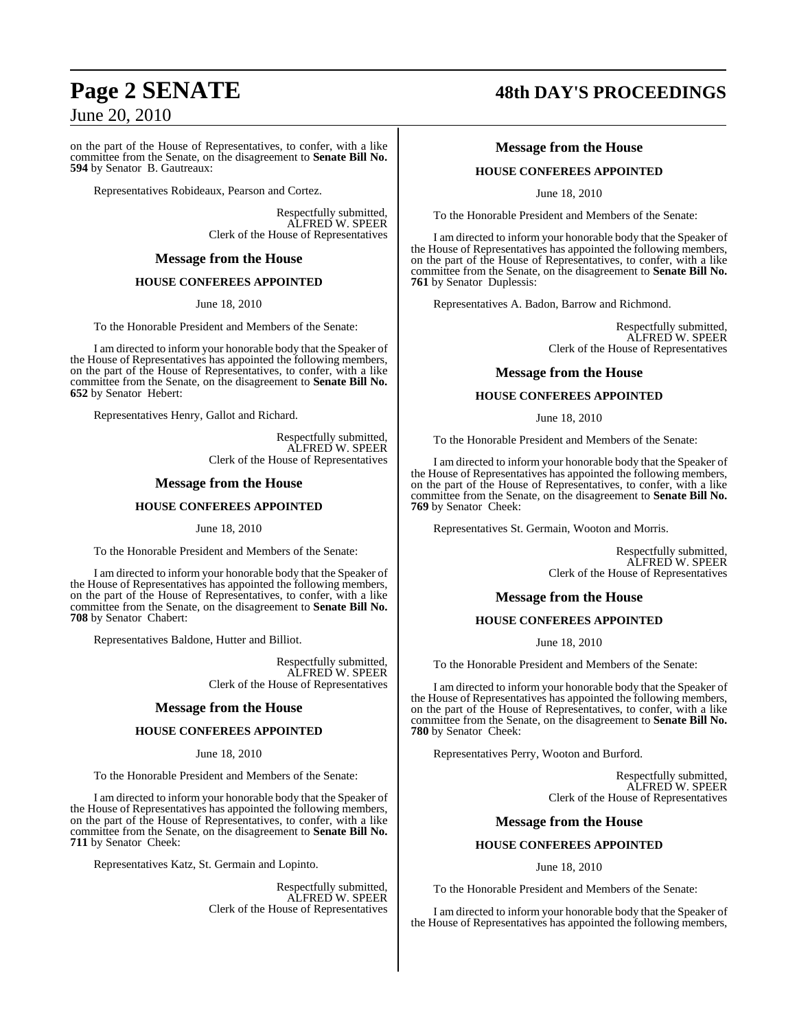on the part of the House of Representatives, to confer, with a like committee from the Senate, on the disagreement to **Senate Bill No. 594** by Senator B. Gautreaux:

Representatives Robideaux, Pearson and Cortez.

Respectfully submitted,
ALFRED W. SPEER
Clerk of the House of Representatives

## Message from the House

### HOUSE CONFEREES APPOINTED

June 18, 2010

To the Honorable President and Members of the Senate:

I am directed to inform your honorable body that the Speaker of the House of Representatives has appointed the following members, on the part of the House of Representatives, to confer, with a like committee from the Senate, on the disagreement to **Senate Bill No. 652** by Senator Hebert:

Representatives Henry, Gallot and Richard.

Respectfully submitted,
ALFRED W. SPEER
Clerk of the House of Representatives

## Message from the House

### HOUSE CONFEREES APPOINTED

June 18, 2010

To the Honorable President and Members of the Senate:

I am directed to inform your honorable body that the Speaker of the House of Representatives has appointed the following members, on the part of the House of Representatives, to confer, with a like committee from the Senate, on the disagreement to **Senate Bill No. 708** by Senator Chabert:

Representatives Baldone, Hutter and Billiot.

Respectfully submitted,
ALFRED W. SPEER
Clerk of the House of Representatives

## Message from the House

### HOUSE CONFEREES APPOINTED

June 18, 2010

To the Honorable President and Members of the Senate:

I am directed to inform your honorable body that the Speaker of the House of Representatives has appointed the following members, on the part of the House of Representatives, to confer, with a like committee from the Senate, on the disagreement to **Senate Bill No. 711** by Senator Cheek:

Representatives Katz, St. Germain and Lopinto.

Respectfully submitted,
ALFRED W. SPEER
Clerk of the House of Representatives

## Message from the House

### HOUSE CONFEREES APPOINTED

June 18, 2010

To the Honorable President and Members of the Senate:

I am directed to inform your honorable body that the Speaker of the House of Representatives has appointed the following members, on the part of the House of Representatives, to confer, with a like committee from the Senate, on the disagreement to **Senate Bill No. 761** by Senator Duplessis:

Representatives A. Badon, Barrow and Richmond.

Respectfully submitted,
ALFRED W. SPEER
Clerk of the House of Representatives

## Message from the House

### HOUSE CONFEREES APPOINTED

June 18, 2010

To the Honorable President and Members of the Senate:

I am directed to inform your honorable body that the Speaker of the House of Representatives has appointed the following members, on the part of the House of Representatives, to confer, with a like committee from the Senate, on the disagreement to **Senate Bill No. 769** by Senator Cheek:

Representatives St. Germain, Wooton and Morris.

Respectfully submitted,
ALFRED W. SPEER
Clerk of the House of Representatives

## Message from the House

### HOUSE CONFEREES APPOINTED

June 18, 2010

To the Honorable President and Members of the Senate:

I am directed to inform your honorable body that the Speaker of the House of Representatives has appointed the following members, on the part of the House of Representatives, to confer, with a like committee from the Senate, on the disagreement to **Senate Bill No. 780** by Senator Cheek:

Representatives Perry, Wooton and Burford.

Respectfully submitted,
ALFRED W. SPEER
Clerk of the House of Representatives

## Message from the House

### HOUSE CONFEREES APPOINTED

June 18, 2010

To the Honorable President and Members of the Senate:

I am directed to inform your honorable body that the Speaker of the House of Representatives has appointed the following members,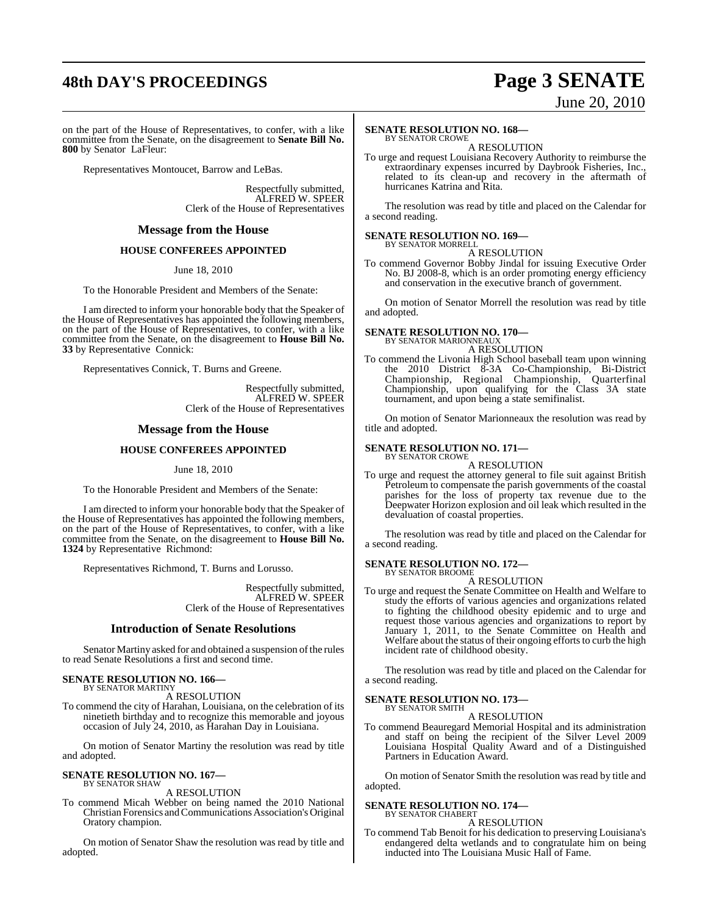on the part of the House of Representatives, to confer, with a like committee from the Senate, on the disagreement to **Senate Bill No. 800** by Senator LaFleur:

Representatives Montoucet, Barrow and LeBas.

Respectfully submitted,
ALFRED W. SPEER
Clerk of the House of Representatives

## Message from the House

### HOUSE CONFEREES APPOINTED

June 18, 2010

To the Honorable President and Members of the Senate:

I am directed to inform your honorable body that the Speaker of the House of Representatives has appointed the following members, on the part of the House of Representatives, to confer, with a like committee from the Senate, on the disagreement to **House Bill No. 33** by Representative Connick:

Representatives Connick, T. Burns and Greene.

Respectfully submitted,
ALFRED W. SPEER
Clerk of the House of Representatives

## Message from the House

### HOUSE CONFEREES APPOINTED

June 18, 2010

To the Honorable President and Members of the Senate:

I am directed to inform your honorable body that the Speaker of the House of Representatives has appointed the following members, on the part of the House of Representatives, to confer, with a like committee from the Senate, on the disagreement to **House Bill No. 1324** by Representative Richmond:

Representatives Richmond, T. Burns and Lorusso.

Respectfully submitted,
ALFRED W. SPEER
Clerk of the House of Representatives

## Introduction of Senate Resolutions

Senator Martiny asked for and obtained a suspension of the rules to read Senate Resolutions a first and second time.

**SENATE RESOLUTION NO. 166—**
BY SENATOR MARTINY

A RESOLUTION

To commend the city of Harahan, Louisiana, on the celebration of its ninetieth birthday and to recognize this memorable and joyous occasion of July 24, 2010, as Harahan Day in Louisiana.

On motion of Senator Martiny the resolution was read by title and adopted.

**SENATE RESOLUTION NO. 167—**
BY SENATOR SHAW

A RESOLUTION

To commend Micah Webber on being named the 2010 National Christian Forensics and Communications Association's Original Oratory champion.

On motion of Senator Shaw the resolution was read by title and adopted.

**SENATE RESOLUTION NO. 168—**
BY SENATOR CROWE

A RESOLUTION

To urge and request Louisiana Recovery Authority to reimburse the extraordinary expenses incurred by Daybrook Fisheries, Inc., related to its clean-up and recovery in the aftermath of hurricanes Katrina and Rita.

The resolution was read by title and placed on the Calendar for a second reading.

**SENATE RESOLUTION NO. 169—**
BY SENATOR MORRELL

A RESOLUTION

To commend Governor Bobby Jindal for issuing Executive Order No. BJ 2008-8, which is an order promoting energy efficiency and conservation in the executive branch of government.

On motion of Senator Morrell the resolution was read by title and adopted.

**SENATE RESOLUTION NO. 170—**
BY SENATOR MARIONNEAUX

A RESOLUTION

To commend the Livonia High School baseball team upon winning the 2010 District 8-3A Co-Championship, Bi-District Championship, Regional Championship, Quarterfinal Championship, upon qualifying for the Class 3A state tournament, and upon being a state semifinalist.

On motion of Senator Marionneaux the resolution was read by title and adopted.

**SENATE RESOLUTION NO. 171—**
BY SENATOR CROWE

A RESOLUTION

To urge and request the attorney general to file suit against British Petroleum to compensate the parish governments of the coastal parishes for the loss of property tax revenue due to the Deepwater Horizon explosion and oil leak which resulted in the devaluation of coastal properties.

The resolution was read by title and placed on the Calendar for a second reading.

**SENATE RESOLUTION NO. 172—**
BY SENATOR BROOME

A RESOLUTION

To urge and request the Senate Committee on Health and Welfare to study the efforts of various agencies and organizations related to fighting the childhood obesity epidemic and to urge and request those various agencies and organizations to report by January 1, 2011, to the Senate Committee on Health and Welfare about the status of their ongoing efforts to curb the high incident rate of childhood obesity.

The resolution was read by title and placed on the Calendar for a second reading.

**SENATE RESOLUTION NO. 173—**
BY SENATOR SMITH

A RESOLUTION

To commend Beauregard Memorial Hospital and its administration and staff on being the recipient of the Silver Level 2009 Louisiana Hospital Quality Award and of a Distinguished Partners in Education Award.

On motion of Senator Smith the resolution was read by title and adopted.

**SENATE RESOLUTION NO. 174—**
BY SENATOR CHABERT

A RESOLUTION

To commend Tab Benoit for his dedication to preserving Louisiana's endangered delta wetlands and to congratulate him on being inducted into The Louisiana Music Hall of Fame.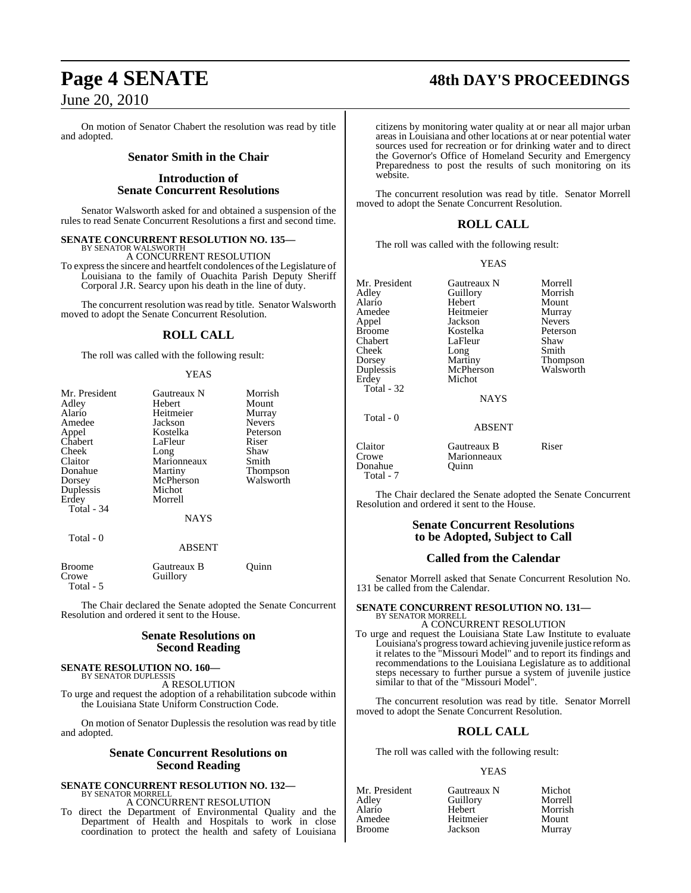On motion of Senator Chabert the resolution was read by title and adopted.

## Senator Smith in the Chair

## Introduction of Senate Concurrent Resolutions

Senator Walsworth asked for and obtained a suspension of the rules to read Senate Concurrent Resolutions a first and second time.

**SENATE CONCURRENT RESOLUTION NO. 135—**
BY SENATOR WALSWORTH

A CONCURRENT RESOLUTION

To express the sincere and heartfelt condolences of the Legislature of Louisiana to the family of Ouachita Parish Deputy Sheriff Corporal J.R. Searcy upon his death in the line of duty.

The concurrent resolution was read by title. Senator Walsworth moved to adopt the Senate Concurrent Resolution.

## ROLL CALL

The roll was called with the following result:

YEAS

| | | |
|---|---|---|
| Mr. President | Gautreaux N | Morrish |
| Adley | Hebert | Mount |
| Alario | Heitmeier | Murray |
| Amedee | Jackson | Nevers |
| Appel | Kostelka | Peterson |
| Chabert | LaFleur | Riser |
| Cheek | Long | Shaw |
| Claitor | Marionneaux | Smith |
| Donahue | Martiny | Thompson |
| Dorsey | McPherson | Walsworth |
| Duplessis | Michot | |
| Erdey | Morrell | |

Total - 34

NAYS

Total - 0

ABSENT

| | | |
|---|---|---|
| Broome | Gautreaux B | Quinn |
| Crowe | Guillory | |

Total - 5

The Chair declared the Senate adopted the Senate Concurrent Resolution and ordered it sent to the House.

## Senate Resolutions on Second Reading

**SENATE RESOLUTION NO. 160—**
BY SENATOR DUPLESSIS

A RESOLUTION

To urge and request the adoption of a rehabilitation subcode within the Louisiana State Uniform Construction Code.

On motion of Senator Duplessis the resolution was read by title and adopted.

## Senate Concurrent Resolutions on Second Reading

**SENATE CONCURRENT RESOLUTION NO. 132—**
BY SENATOR MORRELL

A CONCURRENT RESOLUTION

To direct the Department of Environmental Quality and the Department of Health and Hospitals to work in close coordination to protect the health and safety of Louisiana citizens by monitoring water quality at or near all major urban areas in Louisiana and other locations at or near potential water sources used for recreation or for drinking water and to direct the Governor's Office of Homeland Security and Emergency Preparedness to post the results of such monitoring on its website.

The concurrent resolution was read by title. Senator Morrell moved to adopt the Senate Concurrent Resolution.

## ROLL CALL

The roll was called with the following result:

YEAS

| | | |
|---|---|---|
| Mr. President | Gautreaux N | Morrell |
| Adley | Guillory | Morrish |
| Alario | Hebert | Mount |
| Amedee | Heitmeier | Murray |
| Appel | Jackson | Nevers |
| Broome | Kostelka | Peterson |
| Chabert | LaFleur | Shaw |
| Cheek | Long | Smith |
| Dorsey | Martiny | Thompson |
| Duplessis | McPherson | Walsworth |
| Erdey | Michot | |

Total - 32

NAYS

Total - 0

ABSENT

| | | |
|---|---|---|
| Claitor | Gautreaux B | Riser |
| Crowe | Marionneaux | |
| Donahue | Quinn | |

Total - 7

The Chair declared the Senate adopted the Senate Concurrent Resolution and ordered it sent to the House.

## Senate Concurrent Resolutions to be Adopted, Subject to Call

## Called from the Calendar

Senator Morrell asked that Senate Concurrent Resolution No. 131 be called from the Calendar.

**SENATE CONCURRENT RESOLUTION NO. 131—**
BY SENATOR MORRELL

A CONCURRENT RESOLUTION

To urge and request the Louisiana State Law Institute to evaluate Louisiana's progress toward achieving juvenile justice reform as it relates to the "Missouri Model" and to report its findings and recommendations to the Louisiana Legislature as to additional steps necessary to further pursue a system of juvenile justice similar to that of the "Missouri Model".

The concurrent resolution was read by title. Senator Morrell moved to adopt the Senate Concurrent Resolution.

## ROLL CALL

The roll was called with the following result:

YEAS

| | | |
|---|---|---|
| Mr. President | Gautreaux N | Michot |
| Adley | Guillory | Morrell |
| Alario | Hebert | Morrish |
| Amedee | Heitmeier | Mount |
| Broome | Jackson | Murray |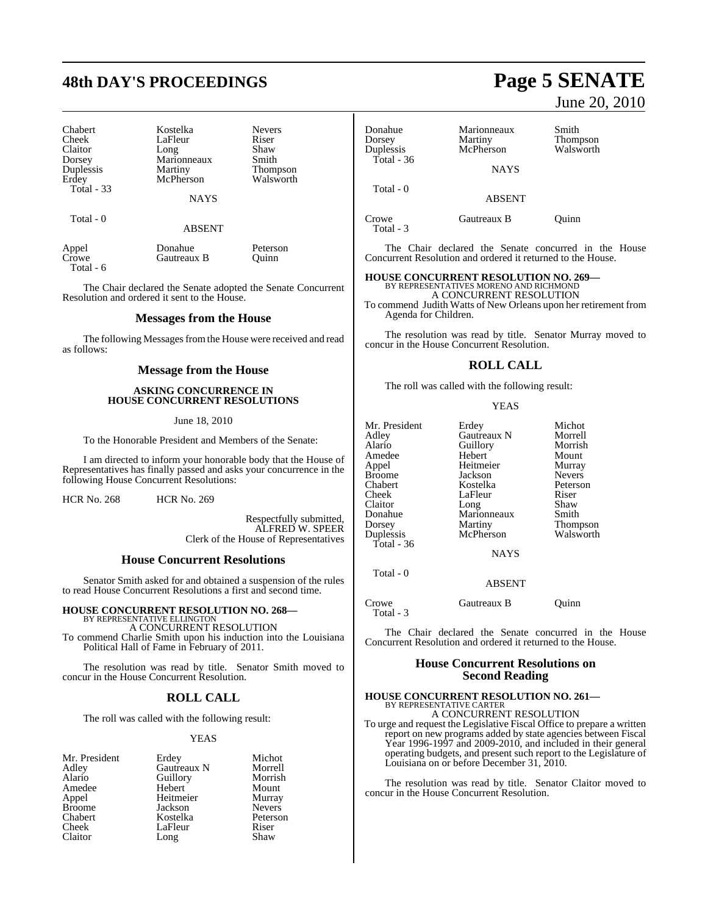| Chabert | Kostelka | Nevers |
|---|---|---|
| Cheek | LaFleur | Riser |
| Claitor | Long | Shaw |
| Dorsey | Marionneaux | Smith |
| Duplessis | Martiny | Thompson |
| Erdey | McPherson | Walsworth |
| Total - 33 | | |

NAYS

Total - 0

ABSENT

| Appel | Donahue | Peterson |
|---|---|---|
| Crowe | Gautreaux B | Quinn |
| Total - 6 | | |

The Chair declared the Senate adopted the Senate Concurrent Resolution and ordered it sent to the House.

## Messages from the House

The following Messages from the House were received and read as follows:

## Message from the House

### ASKING CONCURRENCE IN HOUSE CONCURRENT RESOLUTIONS

June 18, 2010

To the Honorable President and Members of the Senate:

I am directed to inform your honorable body that the House of Representatives has finally passed and asks your concurrence in the following House Concurrent Resolutions:

HCR No. 268 HCR No. 269

Respectfully submitted,
ALFRED W. SPEER
Clerk of the House of Representatives

## House Concurrent Resolutions

Senator Smith asked for and obtained a suspension of the rules to read House Concurrent Resolutions a first and second time.

**HOUSE CONCURRENT RESOLUTION NO. 268—**
BY REPRESENTATIVE ELLINGTON
A CONCURRENT RESOLUTION
To commend Charlie Smith upon his induction into the Louisiana Political Hall of Fame in February of 2011.

The resolution was read by title. Senator Smith moved to concur in the House Concurrent Resolution.

## ROLL CALL

The roll was called with the following result:

YEAS

| Mr. President | Erdey | Michot |
|---|---|---|
| Adley | Gautreaux N | Morrell |
| Alario | Guillory | Morrish |
| Amedee | Hebert | Mount |
| Appel | Heitmeier | Murray |
| Broome | Jackson | Nevers |
| Chabert | Kostelka | Peterson |
| Cheek | LaFleur | Riser |
| Claitor | Long | Shaw |
| Donahue | Marionneaux | Smith |
| Dorsey | Martiny | Thompson |
| Duplessis | McPherson | Walsworth |
| Total - 36 | | |

NAYS

Total - 0

ABSENT

| Crowe | Gautreaux B | Quinn |
|---|---|---|
| Total - 3 | | |

The Chair declared the Senate concurred in the House Concurrent Resolution and ordered it returned to the House.

**HOUSE CONCURRENT RESOLUTION NO. 269—**
BY REPRESENTATIVES MORENO AND RICHMOND
A CONCURRENT RESOLUTION
To commend Judith Watts of New Orleans upon her retirement from Agenda for Children.

The resolution was read by title. Senator Murray moved to concur in the House Concurrent Resolution.

## ROLL CALL

The roll was called with the following result:

YEAS

| Mr. President | Erdey | Michot |
|---|---|---|
| Adley | Gautreaux N | Morrell |
| Alario | Guillory | Morrish |
| Amedee | Hebert | Mount |
| Appel | Heitmeier | Murray |
| Broome | Jackson | Nevers |
| Chabert | Kostelka | Peterson |
| Cheek | LaFleur | Riser |
| Claitor | Long | Shaw |
| Donahue | Marionneaux | Smith |
| Dorsey | Martiny | Thompson |
| Duplessis | McPherson | Walsworth |
| Total - 36 | | |

NAYS

Total - 0

ABSENT

| Crowe | Gautreaux B | Quinn |
|---|---|---|
| Total - 3 | | |

The Chair declared the Senate concurred in the House Concurrent Resolution and ordered it returned to the House.

## House Concurrent Resolutions on Second Reading

**HOUSE CONCURRENT RESOLUTION NO. 261—**
BY REPRESENTATIVE CARTER
A CONCURRENT RESOLUTION
To urge and request the Legislative Fiscal Office to prepare a written report on new programs added by state agencies between Fiscal Year 1996-1997 and 2009-2010, and included in their general operating budgets, and present such report to the Legislature of Louisiana on or before December 31, 2010.

The resolution was read by title. Senator Claitor moved to concur in the House Concurrent Resolution.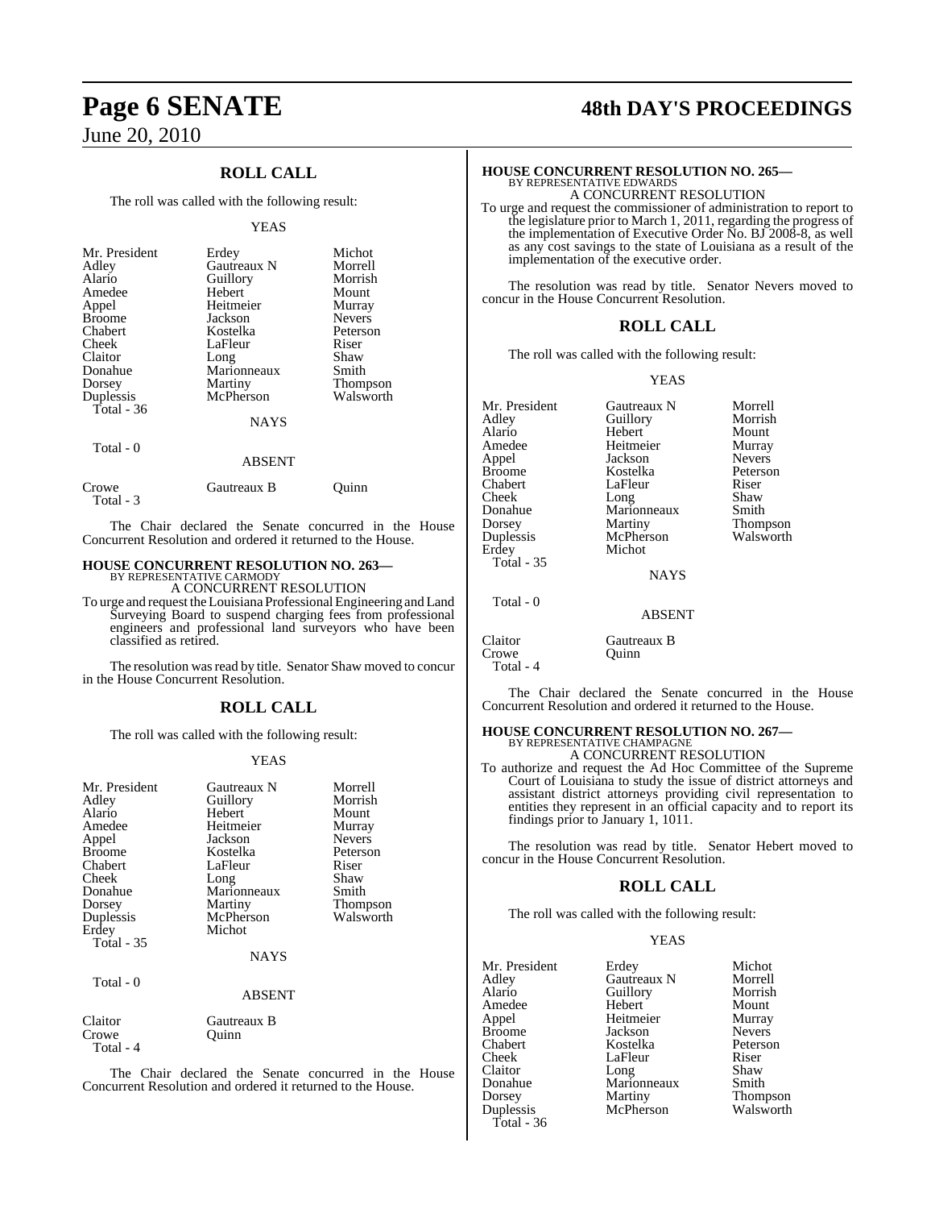## ROLL CALL

The roll was called with the following result:

YEAS

| | | |
|---|---|---|
| Mr. President | Erdey | Michot |
| Adley | Gautreaux N | Morrell |
| Alario | Guillory | Morrish |
| Amedee | Hebert | Mount |
| Appel | Heitmeier | Murray |
| Broome | Jackson | Nevers |
| Chabert | Kostelka | Peterson |
| Cheek | LaFleur | Riser |
| Claitor | Long | Shaw |
| Donahue | Marionneaux | Smith |
| Dorsey | Martiny | Thompson |
| Duplessis | McPherson | Walsworth |

Total - 36

NAYS

Total - 0

ABSENT

| | | |
|---|---|---|
| Crowe | Gautreaux B | Quinn |

Total - 3

The Chair declared the Senate concurred in the House Concurrent Resolution and ordered it returned to the House.

### HOUSE CONCURRENT RESOLUTION NO. 263—

BY REPRESENTATIVE CARMODY

A CONCURRENT RESOLUTION

To urge and request the Louisiana Professional Engineering and Land Surveying Board to suspend charging fees from professional engineers and professional land surveyors who have been classified as retired.

The resolution was read by title. Senator Shaw moved to concur in the House Concurrent Resolution.

## ROLL CALL

The roll was called with the following result:

YEAS

| | | |
|---|---|---|
| Mr. President | Gautreaux N | Morrell |
| Adley | Guillory | Morrish |
| Alario | Hebert | Mount |
| Amedee | Heitmeier | Murray |
| Appel | Jackson | Nevers |
| Broome | Kostelka | Peterson |
| Chabert | LaFleur | Riser |
| Cheek | Long | Shaw |
| Donahue | Marionneaux | Smith |
| Dorsey | Martiny | Thompson |
| Duplessis | McPherson | Walsworth |
| Erdey | Michot | |

Total - 35

NAYS

Total - 0

ABSENT

| | |
|---|---|
| Claitor | Gautreaux B |
| Crowe | Quinn |

Total - 4

The Chair declared the Senate concurred in the House Concurrent Resolution and ordered it returned to the House.

### HOUSE CONCURRENT RESOLUTION NO. 265—

BY REPRESENTATIVE EDWARDS

A CONCURRENT RESOLUTION

To urge and request the commissioner of administration to report to the legislature prior to March 1, 2011, regarding the progress of the implementation of Executive Order No. BJ 2008-8, as well as any cost savings to the state of Louisiana as a result of the implementation of the executive order.

The resolution was read by title. Senator Nevers moved to concur in the House Concurrent Resolution.

## ROLL CALL

The roll was called with the following result:

YEAS

| | | |
|---|---|---|
| Mr. President | Gautreaux N | Morrell |
| Adley | Guillory | Morrish |
| Alario | Hebert | Mount |
| Amedee | Heitmeier | Murray |
| Appel | Jackson | Nevers |
| Broome | Kostelka | Peterson |
| Chabert | LaFleur | Riser |
| Cheek | Long | Shaw |
| Donahue | Marionneaux | Smith |
| Dorsey | Martiny | Thompson |
| Duplessis | McPherson | Walsworth |
| Erdey | Michot | |

Total - 35

NAYS

Total - 0

ABSENT

| | |
|---|---|
| Claitor | Gautreaux B |
| Crowe | Quinn |

Total - 4

The Chair declared the Senate concurred in the House Concurrent Resolution and ordered it returned to the House.

### HOUSE CONCURRENT RESOLUTION NO. 267—

BY REPRESENTATIVE CHAMPAGNE

A CONCURRENT RESOLUTION

To authorize and request the Ad Hoc Committee of the Supreme Court of Louisiana to study the issue of district attorneys and assistant district attorneys providing civil representation to entities they represent in an official capacity and to report its findings prior to January 1, 1011.

The resolution was read by title. Senator Hebert moved to concur in the House Concurrent Resolution.

## ROLL CALL

The roll was called with the following result:

YEAS

| | | |
|---|---|---|
| Mr. President | Erdey | Michot |
| Adley | Gautreaux N | Morrell |
| Alario | Guillory | Morrish |
| Amedee | Hebert | Mount |
| Appel | Heitmeier | Murray |
| Broome | Jackson | Nevers |
| Chabert | Kostelka | Peterson |
| Cheek | LaFleur | Riser |
| Claitor | Long | Shaw |
| Donahue | Marionneaux | Smith |
| Dorsey | Martiny | Thompson |
| Duplessis | McPherson | Walsworth |

Total - 36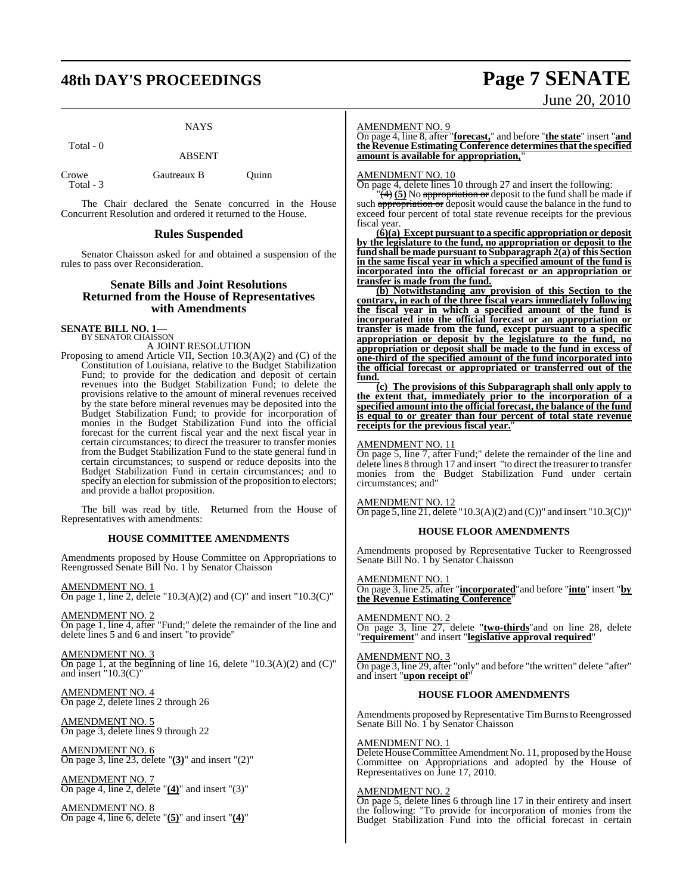NAYS

Total - 0

ABSENT

Crowe Gautreaux B Quinn
Total - 3

The Chair declared the Senate concurred in the House Concurrent Resolution and ordered it returned to the House.

## Rules Suspended

Senator Chaisson asked for and obtained a suspension of the rules to pass over Reconsideration.

## Senate Bills and Joint Resolutions Returned from the House of Representatives with Amendments

**SENATE BILL NO. 1—**
BY SENATOR CHAISSON

A JOINT RESOLUTION

Proposing to amend Article VII, Section 10.3(A)(2) and (C) of the Constitution of Louisiana, relative to the Budget Stabilization Fund; to provide for the dedication and deposit of certain revenues into the Budget Stabilization Fund; to delete the provisions relative to the amount of mineral revenues received by the state before mineral revenues may be deposited into the Budget Stabilization Fund; to provide for incorporation of monies in the Budget Stabilization Fund into the official forecast for the current fiscal year and the next fiscal year in certain circumstances; to direct the treasurer to transfer monies from the Budget Stabilization Fund to the state general fund in certain circumstances; to suspend or reduce deposits into the Budget Stabilization Fund in certain circumstances; and to specify an election for submission of the proposition to electors; and provide a ballot proposition.

The bill was read by title. Returned from the House of Representatives with amendments:

### HOUSE COMMITTEE AMENDMENTS

Amendments proposed by House Committee on Appropriations to Reengrossed Senate Bill No. 1 by Senator Chaisson

AMENDMENT NO. 1
On page 1, line 2, delete "10.3(A)(2) and (C)" and insert "10.3(C)"

AMENDMENT NO. 2
On page 1, line 4, after "Fund;" delete the remainder of the line and delete lines 5 and 6 and insert "to provide"

AMENDMENT NO. 3
On page 1, at the beginning of line 16, delete "10.3(A)(2) and (C)" and insert "10.3(C)"

AMENDMENT NO. 4
On page 2, delete lines 2 through 26

AMENDMENT NO. 5
On page 3, delete lines 9 through 22

AMENDMENT NO. 6
On page 3, line 23, delete "**(3)**" and insert "(2)"

AMENDMENT NO. 7
On page 4, line 2, delete "**(4)**" and insert "(3)"

AMENDMENT NO. 8
On page 4, line 6, delete "**(5)**" and insert "**(4)**"

AMENDMENT NO. 9
On page 4, line 8, after "**forecast,**" and before "**the state**" insert "**and the Revenue Estimating Conference determines that the specified amount is available for appropriation,**"

AMENDMENT NO. 10
On page 4, delete lines 10 through 27 and insert the following:

"~~(4)~~ **(5)** No ~~appropriation or~~ deposit to the fund shall be made if such ~~appropriation or~~ deposit would cause the balance in the fund to exceed four percent of total state revenue receipts for the previous fiscal year.

**(6)(a) Except pursuant to a specific appropriation or deposit by the legislature to the fund, no appropriation or deposit to the fund shall be made pursuant to Subparagraph 2(a) of this Section in the same fiscal year in which a specified amount of the fund is incorporated into the official forecast or an appropriation or transfer is made from the fund.**

**(b) Notwithstanding any provision of this Section to the contrary, in each of the three fiscal years immediately following the fiscal year in which a specified amount of the fund is incorporated into the official forecast or an appropriation or transfer is made from the fund, except pursuant to a specific appropriation or deposit by the legislature to the fund, no appropriation or deposit shall be made to the fund in excess of one-third of the specified amount of the fund incorporated into the official forecast or appropriated or transferred out of the fund.**

**(c) The provisions of this Subparagraph shall only apply to the extent that, immediately prior to the incorporation of a specified amount into the official forecast, the balance of the fund is equal to or greater than four percent of total state revenue receipts for the previous fiscal year.**"

AMENDMENT NO. 11
On page 5, line 7, after Fund;" delete the remainder of the line and delete lines 8 through 17 and insert "to direct the treasurer to transfer monies from the Budget Stabilization Fund under certain circumstances; and"

AMENDMENT NO. 12
On page 5, line 21, delete "10.3(A)(2) and (C))" and insert "10.3(C))"

### HOUSE FLOOR AMENDMENTS

Amendments proposed by Representative Tucker to Reengrossed Senate Bill No. 1 by Senator Chaisson

AMENDMENT NO. 1
On page 3, line 25, after "**incorporated**"and before "**into**" insert "**by the Revenue Estimating Conference**"

AMENDMENT NO. 2
On page 3, line 27, delete "**two-thirds**"and on line 28, delete "**requirement**" and insert "**legislative approval required**"

AMENDMENT NO. 3
On page 3, line 29, after "only" and before "the written" delete "after" and insert "**upon receipt of**"

### HOUSE FLOOR AMENDMENTS

Amendments proposed by Representative Tim Burns to Reengrossed Senate Bill No. 1 by Senator Chaisson

AMENDMENT NO. 1
Delete House Committee Amendment No. 11, proposed by the House Committee on Appropriations and adopted by the House of Representatives on June 17, 2010.

AMENDMENT NO. 2
On page 5, delete lines 6 through line 17 in their entirety and insert the following: "To provide for incorporation of monies from the Budget Stabilization Fund into the official forecast in certain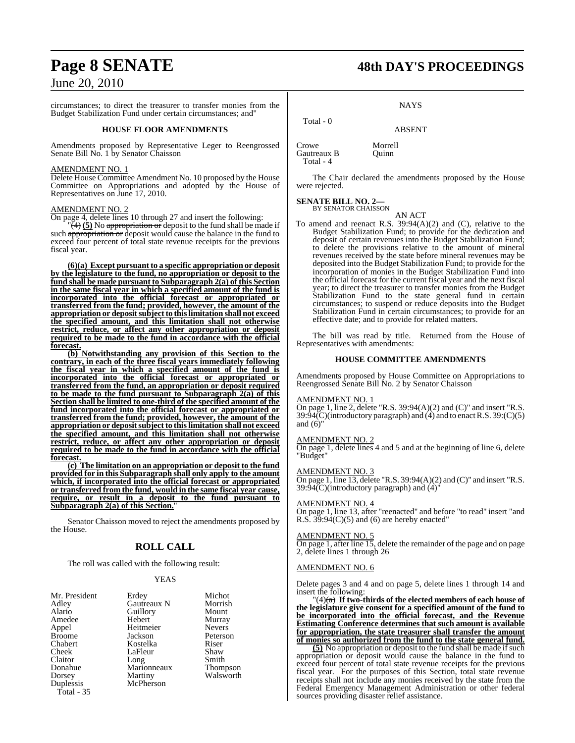circumstances; to direct the treasurer to transfer monies from the Budget Stabilization Fund under certain circumstances; and"

### HOUSE FLOOR AMENDMENTS

Amendments proposed by Representative Leger to Reengrossed Senate Bill No. 1 by Senator Chaisson

AMENDMENT NO. 1

Delete House Committee Amendment No. 10 proposed by the House Committee on Appropriations and adopted by the House of Representatives on June 17, 2010.

AMENDMENT NO. 2

On page 4, delete lines 10 through 27 and insert the following:

"~~(4)~~ **(5)** No ~~appropriation or~~ deposit to the fund shall be made if such ~~appropriation or~~ deposit would cause the balance in the fund to exceed four percent of total state revenue receipts for the previous fiscal year.

**(6)(a) Except pursuant to a specific appropriation or deposit by the legislature to the fund, no appropriation or deposit to the fund shall be made pursuant to Subparagraph 2(a) of this Section in the same fiscal year in which a specified amount of the fund is incorporated into the official forecast or appropriated or transferred from the fund; provided, however, the amount of the appropriation or deposit subject to this limitation shall not exceed the specified amount, and this limitation shall not otherwise restrict, reduce, or affect any other appropriation or deposit required to be made to the fund in accordance with the official forecast.**

**(b) Notwithstanding any provision of this Section to the contrary, in each of the three fiscal years immediately following the fiscal year in which a specified amount of the fund is incorporated into the official forecast or appropriated or transferred from the fund, an appropriation or deposit required to be made to the fund pursuant to Subparagraph 2(a) of this Section shall be limited to one-third of the specified amount of the fund incorporated into the official forecast or appropriated or transferred from the fund; provided, however, the amount of the appropriation or deposit subject to this limitation shall not exceed the specified amount, and this limitation shall not otherwise restrict, reduce, or affect any other appropriation or deposit required to be made to the fund in accordance with the official forecast.**

**(c) The limitation on an appropriation or deposit to the fund provided for in this Subparagraph shall only apply to the amount which, if incorporated into the official forecast or appropriated or transferred from the fund, would in the same fiscal year cause, require, or result in a deposit to the fund pursuant to Subparagraph 2(a) of this Section.**"

Senator Chaisson moved to reject the amendments proposed by the House.

### ROLL CALL

The roll was called with the following result:

YEAS

| | | |
|---|---|---|
| Mr. President | Erdey | Michot |
| Adley | Gautreaux N | Morrish |
| Alario | Guillory | Mount |
| Amedee | Hebert | Murray |
| Appel | Heitmeier | Nevers |
| Broome | Jackson | Peterson |
| Chabert | Kostelka | Riser |
| Cheek | LaFleur | Shaw |
| Claitor | Long | Smith |
| Donahue | Marionneaux | Thompson |
| Dorsey | Martiny | Walsworth |
| Duplessis | McPherson | |

Total - 35

NAYS

Total - 0

ABSENT

| | |
|---|---|
| Crowe | Morrell |
| Gautreaux B | Quinn |

Total - 4

The Chair declared the amendments proposed by the House were rejected.

**SENATE BILL NO. 2—**
BY SENATOR CHAISSON

AN ACT

To amend and reenact R.S. 39:94(A)(2) and (C), relative to the Budget Stabilization Fund; to provide for the dedication and deposit of certain revenues into the Budget Stabilization Fund; to delete the provisions relative to the amount of mineral revenues received by the state before mineral revenues may be deposited into the Budget Stabilization Fund; to provide for the incorporation of monies in the Budget Stabilization Fund into the official forecast for the current fiscal year and the next fiscal year; to direct the treasurer to transfer monies from the Budget Stabilization Fund to the state general fund in certain circumstances; to suspend or reduce deposits into the Budget Stabilization Fund in certain circumstances; to provide for an effective date; and to provide for related matters.

The bill was read by title. Returned from the House of Representatives with amendments:

### HOUSE COMMITTEE AMENDMENTS

Amendments proposed by House Committee on Appropriations to Reengrossed Senate Bill No. 2 by Senator Chaisson

AMENDMENT NO. 1

On page 1, line 2, delete "R.S. 39:94(A)(2) and (C)" and insert "R.S. 39:94(C)(introductory paragraph) and (4) and to enact R.S. 39:(C)(5) and (6)"

AMENDMENT NO. 2

On page 1, delete lines 4 and 5 and at the beginning of line 6, delete "Budget"

AMENDMENT NO. 3

On page 1, line 13, delete "R.S. 39:94(A)(2) and (C)" and insert "R.S. 39:94(C)(introductory paragraph) and (4)"

AMENDMENT NO. 4

On page 1, line 13, after "reenacted" and before "to read" insert "and R.S. 39:94(C)(5) and (6) are hereby enacted"

AMENDMENT NO. 5

On page 1, after line 15, delete the remainder of the page and on page 2, delete lines 1 through 26

AMENDMENT NO. 6

Delete pages 3 and 4 and on page 5, delete lines 1 through 14 and insert the following:

"(4)~~(a)~~ **If two-thirds of the elected members of each house of the legislature give consent for a specified amount of the fund to be incorporated into the official forecast, and the Revenue Estimating Conference determines that such amount is available for appropriation, the state treasurer shall transfer the amount of monies so authorized from the fund to the state general fund.**

**(5)** No appropriation or deposit to the fund shall be made if such appropriation or deposit would cause the balance in the fund to exceed four percent of total state revenue receipts for the previous fiscal year. For the purposes of this Section, total state revenue receipts shall not include any monies received by the state from the Federal Emergency Management Administration or other federal sources providing disaster relief assistance.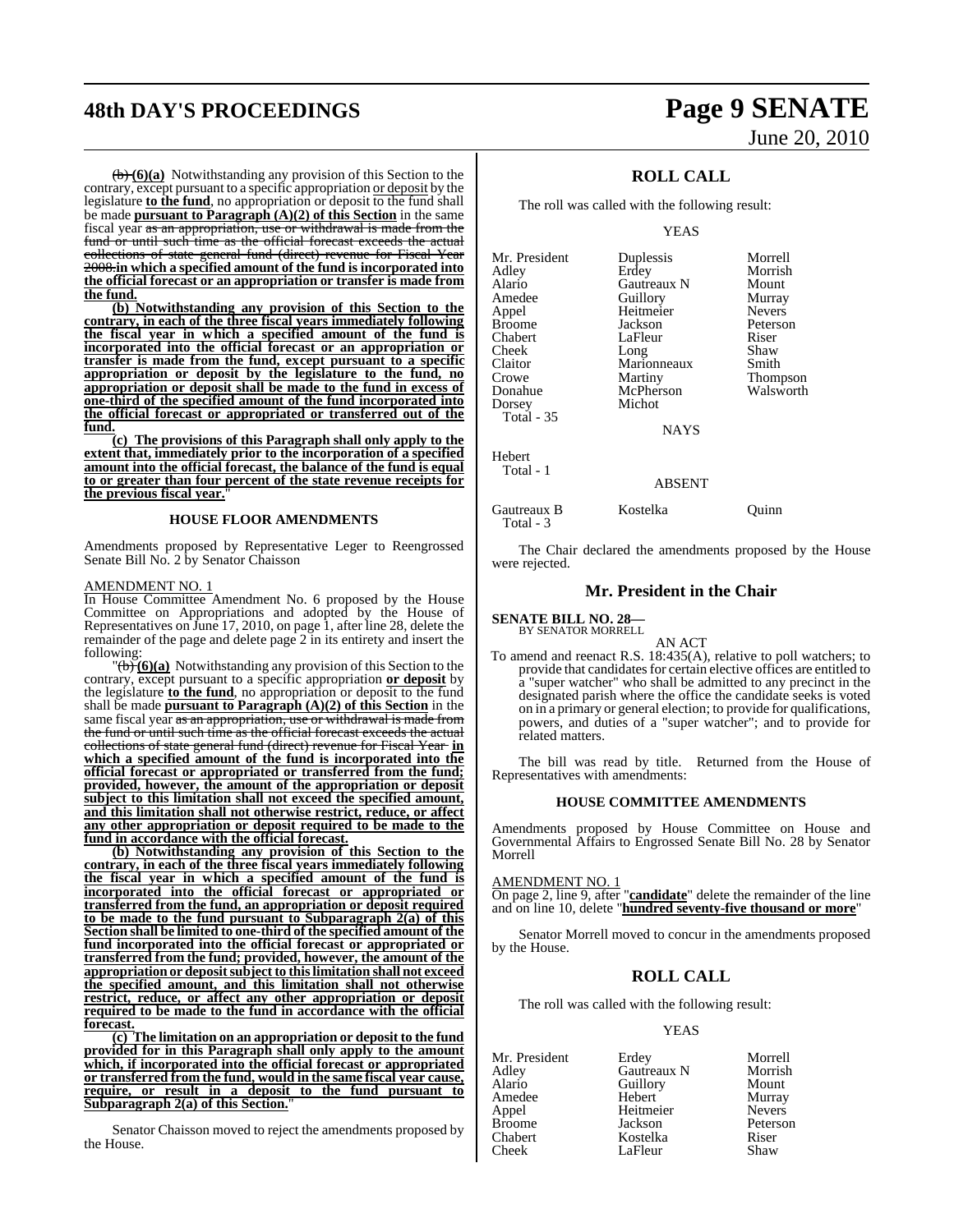~~(b)~~ **(6)(a)** Notwithstanding any provision of this Section to the contrary, except pursuant to a specific appropriation or deposit by the legislature **to the fund**, no appropriation or deposit to the fund shall be made **pursuant to Paragraph (A)(2) of this Section** in the same fiscal year ~~as an appropriation, use or withdrawal is made from the fund or until such time as the official forecast exceeds the actual collections of state general fund (direct) revenue for Fiscal Year 2008.~~**in which a specified amount of the fund is incorporated into the official forecast or an appropriation or transfer is made from the fund.**

**(b) Notwithstanding any provision of this Section to the contrary, in each of the three fiscal years immediately following the fiscal year in which a specified amount of the fund is incorporated into the official forecast or an appropriation or transfer is made from the fund, except pursuant to a specific appropriation or deposit by the legislature to the fund, no appropriation or deposit shall be made to the fund in excess of one-third of the specified amount of the fund incorporated into the official forecast or appropriated or transferred out of the fund.**

**(c) The provisions of this Paragraph shall only apply to the extent that, immediately prior to the incorporation of a specified amount into the official forecast, the balance of the fund is equal to or greater than four percent of the state revenue receipts for the previous fiscal year.**"

### HOUSE FLOOR AMENDMENTS

Amendments proposed by Representative Leger to Reengrossed Senate Bill No. 2 by Senator Chaisson

AMENDMENT NO. 1

In House Committee Amendment No. 6 proposed by the House Committee on Appropriations and adopted by the House of Representatives on June 17, 2010, on page 1, after line 28, delete the remainder of the page and delete page 2 in its entirety and insert the following:

"~~(b)~~ **(6)(a)** Notwithstanding any provision of this Section to the contrary, except pursuant to a specific appropriation **or deposit** by the legislature **to the fund**, no appropriation or deposit to the fund shall be made **pursuant to Paragraph (A)(2) of this Section** in the same fiscal year ~~as an appropriation, use or withdrawal is made from the fund or until such time as the official forecast exceeds the actual collections of state general fund (direct) revenue for Fiscal Year~~ **in which a specified amount of the fund is incorporated into the official forecast or appropriated or transferred from the fund; provided, however, the amount of the appropriation or deposit subject to this limitation shall not exceed the specified amount, and this limitation shall not otherwise restrict, reduce, or affect any other appropriation or deposit required to be made to the fund in accordance with the official forecast.**

**(b) Notwithstanding any provision of this Section to the contrary, in each of the three fiscal years immediately following the fiscal year in which a specified amount of the fund is incorporated into the official forecast or appropriated or transferred from the fund, an appropriation or deposit required to be made to the fund pursuant to Subparagraph 2(a) of this Section shall be limited to one-third of the specified amount of the fund incorporated into the official forecast or appropriated or transferred from the fund; provided, however, the amount of the appropriation or deposit subject to this limitation shall not exceed the specified amount, and this limitation shall not otherwise restrict, reduce, or affect any other appropriation or deposit required to be made to the fund in accordance with the official forecast.**

**(c) The limitation on an appropriation or deposit to the fund provided for in this Paragraph shall only apply to the amount which, if incorporated into the official forecast or appropriated or transferred from the fund, would in the same fiscal year cause, require, or result in a deposit to the fund pursuant to Subparagraph 2(a) of this Section.**"

Senator Chaisson moved to reject the amendments proposed by the House.

## ROLL CALL

The roll was called with the following result:

YEAS

| | | |
|---|---|---|
| Mr. President | Duplessis | Morrell |
| Adley | Erdey | Morrish |
| Alario | Gautreaux N | Mount |
| Amedee | Guillory | Murray |
| Appel | Heitmeier | Nevers |
| Broome | Jackson | Peterson |
| Chabert | LaFleur | Riser |
| Cheek | Long | Shaw |
| Claitor | Marionneaux | Smith |
| Crowe | Martiny | Thompson |
| Donahue | McPherson | Walsworth |
| Dorsey | Michot | |
| Total - 35 | | |

NAYS

Hebert
Total - 1

ABSENT

| | | |
|---|---|---|
| Gautreaux B | Kostelka | Quinn |
| Total - 3 | | |

The Chair declared the amendments proposed by the House were rejected.

## Mr. President in the Chair

**SENATE BILL NO. 28—**
BY SENATOR MORRELL

AN ACT

To amend and reenact R.S. 18:435(A), relative to poll watchers; to provide that candidates for certain elective offices are entitled to a "super watcher" who shall be admitted to any precinct in the designated parish where the office the candidate seeks is voted on in a primary or general election; to provide for qualifications, powers, and duties of a "super watcher"; and to provide for related matters.

The bill was read by title. Returned from the House of Representatives with amendments:

### HOUSE COMMITTEE AMENDMENTS

Amendments proposed by House Committee on House and Governmental Affairs to Engrossed Senate Bill No. 28 by Senator Morrell

AMENDMENT NO. 1

On page 2, line 9, after "**candidate**" delete the remainder of the line and on line 10, delete "**hundred seventy-five thousand or more**"

Senator Morrell moved to concur in the amendments proposed by the House.

## ROLL CALL

The roll was called with the following result:

YEAS

| | | |
|---|---|---|
| Mr. President | Erdey | Morrell |
| Adley | Gautreaux N | Morrish |
| Alario | Guillory | Mount |
| Amedee | Hebert | Murray |
| Appel | Heitmeier | Nevers |
| Broome | Jackson | Peterson |
| Chabert | Kostelka | Riser |
| Cheek | LaFleur | Shaw |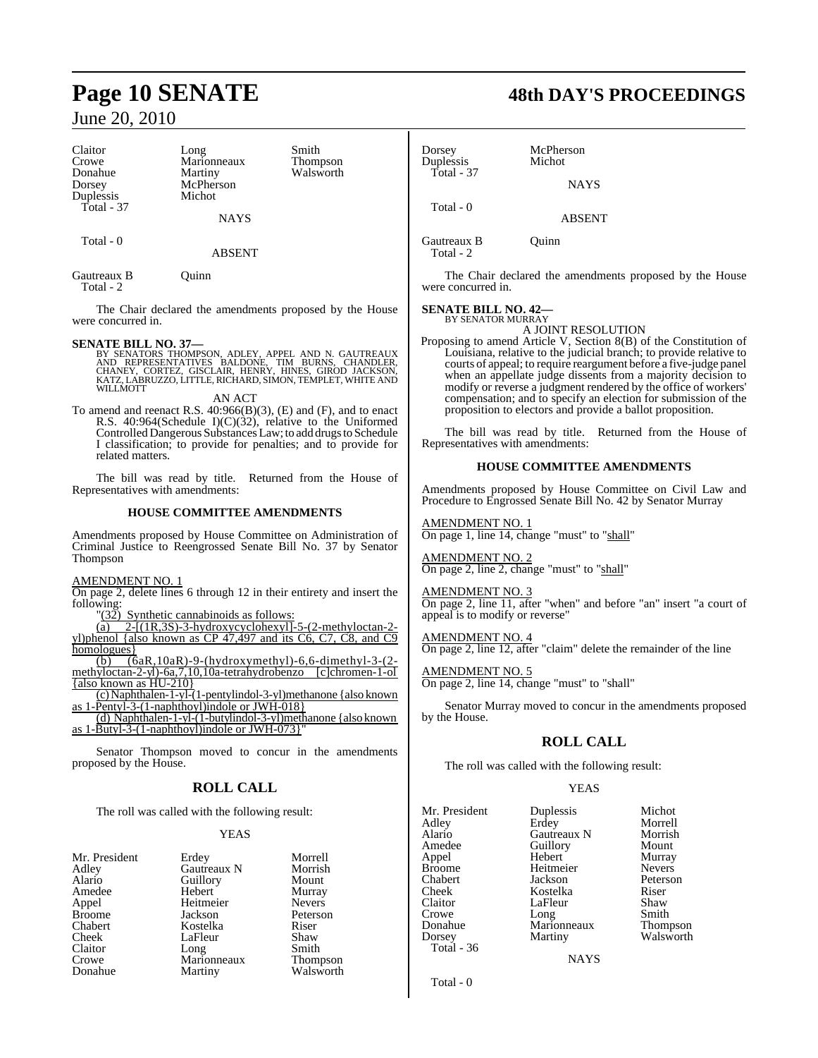| Claitor | Long | Smith |
|---|---|---|
| Crowe | Marionneaux | Thompson |
| Donahue | Martiny | Walsworth |
| Dorsey | McPherson | |
| Duplessis | Michot | |
| Total - 37 | | |

NAYS

Total - 0

ABSENT

Gautreaux B    Quinn
Total - 2

The Chair declared the amendments proposed by the House were concurred in.

**SENATE BILL NO. 37—**
BY SENATORS THOMPSON, ADLEY, APPEL AND N. GAUTREAUX AND REPRESENTATIVES BALDONE, TIM BURNS, CHANDLER, CHANEY, CORTEZ, GISCLAIR, HENRY, HINES, GIROD JACKSON, KATZ, LABRUZZO, LITTLE, RICHARD, SIMON, TEMPLET, WHITE AND WILLMOTT

AN ACT

To amend and reenact R.S. 40:966(B)(3), (E) and (F), and to enact R.S. 40:964(Schedule I)(C)(32), relative to the Uniformed Controlled Dangerous Substances Law; to add drugs to Schedule I classification; to provide for penalties; and to provide for related matters.

The bill was read by title. Returned from the House of Representatives with amendments:

**HOUSE COMMITTEE AMENDMENTS**

Amendments proposed by House Committee on Administration of Criminal Justice to Reengrossed Senate Bill No. 37 by Senator Thompson

AMENDMENT NO. 1
On page 2, delete lines 6 through 12 in their entirety and insert the following:

"(32) Synthetic cannabinoids as follows:

(a) 2-[(1R,3S)-3-hydroxycyclohexyl]-5-(2-methyloctan-2-yl)phenol {also known as CP 47,497 and its C6, C7, C8, and C9 homologues}

(b) (6aR,10aR)-9-(hydroxymethyl)-6,6-dimethyl-3-(2-methyloctan-2-yl)-6a,7,10,10a-tetrahydrobenzo [c]chromen-1-ol {also known as HU-210}

(c) Naphthalen-1-yl-(1-pentylindol-3-yl)methanone {also known as 1-Pentyl-3-(1-naphthoyl)indole or JWH-018}

(d) Naphthalen-1-yl-(1-butylindol-3-yl)methanone {also known as 1-Butyl-3-(1-naphthoyl)indole or JWH-073}"

Senator Thompson moved to concur in the amendments proposed by the House.

## ROLL CALL

The roll was called with the following result:

YEAS

| Mr. President | Erdey | Morrell |
|---|---|---|
| Adley | Gautreaux N | Morrish |
| Alario | Guillory | Mount |
| Amedee | Hebert | Murray |
| Appel | Heitmeier | Nevers |
| Broome | Jackson | Peterson |
| Chabert | Kostelka | Riser |
| Cheek | LaFleur | Shaw |
| Claitor | Long | Smith |
| Crowe | Marionneaux | Thompson |
| Donahue | Martiny | Walsworth |
| Dorsey | McPherson | |
| Duplessis | Michot | |
| Total - 37 | | |

NAYS

Total - 0

ABSENT

Gautreaux B    Quinn
Total - 2

The Chair declared the amendments proposed by the House were concurred in.

**SENATE BILL NO. 42—**
BY SENATOR MURRAY

A JOINT RESOLUTION

Proposing to amend Article V, Section 8(B) of the Constitution of Louisiana, relative to the judicial branch; to provide relative to courts of appeal; to require reargument before a five-judge panel when an appellate judge dissents from a majority decision to modify or reverse a judgment rendered by the office of workers' compensation; and to specify an election for submission of the proposition to electors and provide a ballot proposition.

The bill was read by title. Returned from the House of Representatives with amendments:

**HOUSE COMMITTEE AMENDMENTS**

Amendments proposed by House Committee on Civil Law and Procedure to Engrossed Senate Bill No. 42 by Senator Murray

AMENDMENT NO. 1
On page 1, line 14, change "must" to "shall"

AMENDMENT NO. 2
On page 2, line 2, change "must" to "shall"

AMENDMENT NO. 3
On page 2, line 11, after "when" and before "an" insert "a court of appeal is to modify or reverse"

AMENDMENT NO. 4
On page 2, line 12, after "claim" delete the remainder of the line

AMENDMENT NO. 5
On page 2, line 14, change "must" to "shall"

Senator Murray moved to concur in the amendments proposed by the House.

## ROLL CALL

The roll was called with the following result:

YEAS

| Mr. President | Duplessis | Michot |
|---|---|---|
| Adley | Erdey | Morrell |
| Alario | Gautreaux N | Morrish |
| Amedee | Guillory | Mount |
| Appel | Hebert | Murray |
| Broome | Heitmeier | Nevers |
| Chabert | Jackson | Peterson |
| Cheek | Kostelka | Riser |
| Claitor | LaFleur | Shaw |
| Crowe | Long | Smith |
| Donahue | Marionneaux | Thompson |
| Dorsey | Martiny | Walsworth |
| Total - 36 | | |

NAYS

Total - 0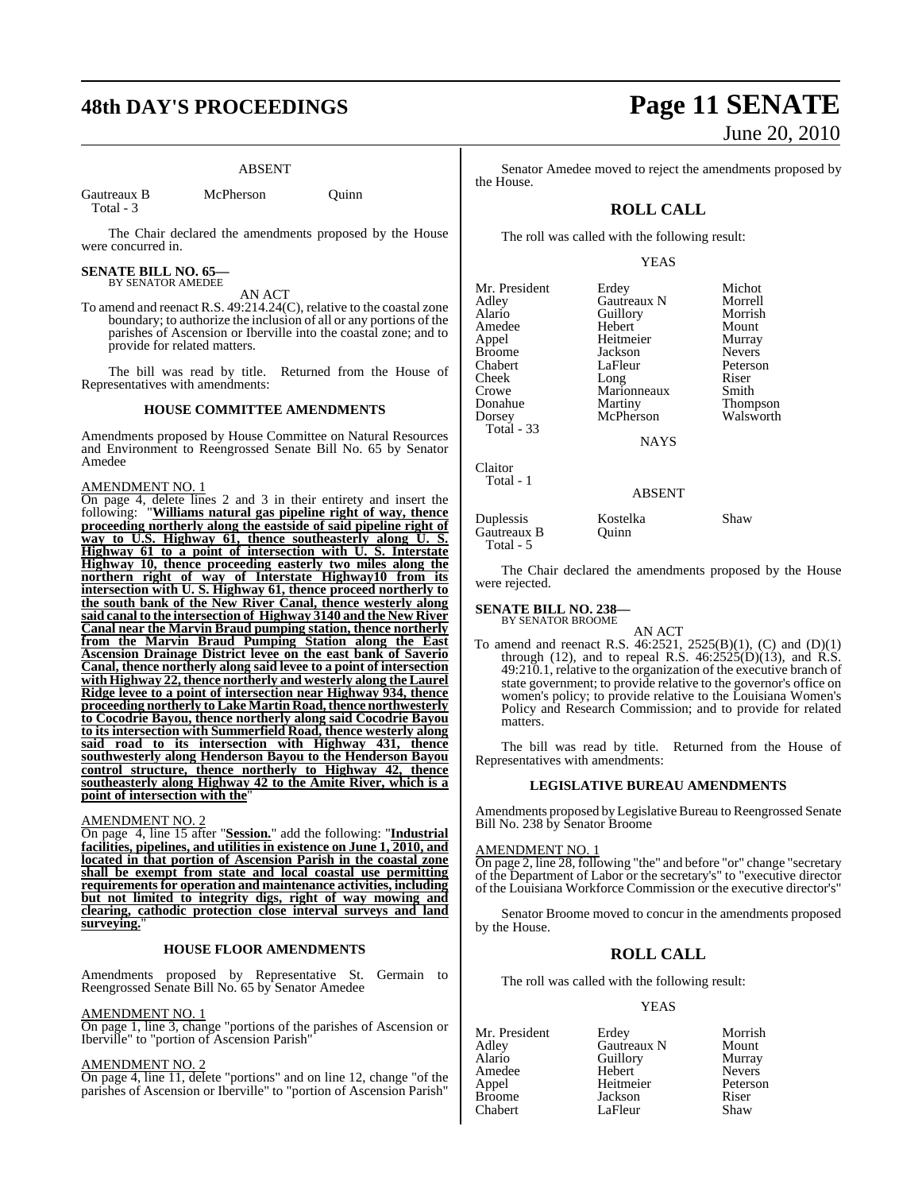ABSENT

| Gautreaux B | McPherson | Quinn |
|---|---|---|
| Total - 3 | | |

The Chair declared the amendments proposed by the House were concurred in.

**SENATE BILL NO. 65—**
BY SENATOR AMEDEE

AN ACT

To amend and reenact R.S. 49:214.24(C), relative to the coastal zone boundary; to authorize the inclusion of all or any portions of the parishes of Ascension or Iberville into the coastal zone; and to provide for related matters.

The bill was read by title. Returned from the House of Representatives with amendments:

**HOUSE COMMITTEE AMENDMENTS**

Amendments proposed by House Committee on Natural Resources and Environment to Reengrossed Senate Bill No. 65 by Senator Amedee

AMENDMENT NO. 1

On page 4, delete lines 2 and 3 in their entirety and insert the following: "**Williams natural gas pipeline right of way, thence proceeding northerly along the eastside of said pipeline right of way to U.S. Highway 61, thence southeasterly along U. S. Highway 61 to a point of intersection with U. S. Interstate Highway 10, thence proceeding easterly two miles along the northern right of way of Interstate Highway10 from its intersection with U. S. Highway 61, thence proceed northerly to the south bank of the New River Canal, thence westerly along said canal to the intersection of Highway 3140 and the New River Canal near the Marvin Braud pumping station, thence northerly from the Marvin Braud Pumping Station along the East Ascension Drainage District levee on the east bank of Saverio Canal, thence northerly along said levee to a point of intersection with Highway 22, thence northerly and westerly along the Laurel Ridge levee to a point of intersection near Highway 934, thence proceeding northerly to Lake Martin Road, thence northwesterly to Cocodrie Bayou, thence northerly along said Cocodrie Bayou to its intersection with Summerfield Road, thence westerly along said road to its intersection with Highway 431, thence southwesterly along Henderson Bayou to the Henderson Bayou control structure, thence northerly to Highway 42, thence southeasterly along Highway 42 to the Amite River, which is a point of intersection with the**"

AMENDMENT NO. 2

On page 4, line 15 after "**Session.**" add the following: "**Industrial facilities, pipelines, and utilities in existence on June 1, 2010, and located in that portion of Ascension Parish in the coastal zone shall be exempt from state and local coastal use permitting requirements for operation and maintenance activities, including but not limited to integrity digs, right of way mowing and clearing, cathodic protection close interval surveys and land surveying.**"

**HOUSE FLOOR AMENDMENTS**

Amendments proposed by Representative St. Germain to Reengrossed Senate Bill No. 65 by Senator Amedee

AMENDMENT NO. 1

On page 1, line 3, change "portions of the parishes of Ascension or Iberville" to "portion of Ascension Parish"

AMENDMENT NO. 2

On page 4, line 11, delete "portions" and on line 12, change "of the parishes of Ascension or Iberville" to "portion of Ascension Parish"

Senator Amedee moved to reject the amendments proposed by the House.

## ROLL CALL

The roll was called with the following result:

YEAS

| Mr. President | Erdey | Michot |
|---|---|---|
| Adley | Gautreaux N | Morrell |
| Alario | Guillory | Morrish |
| Amedee | Hebert | Mount |
| Appel | Heitmeier | Murray |
| Broome | Jackson | Nevers |
| Chabert | LaFleur | Peterson |
| Cheek | Long | Riser |
| Crowe | Marionneaux | Smith |
| Donahue | Martiny | Thompson |
| Dorsey | McPherson | Walsworth |
| Total - 33 | | |

NAYS

Claitor
Total - 1

ABSENT

| Duplessis | Kostelka | Shaw |
|---|---|---|
| Gautreaux B | Quinn | |
| Total - 5 | | |

The Chair declared the amendments proposed by the House were rejected.

**SENATE BILL NO. 238—**
BY SENATOR BROOME

AN ACT

To amend and reenact R.S. 46:2521, 2525(B)(1), (C) and (D)(1) through (12), and to repeal R.S. 46:2525(D)(13), and R.S. 49:210.1, relative to the organization of the executive branch of state government; to provide relative to the governor's office on women's policy; to provide relative to the Louisiana Women's Policy and Research Commission; and to provide for related matters.

The bill was read by title. Returned from the House of Representatives with amendments:

**LEGISLATIVE BUREAU AMENDMENTS**

Amendments proposed by Legislative Bureau to Reengrossed Senate Bill No. 238 by Senator Broome

AMENDMENT NO. 1

On page 2, line 28, following "the" and before "or" change "secretary of the Department of Labor or the secretary's" to "executive director of the Louisiana Workforce Commission or the executive director's"

Senator Broome moved to concur in the amendments proposed by the House.

## ROLL CALL

The roll was called with the following result:

YEAS

| Mr. President | Erdey | Morrish |
|---|---|---|
| Adley | Gautreaux N | Mount |
| Alario | Guillory | Murray |
| Amedee | Hebert | Nevers |
| Appel | Heitmeier | Peterson |
| Broome | Jackson | Riser |
| Chabert | LaFleur | Shaw |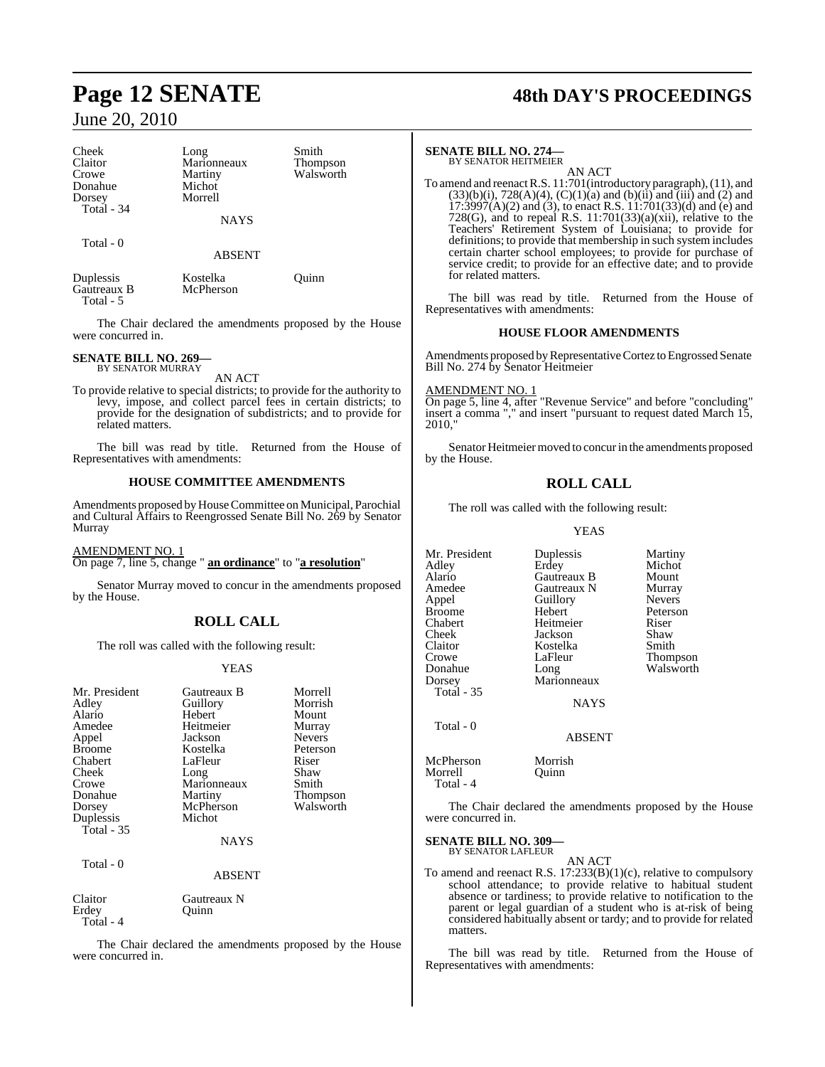| Cheek | Long | Smith |
|---|---|---|
| Claitor | Marionneaux | Thompson |
| Crowe | Martiny | Walsworth |
| Donahue | Michot | |
| Dorsey | Morrell | |
| Total - 34 | | |

NAYS

Total - 0

ABSENT

| Duplessis | Kostelka | Quinn |
|---|---|---|
| Gautreaux B | McPherson | |
| Total - 5 | | |

The Chair declared the amendments proposed by the House were concurred in.

**SENATE BILL NO. 269—**
BY SENATOR MURRAY

AN ACT

To provide relative to special districts; to provide for the authority to levy, impose, and collect parcel fees in certain districts; to provide for the designation of subdistricts; and to provide for related matters.

The bill was read by title. Returned from the House of Representatives with amendments:

**HOUSE COMMITTEE AMENDMENTS**

Amendments proposed by House Committee on Municipal, Parochial and Cultural Affairs to Reengrossed Senate Bill No. 269 by Senator Murray

AMENDMENT NO. 1
On page 7, line 5, change " **an ordinance**" to "**a resolution**"

Senator Murray moved to concur in the amendments proposed by the House.

## ROLL CALL

The roll was called with the following result:

YEAS

| Mr. President | Gautreaux B | Morrell |
|---|---|---|
| Adley | Guillory | Morrish |
| Alario | Hebert | Mount |
| Amedee | Heitmeier | Murray |
| Appel | Jackson | Nevers |
| Broome | Kostelka | Peterson |
| Chabert | LaFleur | Riser |
| Cheek | Long | Shaw |
| Crowe | Marionneaux | Smith |
| Donahue | Martiny | Thompson |
| Dorsey | McPherson | Walsworth |
| Duplessis | Michot | |
| Total - 35 | | |

NAYS

Total - 0

ABSENT

| Claitor | Gautreaux N |
|---|---|
| Erdey | Quinn |
| Total - 4 | |

The Chair declared the amendments proposed by the House were concurred in.

**SENATE BILL NO. 274—**
BY SENATOR HEITMEIER

AN ACT

To amend and reenact R.S. 11:701(introductory paragraph), (11), and (33)(b)(i), 728(A)(4), (C)(1)(a) and (b)(ii) and (iii) and (2) and 17:3997(A)(2) and (3), to enact R.S. 11:701(33)(d) and (e) and 728(G), and to repeal R.S. 11:701(33)(a)(xii), relative to the Teachers' Retirement System of Louisiana; to provide for definitions; to provide that membership in such system includes certain charter school employees; to provide for purchase of service credit; to provide for an effective date; and to provide for related matters.

The bill was read by title. Returned from the House of Representatives with amendments:

**HOUSE FLOOR AMENDMENTS**

Amendments proposed by Representative Cortez to Engrossed Senate Bill No. 274 by Senator Heitmeier

AMENDMENT NO. 1
On page 5, line 4, after "Revenue Service" and before "concluding" insert a comma "," and insert "pursuant to request dated March 15, 2010,"

Senator Heitmeier moved to concur in the amendments proposed by the House.

## ROLL CALL

The roll was called with the following result:

YEAS

| Mr. President | Duplessis | Martiny |
|---|---|---|
| Adley | Erdey | Michot |
| Alario | Gautreaux B | Mount |
| Amedee | Gautreaux N | Murray |
| Appel | Guillory | Nevers |
| Broome | Hebert | Peterson |
| Chabert | Heitmeier | Riser |
| Cheek | Jackson | Shaw |
| Claitor | Kostelka | Smith |
| Crowe | LaFleur | Thompson |
| Donahue | Long | Walsworth |
| Dorsey | Marionneaux | |
| Total - 35 | | |

NAYS

Total - 0

ABSENT

| McPherson | Morrish |
|---|---|
| Morrell | Quinn |
| Total - 4 | |

The Chair declared the amendments proposed by the House were concurred in.

**SENATE BILL NO. 309—**
BY SENATOR LAFLEUR

AN ACT

To amend and reenact R.S. 17:233(B)(1)(c), relative to compulsory school attendance; to provide relative to habitual student absence or tardiness; to provide relative to notification to the parent or legal guardian of a student who is at-risk of being considered habitually absent or tardy; and to provide for related matters.

The bill was read by title. Returned from the House of Representatives with amendments: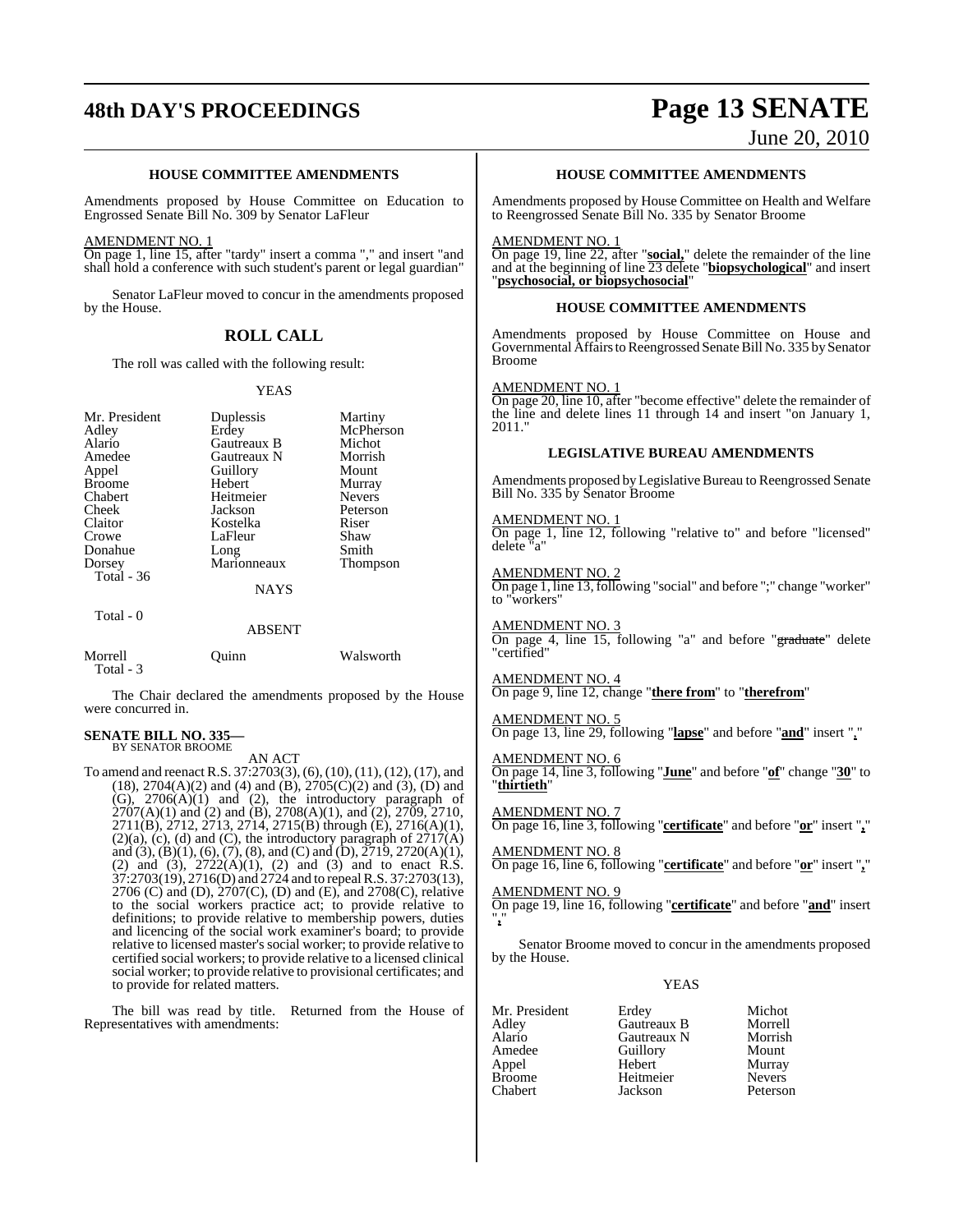**HOUSE COMMITTEE AMENDMENTS**

Amendments proposed by House Committee on Education to Engrossed Senate Bill No. 309 by Senator LaFleur

AMENDMENT NO. 1

On page 1, line 15, after "tardy" insert a comma "," and insert "and shall hold a conference with such student's parent or legal guardian"

Senator LaFleur moved to concur in the amendments proposed by the House.

## ROLL CALL

The roll was called with the following result:

YEAS

| | | |
|---|---|---|
| Mr. President | Duplessis | Martiny |
| Adley | Erdey | McPherson |
| Alario | Gautreaux B | Michot |
| Amedee | Gautreaux N | Morrish |
| Appel | Guillory | Mount |
| Broome | Hebert | Murray |
| Chabert | Heitmeier | Nevers |
| Cheek | Jackson | Peterson |
| Claitor | Kostelka | Riser |
| Crowe | LaFleur | Shaw |
| Donahue | Long | Smith |
| Dorsey | Marionneaux | Thompson |

Total - 36

NAYS

Total - 0

ABSENT

| | | |
|---|---|---|
| Morrell | Quinn | Walsworth |

Total - 3

The Chair declared the amendments proposed by the House were concurred in.

**SENATE BILL NO. 335—**
BY SENATOR BROOME

AN ACT

To amend and reenact R.S. 37:2703(3), (6), (10), (11), (12), (17), and (18), 2704(A)(2) and (4) and (B), 2705(C)(2) and (3), (D) and (G), 2706(A)(1) and (2), the introductory paragraph of 2707(A)(1) and (2) and (B), 2708(A)(1), and (2), 2709, 2710, 2711(B), 2712, 2713, 2714, 2715(B) through (E), 2716(A)(1), (2)(a), (c), (d) and (C), the introductory paragraph of 2717(A) and (3), (B)(1), (6), (7), (8), and (C) and (D), 2719, 2720(A)(1), (2) and (3), 2722(A)(1), (2) and (3) and to enact R.S. 37:2703(19), 2716(D) and 2724 and to repeal R.S. 37:2703(13), 2706 (C) and (D), 2707(C), (D) and (E), and 2708(C), relative to the social workers practice act; to provide relative to definitions; to provide relative to membership powers, duties and licencing of the social work examiner's board; to provide relative to licensed master's social worker; to provide relative to certified social workers; to provide relative to a licensed clinical social worker; to provide relative to provisional certificates; and to provide for related matters.

The bill was read by title. Returned from the House of Representatives with amendments:

**HOUSE COMMITTEE AMENDMENTS**

Amendments proposed by House Committee on Health and Welfare to Reengrossed Senate Bill No. 335 by Senator Broome

AMENDMENT NO. 1

On page 19, line 22, after "**social,**" delete the remainder of the line and at the beginning of line 23 delete "**biopsychological**" and insert "**psychosocial, or biopsychosocial**"

**HOUSE COMMITTEE AMENDMENTS**

Amendments proposed by House Committee on House and Governmental Affairs to Reengrossed Senate Bill No. 335 by Senator Broome

AMENDMENT NO. 1

On page 20, line 10, after "become effective" delete the remainder of the line and delete lines 11 through 14 and insert "on January 1, 2011."

**LEGISLATIVE BUREAU AMENDMENTS**

Amendments proposed by Legislative Bureau to Reengrossed Senate Bill No. 335 by Senator Broome

AMENDMENT NO. 1

On page 1, line 12, following "relative to" and before "licensed" delete "a"

AMENDMENT NO. 2

On page 1, line 13, following "social" and before ";" change "worker" to "workers"

AMENDMENT NO. 3

On page 4, line 15, following "a" and before "~~graduate~~" delete "certified"

AMENDMENT NO. 4

On page 9, line 12, change "**there from**" to "**therefrom**"

AMENDMENT NO. 5

On page 13, line 29, following "**lapse**" and before "**and**" insert "**,**"

AMENDMENT NO. 6

On page 14, line 3, following "**June**" and before "**of**" change "**30**" to "**thirtieth**"

AMENDMENT NO. 7

On page 16, line 3, following "**certificate**" and before "**or**" insert "**,**"

AMENDMENT NO. 8

On page 16, line 6, following "**certificate**" and before "**or**" insert "**,**"

AMENDMENT NO. 9

On page 19, line 16, following "**certificate**" and before "**and**" insert "**,**"

Senator Broome moved to concur in the amendments proposed by the House.

YEAS

| | | |
|---|---|---|
| Mr. President | Erdey | Michot |
| Adley | Gautreaux B | Morrell |
| Alario | Gautreaux N | Morrish |
| Amedee | Guillory | Mount |
| Appel | Hebert | Murray |
| Broome | Heitmeier | Nevers |
| Chabert | Jackson | Peterson |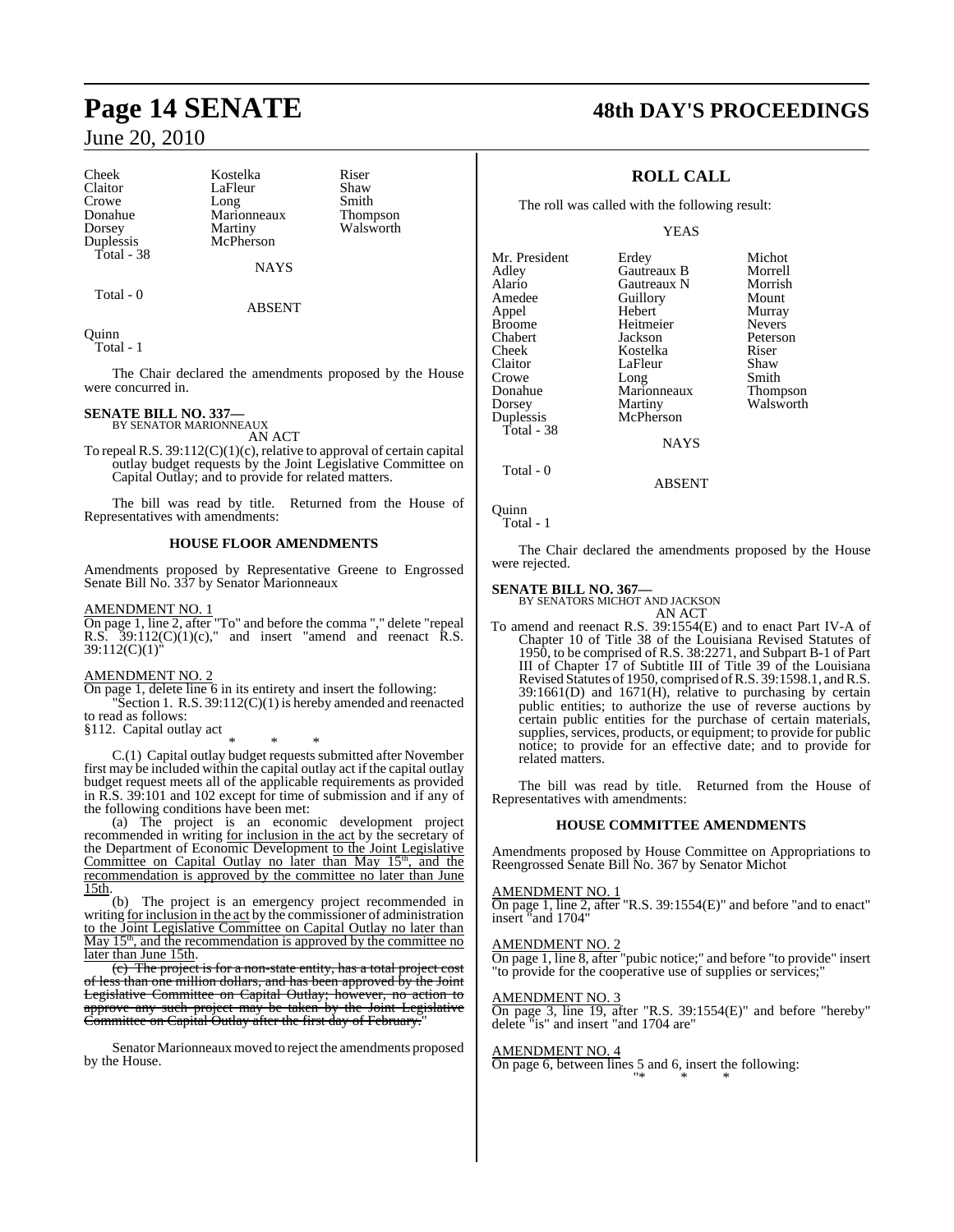| | | |
|---|---|---|
| Cheek | Kostelka | Riser |
| Claitor | LaFleur | Shaw |
| Crowe | Long | Smith |
| Donahue | Marionneaux | Thompson |
| Dorsey | Martiny | Walsworth |
| Duplessis | McPherson | |

Total - 38

NAYS

Total - 0

ABSENT

Quinn

Total - 1

The Chair declared the amendments proposed by the House were concurred in.

**SENATE BILL NO. 337—**
BY SENATOR MARIONNEAUX

AN ACT

To repeal R.S. 39:112(C)(1)(c), relative to approval of certain capital outlay budget requests by the Joint Legislative Committee on Capital Outlay; and to provide for related matters.

The bill was read by title. Returned from the House of Representatives with amendments:

### HOUSE FLOOR AMENDMENTS

Amendments proposed by Representative Greene to Engrossed Senate Bill No. 337 by Senator Marionneaux

AMENDMENT NO. 1

On page 1, line 2, after "To" and before the comma "," delete "repeal R.S. 39:112(C)(1)(c)," and insert "amend and reenact R.S. 39:112(C)(1)"

AMENDMENT NO. 2

On page 1, delete line 6 in its entirety and insert the following:

"Section 1. R.S. 39:112(C)(1) is hereby amended and reenacted to read as follows:

§112. Capital outlay act

\* \* \*

C.(1) Capital outlay budget requests submitted after November first may be included within the capital outlay act if the capital outlay budget request meets all of the applicable requirements as provided in R.S. 39:101 and 102 except for time of submission and if any of the following conditions have been met:

(a) The project is an economic development project recommended in writing for inclusion in the act by the secretary of the Department of Economic Development to the Joint Legislative Committee on Capital Outlay no later than May 15th, and the recommendation is approved by the committee no later than June 15th.

(b) The project is an emergency project recommended in writing for inclusion in the act by the commissioner of administration to the Joint Legislative Committee on Capital Outlay no later than May 15th, and the recommendation is approved by the committee no later than June 15th.

~~(c) The project is for a non-state entity, has a total project cost of less than one million dollars, and has been approved by the Joint Legislative Committee on Capital Outlay; however, no action to approve any such project may be taken by the Joint Legislative Committee on Capital Outlay after the first day of February.~~"

Senator Marionneaux moved to reject the amendments proposed by the House.

### ROLL CALL

The roll was called with the following result:

YEAS

| | | |
|---|---|---|
| Mr. President | Erdey | Michot |
| Adley | Gautreaux B | Morrell |
| Alario | Gautreaux N | Morrish |
| Amedee | Guillory | Mount |
| Appel | Hebert | Murray |
| Broome | Heitmeier | Nevers |
| Chabert | Jackson | Peterson |
| Cheek | Kostelka | Riser |
| Claitor | LaFleur | Shaw |
| Crowe | Long | Smith |
| Donahue | Marionneaux | Thompson |
| Dorsey | Martiny | Walsworth |
| Duplessis | McPherson | |

Total - 38

NAYS

Total - 0

ABSENT

Quinn

Total - 1

The Chair declared the amendments proposed by the House were rejected.

**SENATE BILL NO. 367—**
BY SENATORS MICHOT AND JACKSON

AN ACT

To amend and reenact R.S. 39:1554(E) and to enact Part IV-A of Chapter 10 of Title 38 of the Louisiana Revised Statutes of 1950, to be comprised of R.S. 38:2271, and Subpart B-1 of Part III of Chapter 17 of Subtitle III of Title 39 of the Louisiana Revised Statutes of 1950, comprised of R.S. 39:1598.1, and R.S. 39:1661(D) and 1671(H), relative to purchasing by certain public entities; to authorize the use of reverse auctions by certain public entities for the purchase of certain materials, supplies, services, products, or equipment; to provide for public notice; to provide for an effective date; and to provide for related matters.

The bill was read by title. Returned from the House of Representatives with amendments:

### HOUSE COMMITTEE AMENDMENTS

Amendments proposed by House Committee on Appropriations to Reengrossed Senate Bill No. 367 by Senator Michot

AMENDMENT NO. 1

On page 1, line 2, after "R.S. 39:1554(E)" and before "and to enact" insert "and 1704"

AMENDMENT NO. 2

On page 1, line 8, after "pubic notice;" and before "to provide" insert "to provide for the cooperative use of supplies or services;"

AMENDMENT NO. 3

On page 3, line 19, after "R.S. 39:1554(E)" and before "hereby" delete "is" and insert "and 1704 are"

AMENDMENT NO. 4

On page 6, between lines 5 and 6, insert the following:

"\* \* \*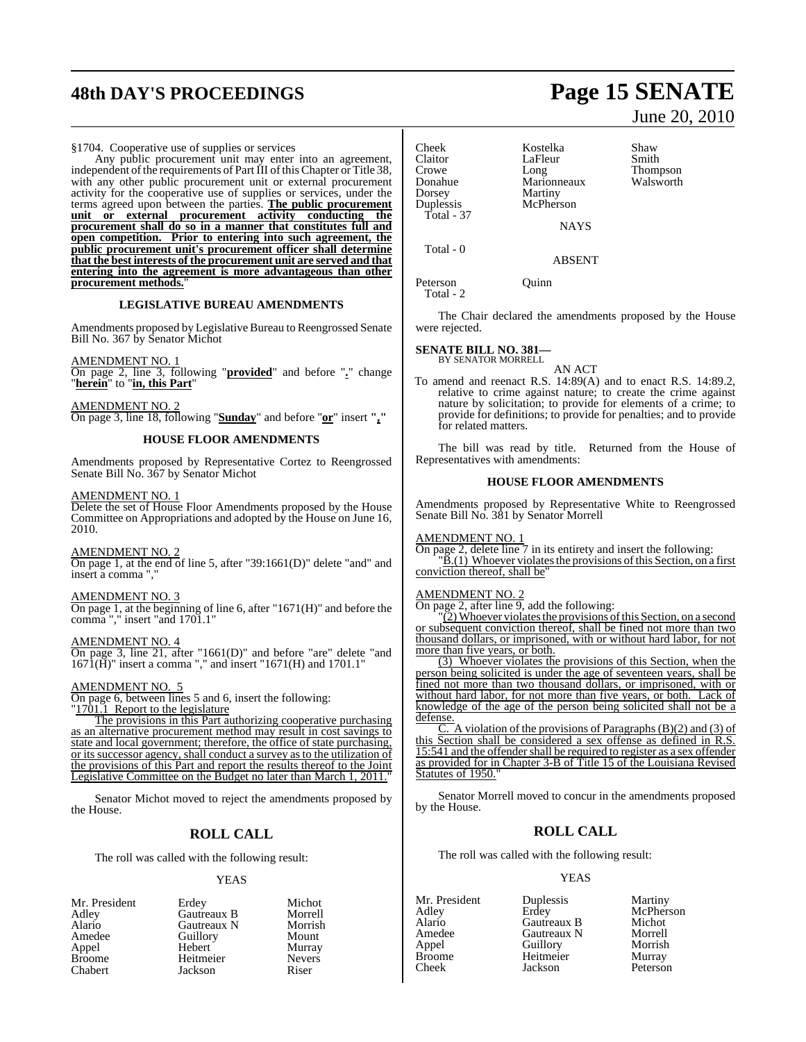§1704. Cooperative use of supplies or services

Any public procurement unit may enter into an agreement, independent of the requirements of Part III of this Chapter or Title 38, with any other public procurement unit or external procurement activity for the cooperative use of supplies or services, under the terms agreed upon between the parties. **The public procurement unit or external procurement activity conducting the procurement shall do so in a manner that constitutes full and open competition. Prior to entering into such agreement, the public procurement unit's procurement officer shall determine that the best interests of the procurement unit are served and that entering into the agreement is more advantageous than other procurement methods.**"

### LEGISLATIVE BUREAU AMENDMENTS

Amendments proposed by Legislative Bureau to Reengrossed Senate Bill No. 367 by Senator Michot

AMENDMENT NO. 1

On page 2, line 3, following "**provided**" and before "**.**" change "**herein**" to "**in, this Part**"

AMENDMENT NO. 2

On page 3, line 18, following "**Sunday**" and before "**or**" insert "**,**"

### HOUSE FLOOR AMENDMENTS

Amendments proposed by Representative Cortez to Reengrossed Senate Bill No. 367 by Senator Michot

AMENDMENT NO. 1

Delete the set of House Floor Amendments proposed by the House Committee on Appropriations and adopted by the House on June 16, 2010.

AMENDMENT NO. 2

On page 1, at the end of line 5, after "39:1661(D)" delete "and" and insert a comma ","

AMENDMENT NO. 3

On page 1, at the beginning of line 6, after "1671(H)" and before the comma "," insert "and 1701.1"

AMENDMENT NO. 4

On page 3, line 21, after "1661(D)" and before "are" delete "and 1671(H)" insert a comma "," and insert "1671(H) and 1701.1"

AMENDMENT NO. 5

On page 6, between lines 5 and 6, insert the following:

"1701.1 Report to the legislature

The provisions in this Part authorizing cooperative purchasing as an alternative procurement method may result in cost savings to state and local government; therefore, the office of state purchasing, or its successor agency, shall conduct a survey as to the utilization of the provisions of this Part and report the results thereof to the Joint Legislative Committee on the Budget no later than March 1, 2011."

Senator Michot moved to reject the amendments proposed by the House.

## ROLL CALL

The roll was called with the following result:

YEAS

| | | |
|---|---|---|
| Mr. President | Erdey | Michot |
| Adley | Gautreaux B | Morrell |
| Alario | Gautreaux N | Morrish |
| Amedee | Guillory | Mount |
| Appel | Hebert | Murray |
| Broome | Heitmeier | Nevers |
| Chabert | Jackson | Riser |
| Cheek | Kostelka | Shaw |
| Claitor | LaFleur | Smith |
| Crowe | Long | Thompson |
| Donahue | Marionneaux | Walsworth |
| Dorsey | Martiny | |
| Duplessis | McPherson | |

Total - 37

NAYS

Total - 0

ABSENT

| | |
|---|---|
| Peterson | Quinn |

Total - 2

The Chair declared the amendments proposed by the House were rejected.

**SENATE BILL NO. 381—**
BY SENATOR MORRELL

AN ACT

To amend and reenact R.S. 14:89(A) and to enact R.S. 14:89.2, relative to crime against nature; to create the crime against nature by solicitation; to provide for elements of a crime; to provide for definitions; to provide for penalties; and to provide for related matters.

The bill was read by title. Returned from the House of Representatives with amendments:

### HOUSE FLOOR AMENDMENTS

Amendments proposed by Representative White to Reengrossed Senate Bill No. 381 by Senator Morrell

AMENDMENT NO. 1

On page 2, delete line 7 in its entirety and insert the following:

"B.(1) Whoever violates the provisions of this Section, on a first conviction thereof, shall be"

AMENDMENT NO. 2

On page 2, after line 9, add the following:

"(2) Whoever violates the provisions of this Section, on a second or subsequent conviction thereof, shall be fined not more than two thousand dollars, or imprisoned, with or without hard labor, for not more than five years, or both.

(3) Whoever violates the provisions of this Section, when the person being solicited is under the age of seventeen years, shall be fined not more than two thousand dollars, or imprisoned, with or without hard labor, for not more than five years, or both. Lack of knowledge of the age of the person being solicited shall not be a defense.

C. A violation of the provisions of Paragraphs (B)(2) and (3) of this Section shall be considered a sex offense as defined in R.S. 15:541 and the offender shall be required to register as a sex offender as provided for in Chapter 3-B of Title 15 of the Louisiana Revised Statutes of 1950."

Senator Morrell moved to concur in the amendments proposed by the House.

## ROLL CALL

The roll was called with the following result:

YEAS

| | | |
|---|---|---|
| Mr. President | Duplessis | Martiny |
| Adley | Erdey | McPherson |
| Alario | Gautreaux B | Michot |
| Amedee | Gautreaux N | Morrell |
| Appel | Guillory | Morrish |
| Broome | Heitmeier | Murray |
| Cheek | Jackson | Peterson |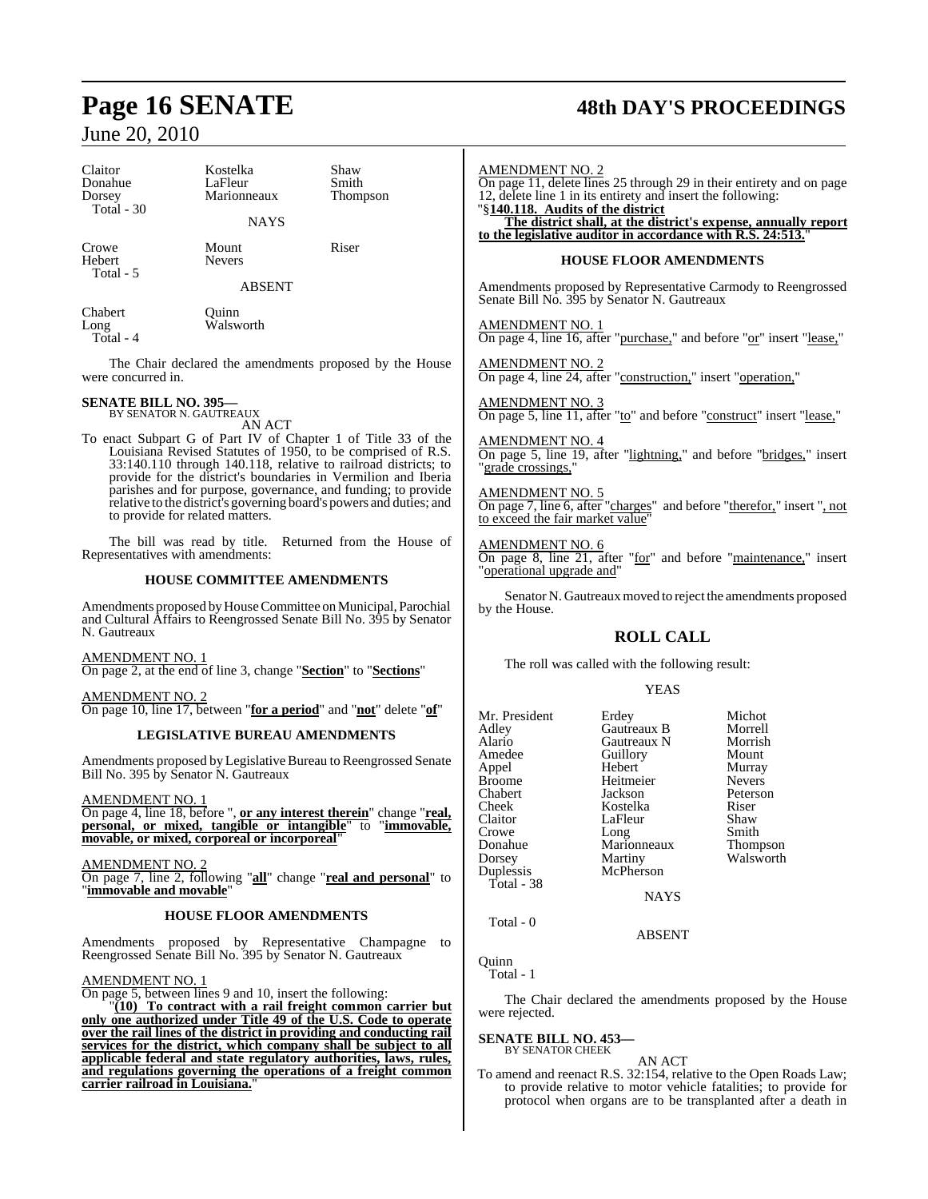| | | |
|---|---|---|
| Claitor | Kostelka | Shaw |
| Donahue | LaFleur | Smith |
| Dorsey | Marionneaux | Thompson |
| Total - 30 | | |

NAYS

| | | |
|---|---|---|
| Crowe | Mount | Riser |
| Hebert | Nevers | |
| Total - 5 | | |

ABSENT

| | |
|---|---|
| Chabert | Quinn |
| Long | Walsworth |
| Total - 4 | |

The Chair declared the amendments proposed by the House were concurred in.

**SENATE BILL NO. 395—**
BY SENATOR N. GAUTREAUX

AN ACT

To enact Subpart G of Part IV of Chapter 1 of Title 33 of the Louisiana Revised Statutes of 1950, to be comprised of R.S. 33:140.110 through 140.118, relative to railroad districts; to provide for the district's boundaries in Vermilion and Iberia parishes and for purpose, governance, and funding; to provide relative to the district's governing board's powers and duties; and to provide for related matters.

The bill was read by title. Returned from the House of Representatives with amendments:

### HOUSE COMMITTEE AMENDMENTS

Amendments proposed by House Committee on Municipal, Parochial and Cultural Affairs to Reengrossed Senate Bill No. 395 by Senator N. Gautreaux

AMENDMENT NO. 1
On page 2, at the end of line 3, change "**Section**" to "**Sections**"

AMENDMENT NO. 2
On page 10, line 17, between "**for a period**" and "**not**" delete "**of**"

### LEGISLATIVE BUREAU AMENDMENTS

Amendments proposed by Legislative Bureau to Reengrossed Senate Bill No. 395 by Senator N. Gautreaux

AMENDMENT NO. 1
On page 4, line 18, before "**, or any interest therein**" change "**real, personal, or mixed, tangible or intangible**" to "**immovable, movable, or mixed, corporeal or incorporeal**"

AMENDMENT NO. 2
On page 7, line 2, following "**all**" change "**real and personal**" to "**immovable and movable**"

### HOUSE FLOOR AMENDMENTS

Amendments proposed by Representative Champagne to Reengrossed Senate Bill No. 395 by Senator N. Gautreaux

AMENDMENT NO. 1
On page 5, between lines 9 and 10, insert the following:

"**(10) To contract with a rail freight common carrier but only one authorized under Title 49 of the U.S. Code to operate over the rail lines of the district in providing and conducting rail services for the district, which company shall be subject to all applicable federal and state regulatory authorities, laws, rules, and regulations governing the operations of a freight common carrier railroad in Louisiana.**"

AMENDMENT NO. 2
On page 11, delete lines 25 through 29 in their entirety and on page 12, delete line 1 in its entirety and insert the following:

"§**140.118. Audits of the district**

**The district shall, at the district's expense, annually report to the legislative auditor in accordance with R.S. 24:513.**"

### HOUSE FLOOR AMENDMENTS

Amendments proposed by Representative Carmody to Reengrossed Senate Bill No. 395 by Senator N. Gautreaux

AMENDMENT NO. 1
On page 4, line 16, after "purchase," and before "or" insert "lease,"

AMENDMENT NO. 2
On page 4, line 24, after "construction," insert "operation,"

AMENDMENT NO. 3
On page 5, line 11, after "to" and before "construct" insert "lease,"

AMENDMENT NO. 4
On page 5, line 19, after "lightning," and before "bridges," insert "grade crossings,"

AMENDMENT NO. 5
On page 7, line 6, after "charges" and before "therefor," insert ", not to exceed the fair market value"

AMENDMENT NO. 6
On page 8, line 21, after "for" and before "maintenance," insert "operational upgrade and"

Senator N. Gautreaux moved to reject the amendments proposed by the House.

## ROLL CALL

The roll was called with the following result:

YEAS

| | | |
|---|---|---|
| Mr. President | Erdey | Michot |
| Adley | Gautreaux B | Morrell |
| Alario | Gautreaux N | Morrish |
| Amedee | Guillory | Mount |
| Appel | Hebert | Murray |
| Broome | Heitmeier | Nevers |
| Chabert | Jackson | Peterson |
| Cheek | Kostelka | Riser |
| Claitor | LaFleur | Shaw |
| Crowe | Long | Smith |
| Donahue | Marionneaux | Thompson |
| Dorsey | Martiny | Walsworth |
| Duplessis | McPherson | |
| Total - 38 | | |

NAYS

Total - 0

ABSENT

Quinn
Total - 1

The Chair declared the amendments proposed by the House were rejected.

**SENATE BILL NO. 453—**
BY SENATOR CHEEK

AN ACT

To amend and reenact R.S. 32:154, relative to the Open Roads Law; to provide relative to motor vehicle fatalities; to provide for protocol when organs are to be transplanted after a death in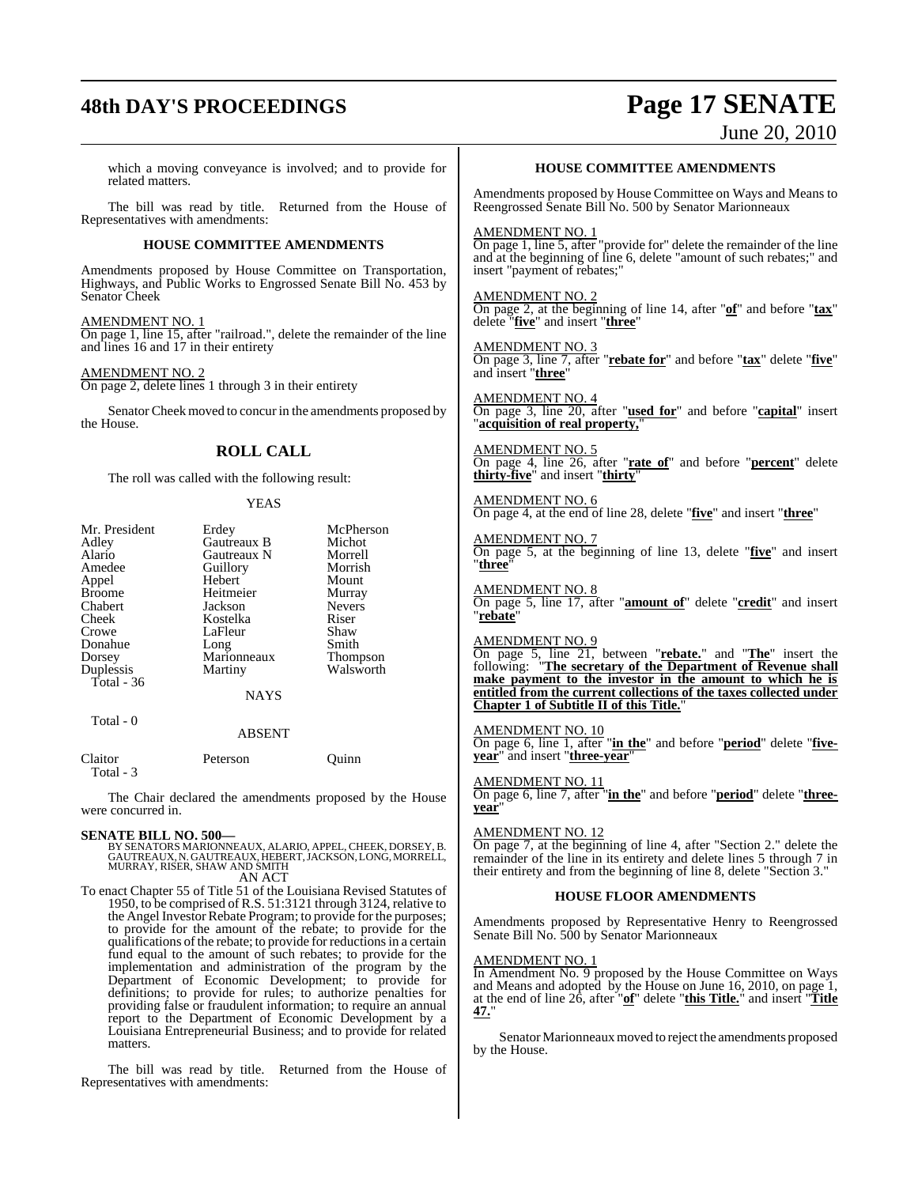which a moving conveyance is involved; and to provide for related matters.

The bill was read by title. Returned from the House of Representatives with amendments:

### HOUSE COMMITTEE AMENDMENTS

Amendments proposed by House Committee on Transportation, Highways, and Public Works to Engrossed Senate Bill No. 453 by Senator Cheek

AMENDMENT NO. 1
On page 1, line 15, after "railroad.", delete the remainder of the line and lines 16 and 17 in their entirety

AMENDMENT NO. 2
On page 2, delete lines 1 through 3 in their entirety

Senator Cheek moved to concur in the amendments proposed by the House.

## ROLL CALL

The roll was called with the following result:

YEAS

| | | |
|---|---|---|
| Mr. President | Erdey | McPherson |
| Adley | Gautreaux B | Michot |
| Alario | Gautreaux N | Morrell |
| Amedee | Guillory | Morrish |
| Appel | Hebert | Mount |
| Broome | Heitmeier | Murray |
| Chabert | Jackson | Nevers |
| Cheek | Kostelka | Riser |
| Crowe | LaFleur | Shaw |
| Donahue | Long | Smith |
| Dorsey | Marionneaux | Thompson |
| Duplessis | Martiny | Walsworth |
| Total - 36 | | |

NAYS

Total - 0

ABSENT

| | | |
|---|---|---|
| Claitor | Peterson | Quinn |
| Total - 3 | | |

The Chair declared the amendments proposed by the House were concurred in.

**SENATE BILL NO. 500—**
BY SENATORS MARIONNEAUX, ALARIO, APPEL, CHEEK, DORSEY, B. GAUTREAUX, N. GAUTREAUX, HEBERT, JACKSON, LONG, MORRELL, MURRAY, RISER, SHAW AND SMITH
AN ACT

To enact Chapter 55 of Title 51 of the Louisiana Revised Statutes of 1950, to be comprised of R.S. 51:3121 through 3124, relative to the Angel Investor Rebate Program; to provide for the purposes; to provide for the amount of the rebate; to provide for the qualifications of the rebate; to provide for reductions in a certain fund equal to the amount of such rebates; to provide for the implementation and administration of the program by the Department of Economic Development; to provide for definitions; to provide for rules; to authorize penalties for providing false or fraudulent information; to require an annual report to the Department of Economic Development by a Louisiana Entrepreneurial Business; and to provide for related matters.

The bill was read by title. Returned from the House of Representatives with amendments:

### HOUSE COMMITTEE AMENDMENTS

Amendments proposed by House Committee on Ways and Means to Reengrossed Senate Bill No. 500 by Senator Marionneaux

AMENDMENT NO. 1
On page 1, line 5, after "provide for" delete the remainder of the line and at the beginning of line 6, delete "amount of such rebates;" and insert "payment of rebates;"

AMENDMENT NO. 2
On page 2, at the beginning of line 14, after "**of**" and before "**tax**" delete "**five**" and insert "**three**"

AMENDMENT NO. 3
On page 3, line 7, after "**rebate for**" and before "**tax**" delete "**five**" and insert "**three**"

AMENDMENT NO. 4
On page 3, line 20, after "**used for**" and before "**capital**" insert "**acquisition of real property,**"

AMENDMENT NO. 5
On page 4, line 26, after "**rate of**" and before "**percent**" delete "**thirty-five**" and insert "**thirty**"

AMENDMENT NO. 6
On page 4, at the end of line 28, delete "**five**" and insert "**three**"

AMENDMENT NO. 7
On page 5, at the beginning of line 13, delete "**five**" and insert "**three**"

AMENDMENT NO. 8
On page 5, line 17, after "**amount of**" delete "**credit**" and insert "**rebate**"

AMENDMENT NO. 9
On page 5, line 21, between "**rebate.**" and "**The**" insert the following: "**The secretary of the Department of Revenue shall make payment to the investor in the amount to which he is entitled from the current collections of the taxes collected under Chapter 1 of Subtitle II of this Title.**"

AMENDMENT NO. 10
On page 6, line 1, after "**in the**" and before "**period**" delete "**five-year**" and insert "**three-year**"

AMENDMENT NO. 11
On page 6, line 7, after "**in the**" and before "**period**" delete "**three-year**"

AMENDMENT NO. 12
On page 7, at the beginning of line 4, after "Section 2." delete the remainder of the line in its entirety and delete lines 5 through 7 in their entirety and from the beginning of line 8, delete "Section 3."

### HOUSE FLOOR AMENDMENTS

Amendments proposed by Representative Henry to Reengrossed Senate Bill No. 500 by Senator Marionneaux

AMENDMENT NO. 1
In Amendment No. 9 proposed by the House Committee on Ways and Means and adopted by the House on June 16, 2010, on page 1, at the end of line 26, after "**of**" delete "**this Title.**" and insert "**Title 47.**"

Senator Marionneaux moved to reject the amendments proposed by the House.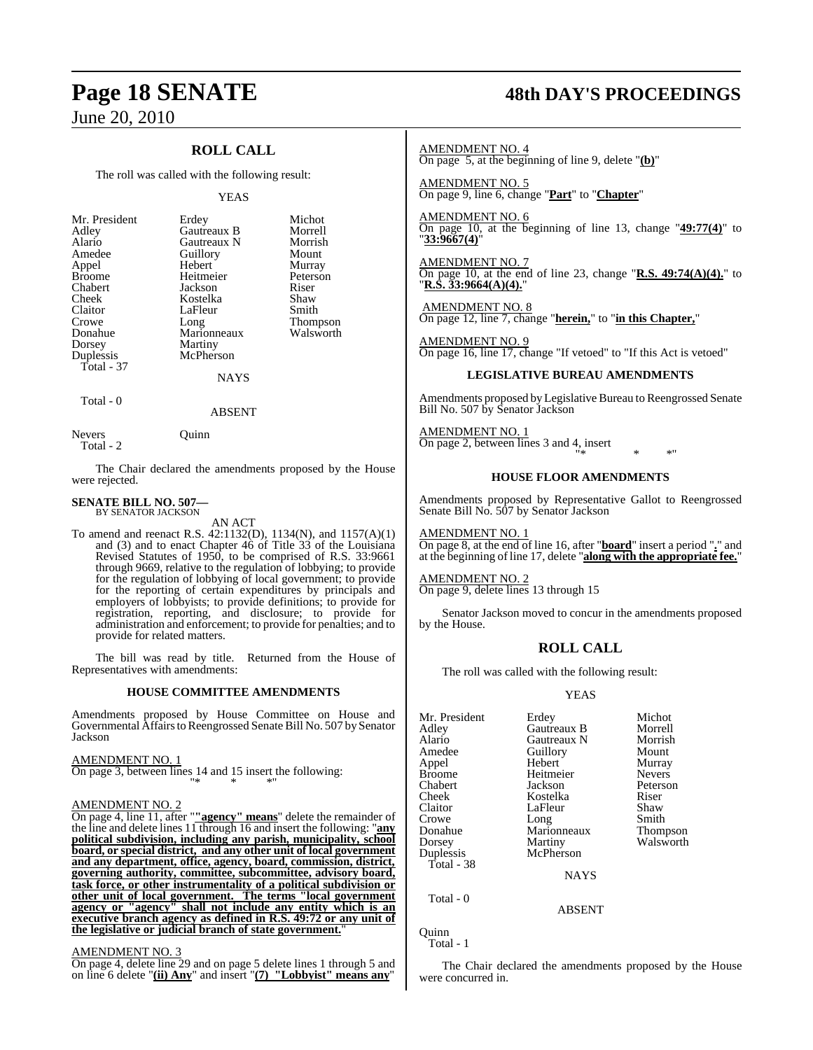## ROLL CALL

The roll was called with the following result:

YEAS

| | | |
|---|---|---|
| Mr. President | Erdey | Michot |
| Adley | Gautreaux B | Morrell |
| Alario | Gautreaux N | Morrish |
| Amedee | Guillory | Mount |
| Appel | Hebert | Murray |
| Broome | Heitmeier | Peterson |
| Chabert | Jackson | Riser |
| Cheek | Kostelka | Shaw |
| Claitor | LaFleur | Smith |
| Crowe | Long | Thompson |
| Donahue | Marionneaux | Walsworth |
| Dorsey | Martiny | |
| Duplessis | McPherson | |
| Total - 37 | | |

NAYS

Total - 0

ABSENT

| | |
|---|---|
| Nevers | Quinn |
| Total - 2 | |

The Chair declared the amendments proposed by the House were rejected.

**SENATE BILL NO. 507—**
BY SENATOR JACKSON

AN ACT

To amend and reenact R.S. 42:1132(D), 1134(N), and 1157(A)(1) and (3) and to enact Chapter 46 of Title 33 of the Louisiana Revised Statutes of 1950, to be comprised of R.S. 33:9661 through 9669, relative to the regulation of lobbying; to provide for the regulation of lobbying of local government; to provide for the reporting of certain expenditures by principals and employers of lobbyists; to provide definitions; to provide for registration, reporting, and disclosure; to provide for administration and enforcement; to provide for penalties; and to provide for related matters.

The bill was read by title. Returned from the House of Representatives with amendments:

### HOUSE COMMITTEE AMENDMENTS

Amendments proposed by House Committee on House and Governmental Affairs to Reengrossed Senate Bill No. 507 by Senator Jackson

AMENDMENT NO. 1
On page 3, between lines 14 and 15 insert the following:
"* * *"

AMENDMENT NO. 2
On page 4, line 11, after "**"agency" means**" delete the remainder of the line and delete lines 11 through 16 and insert the following: "**any political subdivision, including any parish, municipality, school board, or special district, and any other unit of local government and any department, office, agency, board, commission, district, governing authority, committee, subcommittee, advisory board, task force, or other instrumentality of a political subdivision or other unit of local government. The terms "local government agency or "agency" shall not include any entity which is an executive branch agency as defined in R.S. 49:72 or any unit of the legislative or judicial branch of state government.**"

AMENDMENT NO. 3
On page 4, delete line 29 and on page 5 delete lines 1 through 5 and on line 6 delete "**(ii) Any**" and insert "**(7) "Lobbyist" means any**"

AMENDMENT NO. 4
On page 5, at the beginning of line 9, delete "**(b)**"

AMENDMENT NO. 5
On page 9, line 6, change "**Part**" to "**Chapter**"

AMENDMENT NO. 6
On page 10, at the beginning of line 13, change "**49:77(4)**" to "**33:9667(4)**"

AMENDMENT NO. 7
On page 10, at the end of line 23, change "**R.S. 49:74(A)(4).**" to "**R.S. 33:9664(A)(4).**"

AMENDMENT NO. 8
On page 12, line 7, change "**herein,**" to "**in this Chapter,**"

AMENDMENT NO. 9
On page 16, line 17, change "If vetoed" to "If this Act is vetoed"

### LEGISLATIVE BUREAU AMENDMENTS

Amendments proposed by Legislative Bureau to Reengrossed Senate Bill No. 507 by Senator Jackson

AMENDMENT NO. 1
On page 2, between lines 3 and 4, insert
"* * *"

### HOUSE FLOOR AMENDMENTS

Amendments proposed by Representative Gallot to Reengrossed Senate Bill No. 507 by Senator Jackson

AMENDMENT NO. 1
On page 8, at the end of line 16, after "**board**" insert a period "**.**" and at the beginning of line 17, delete "**along with the appropriate fee.**"

AMENDMENT NO. 2
On page 9, delete lines 13 through 15

Senator Jackson moved to concur in the amendments proposed by the House.

## ROLL CALL

The roll was called with the following result:

YEAS

| | | |
|---|---|---|
| Mr. President | Erdey | Michot |
| Adley | Gautreaux B | Morrell |
| Alario | Gautreaux N | Morrish |
| Amedee | Guillory | Mount |
| Appel | Hebert | Murray |
| Broome | Heitmeier | Nevers |
| Chabert | Jackson | Peterson |
| Cheek | Kostelka | Riser |
| Claitor | LaFleur | Shaw |
| Crowe | Long | Smith |
| Donahue | Marionneaux | Thompson |
| Dorsey | Martiny | Walsworth |
| Duplessis | McPherson | |
| Total - 38 | | |

NAYS

Total - 0

ABSENT

Quinn
Total - 1

The Chair declared the amendments proposed by the House were concurred in.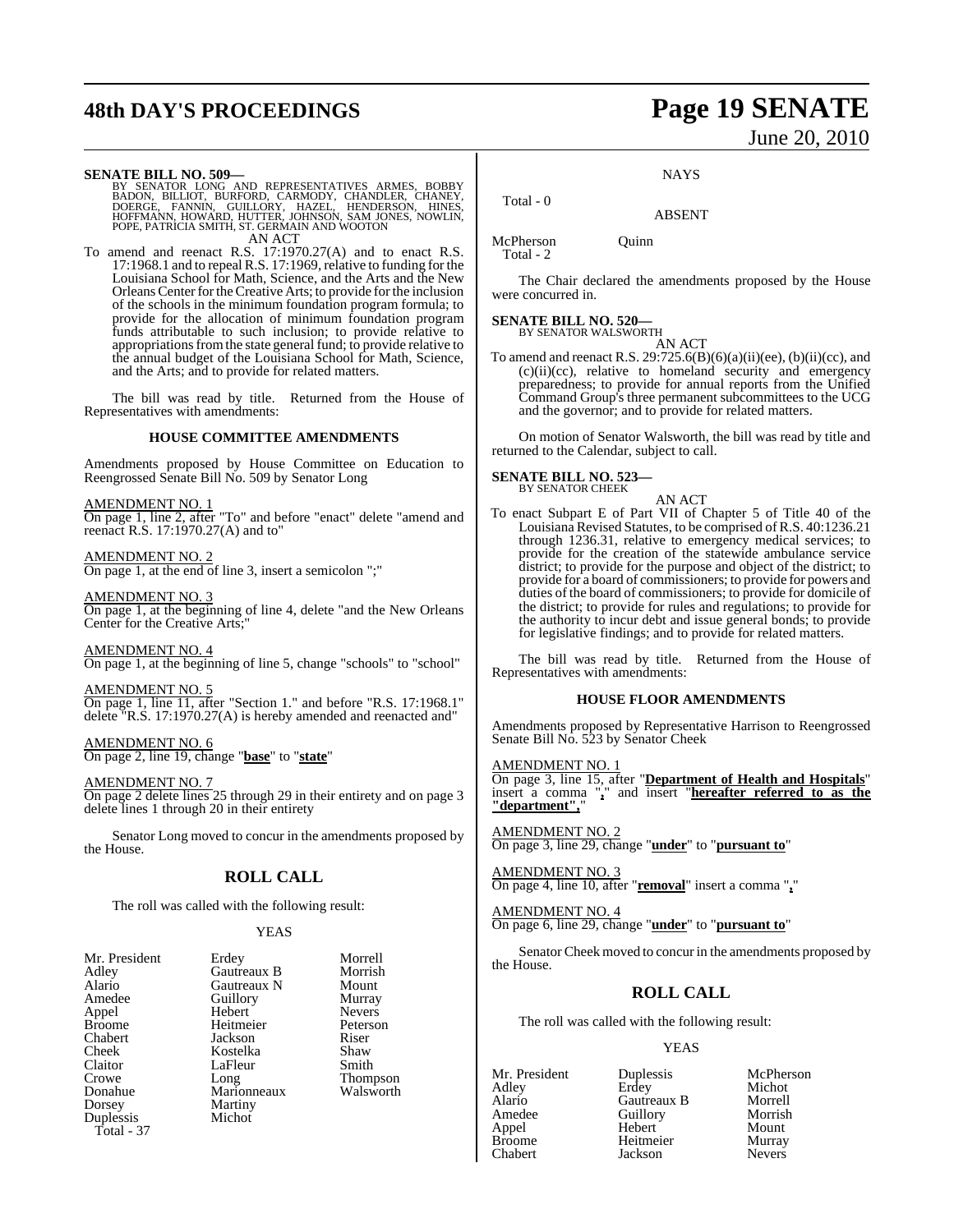**SENATE BILL NO. 509—**
BY SENATOR LONG AND REPRESENTATIVES ARMES, BOBBY BADON, BILLIOT, BURFORD, CARMODY, CHANDLER, CHANEY, DOERGE, FANNIN, GUILLORY, HAZEL, HENDERSON, HINES, HOFFMANN, HOWARD, HUTTER, JOHNSON, SAM JONES, NOWLIN, POPE, PATRICIA SMITH, ST. GERMAIN AND WOOTON

AN ACT

To amend and reenact R.S. 17:1970.27(A) and to enact R.S. 17:1968.1 and to repeal R.S. 17:1969, relative to funding for the Louisiana School for Math, Science, and the Arts and the New Orleans Center for the Creative Arts; to provide for the inclusion of the schools in the minimum foundation program formula; to provide for the allocation of minimum foundation program funds attributable to such inclusion; to provide relative to appropriations from the state general fund; to provide relative to the annual budget of the Louisiana School for Math, Science, and the Arts; and to provide for related matters.

The bill was read by title. Returned from the House of Representatives with amendments:

**HOUSE COMMITTEE AMENDMENTS**

Amendments proposed by House Committee on Education to Reengrossed Senate Bill No. 509 by Senator Long

AMENDMENT NO. 1
On page 1, line 2, after "To" and before "enact" delete "amend and reenact R.S. 17:1970.27(A) and to"

AMENDMENT NO. 2
On page 1, at the end of line 3, insert a semicolon ";"

AMENDMENT NO. 3
On page 1, at the beginning of line 4, delete "and the New Orleans Center for the Creative Arts;"

AMENDMENT NO. 4
On page 1, at the beginning of line 5, change "schools" to "school"

AMENDMENT NO. 5
On page 1, line 11, after "Section 1." and before "R.S. 17:1968.1" delete "R.S. 17:1970.27(A) is hereby amended and reenacted and"

AMENDMENT NO. 6
On page 2, line 19, change "**base**" to "**state**"

AMENDMENT NO. 7
On page 2 delete lines 25 through 29 in their entirety and on page 3 delete lines 1 through 20 in their entirety

Senator Long moved to concur in the amendments proposed by the House.

## ROLL CALL

The roll was called with the following result:

YEAS

| | | |
|---|---|---|
| Mr. President | Erdey | Morrell |
| Adley | Gautreaux B | Morrish |
| Alario | Gautreaux N | Mount |
| Amedee | Guillory | Murray |
| Appel | Hebert | Nevers |
| Broome | Heitmeier | Peterson |
| Chabert | Jackson | Riser |
| Cheek | Kostelka | Shaw |
| Claitor | LaFleur | Smith |
| Crowe | Long | Thompson |
| Donahue | Marionneaux | Walsworth |
| Dorsey | Martiny | |
| Duplessis | Michot | |

Total - 37

NAYS

Total - 0

ABSENT

| | |
|---|---|
| McPherson | Quinn |

Total - 2

The Chair declared the amendments proposed by the House were concurred in.

**SENATE BILL NO. 520—**
BY SENATOR WALSWORTH

AN ACT

To amend and reenact R.S. 29:725.6(B)(6)(a)(ii)(ee), (b)(ii)(cc), and (c)(ii)(cc), relative to homeland security and emergency preparedness; to provide for annual reports from the Unified Command Group's three permanent subcommittees to the UCG and the governor; and to provide for related matters.

On motion of Senator Walsworth, the bill was read by title and returned to the Calendar, subject to call.

**SENATE BILL NO. 523—**
BY SENATOR CHEEK

AN ACT

To enact Subpart E of Part VII of Chapter 5 of Title 40 of the Louisiana Revised Statutes, to be comprised of R.S. 40:1236.21 through 1236.31, relative to emergency medical services; to provide for the creation of the statewide ambulance service district; to provide for the purpose and object of the district; to provide for a board of commissioners; to provide for powers and duties of the board of commissioners; to provide for domicile of the district; to provide for rules and regulations; to provide for the authority to incur debt and issue general bonds; to provide for legislative findings; and to provide for related matters.

The bill was read by title. Returned from the House of Representatives with amendments:

**HOUSE FLOOR AMENDMENTS**

Amendments proposed by Representative Harrison to Reengrossed Senate Bill No. 523 by Senator Cheek

AMENDMENT NO. 1
On page 3, line 15, after "**Department of Health and Hospitals**" insert a comma "**,**" and insert "**hereafter referred to as the "department",**"

AMENDMENT NO. 2
On page 3, line 29, change "**under**" to "**pursuant to**"

AMENDMENT NO. 3
On page 4, line 10, after "**removal**" insert a comma "**,**"

AMENDMENT NO. 4
On page 6, line 29, change "**under**" to "**pursuant to**"

Senator Cheek moved to concur in the amendments proposed by the House.

## ROLL CALL

The roll was called with the following result:

YEAS

| | | |
|---|---|---|
| Mr. President | Duplessis | McPherson |
| Adley | Erdey | Michot |
| Alario | Gautreaux B | Morrell |
| Amedee | Guillory | Morrish |
| Appel | Hebert | Mount |
| Broome | Heitmeier | Murray |
| Chabert | Jackson | Nevers |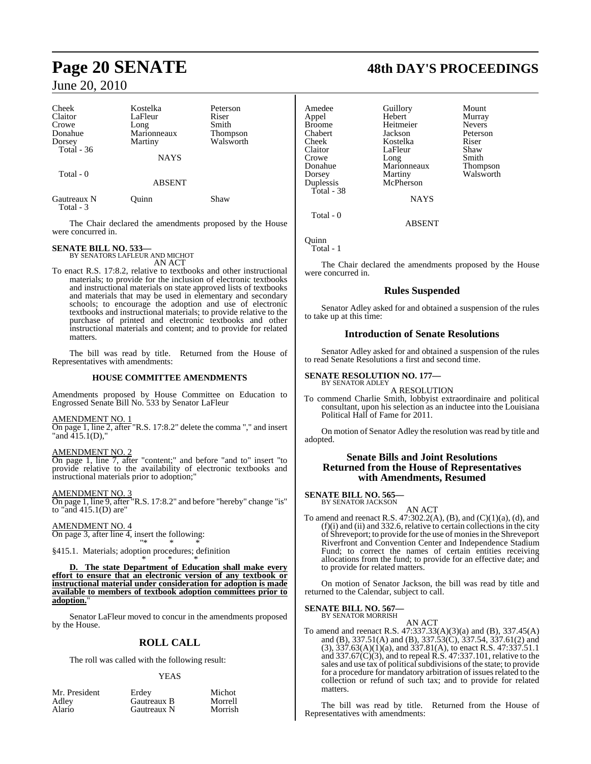| Cheek | Kostelka | Peterson |
|---|---|---|
| Claitor | LaFleur | Riser |
| Crowe | Long | Smith |
| Donahue | Marionneaux | Thompson |
| Dorsey | Martiny | Walsworth |
| Total - 36 | | |

NAYS

Total - 0

ABSENT

| Gautreaux N | Quinn | Shaw |
|---|---|---|
| Total - 3 | | |

The Chair declared the amendments proposed by the House were concurred in.

**SENATE BILL NO. 533—**
BY SENATORS LAFLEUR AND MICHOT
AN ACT

To enact R.S. 17:8.2, relative to textbooks and other instructional materials; to provide for the inclusion of electronic textbooks and instructional materials on state approved lists of textbooks and materials that may be used in elementary and secondary schools; to encourage the adoption and use of electronic textbooks and instructional materials; to provide relative to the purchase of printed and electronic textbooks and other instructional materials and content; and to provide for related matters.

The bill was read by title. Returned from the House of Representatives with amendments:

**HOUSE COMMITTEE AMENDMENTS**

Amendments proposed by House Committee on Education to Engrossed Senate Bill No. 533 by Senator LaFleur

AMENDMENT NO. 1
On page 1, line 2, after "R.S. 17:8.2" delete the comma "," and insert "and 415.1(D),"

AMENDMENT NO. 2
On page 1, line 7, after "content;" and before "and to" insert "to provide relative to the availability of electronic textbooks and instructional materials prior to adoption;"

AMENDMENT NO. 3
On page 1, line 9, after "R.S. 17:8.2" and before "hereby" change "is" to "and 415.1(D) are"

AMENDMENT NO. 4
On page 3, after line 4, insert the following:
"* * *
§415.1. Materials; adoption procedures; definition
* * *

**D. The state Department of Education shall make every effort to ensure that an electronic version of any textbook or instructional material under consideration for adoption is made available to members of textbook adoption committees prior to adoption.**"

Senator LaFleur moved to concur in the amendments proposed by the House.

## ROLL CALL

The roll was called with the following result:

YEAS

| Mr. President | Erdey | Michot |
|---|---|---|
| Adley | Gautreaux B | Morrell |
| Alario | Gautreaux N | Morrish |
| Amedee | Guillory | Mount |
| Appel | Hebert | Murray |
| Broome | Heitmeier | Nevers |
| Chabert | Jackson | Peterson |
| Cheek | Kostelka | Riser |
| Claitor | LaFleur | Shaw |
| Crowe | Long | Smith |
| Donahue | Marionneaux | Thompson |
| Dorsey | Martiny | Walsworth |
| Duplessis | McPherson | |
| Total - 38 | | |

NAYS

Total - 0

ABSENT

Quinn
Total - 1

The Chair declared the amendments proposed by the House were concurred in.

## Rules Suspended

Senator Adley asked for and obtained a suspension of the rules to take up at this time:

## Introduction of Senate Resolutions

Senator Adley asked for and obtained a suspension of the rules to read Senate Resolutions a first and second time.

**SENATE RESOLUTION NO. 177—**
BY SENATOR ADLEY
A RESOLUTION

To commend Charlie Smith, lobbyist extraordinaire and political consultant, upon his selection as an inductee into the Louisiana Political Hall of Fame for 2011.

On motion of Senator Adley the resolution was read by title and adopted.

## Senate Bills and Joint Resolutions Returned from the House of Representatives with Amendments, Resumed

**SENATE BILL NO. 565—**
BY SENATOR JACKSON
AN ACT

To amend and reenact R.S. 47:302.2(A), (B), and (C)(1)(a), (d), and (f)(i) and (ii) and 332.6, relative to certain collections in the city of Shreveport; to provide for the use of monies in the Shreveport Riverfront and Convention Center and Independence Stadium Fund; to correct the names of certain entities receiving allocations from the fund; to provide for an effective date; and to provide for related matters.

On motion of Senator Jackson, the bill was read by title and returned to the Calendar, subject to call.

**SENATE BILL NO. 567—**
BY SENATOR MORRISH
AN ACT

To amend and reenact R.S. 47:337.33(A)(3)(a) and (B), 337.45(A) and (B), 337.51(A) and (B), 337.53(C), 337.54, 337.61(2) and (3), 337.63(A)(1)(a), and 337.81(A), to enact R.S. 47:337.51.1 and 337.67(C)(3), and to repeal R.S. 47:337.101, relative to the sales and use tax of political subdivisions of the state; to provide for a procedure for mandatory arbitration of issues related to the collection or refund of such tax; and to provide for related matters.

The bill was read by title. Returned from the House of Representatives with amendments: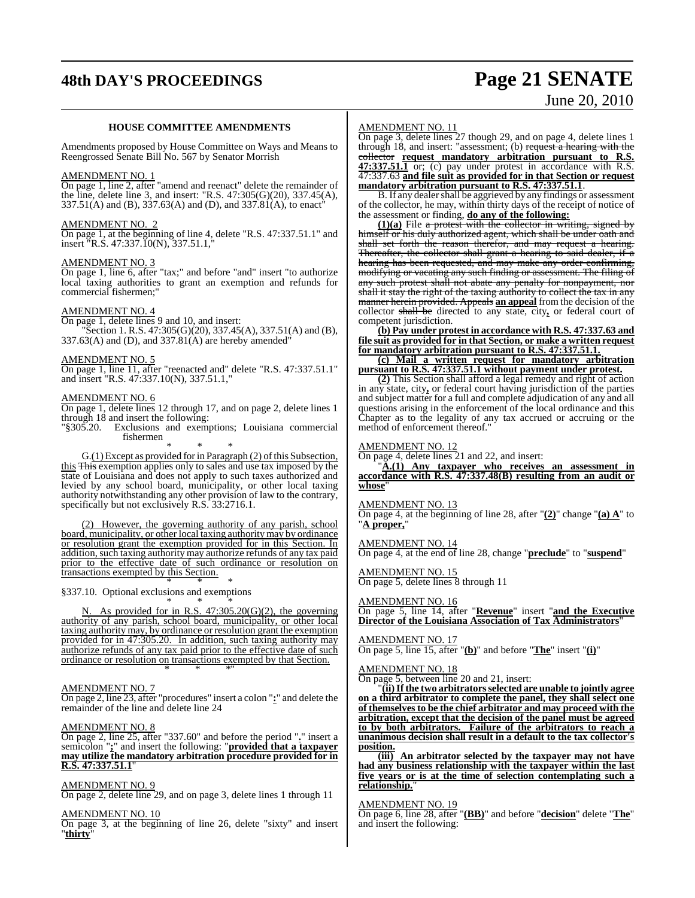## HOUSE COMMITTEE AMENDMENTS

Amendments proposed by House Committee on Ways and Means to Reengrossed Senate Bill No. 567 by Senator Morrish

AMENDMENT NO. 1

On page 1, line 2, after "amend and reenact" delete the remainder of the line, delete line 3, and insert: "R.S. 47:305(G)(20), 337.45(A), 337.51(A) and (B), 337.63(A) and (D), and 337.81(A), to enact"

AMENDMENT NO. 2

On page 1, at the beginning of line 4, delete "R.S. 47:337.51.1" and insert "R.S. 47:337.10(N), 337.51.1,"

AMENDMENT NO. 3

On page 1, line 6, after "tax;" and before "and" insert "to authorize local taxing authorities to grant an exemption and refunds for commercial fishermen;"

AMENDMENT NO. 4

On page 1, delete lines 9 and 10, and insert:

"Section 1. R.S. 47:305(G)(20), 337.45(A), 337.51(A) and (B), 337.63(A) and (D), and 337.81(A) are hereby amended"

AMENDMENT NO. 5

On page 1, line 11, after "reenacted and" delete "R.S. 47:337.51.1" and insert "R.S. 47:337.10(N), 337.51.1,"

AMENDMENT NO. 6

On page 1, delete lines 12 through 17, and on page 2, delete lines 1 through 18 and insert the following:

"§305.20. Exclusions and exemptions; Louisiana commercial fishermen

\* \* \*

G.(1) Except as provided for in Paragraph (2) of this Subsection, this ~~This~~ exemption applies only to sales and use tax imposed by the state of Louisiana and does not apply to such taxes authorized and levied by any school board, municipality, or other local taxing authority notwithstanding any other provision of law to the contrary, specifically but not exclusively R.S. 33:2716.1.

(2) However, the governing authority of any parish, school board, municipality, or other local taxing authority may by ordinance or resolution grant the exemption provided for in this Section. In addition, such taxing authority may authorize refunds of any tax paid prior to the effective date of such ordinance or resolution on transactions exempted by this Section.

\* \* \*

§337.10. Optional exclusions and exemptions

\* \* \*

N. As provided for in R.S. 47:305.20(G)(2), the governing authority of any parish, school board, municipality, or other local taxing authority may, by ordinance or resolution grant the exemption provided for in 47:305.20. In addition, such taxing authority may authorize refunds of any tax paid prior to the effective date of such ordinance or resolution on transactions exempted by that Section.

\* \* \*"

AMENDMENT NO. 7

On page 2, line 23, after "procedures" insert a colon "**:**" and delete the remainder of the line and delete line 24

AMENDMENT NO. 8

On page 2, line 25, after "337.60" and before the period "**.**" insert a semicolon "**;**" and insert the following: "**provided that a taxpayer may utilize the mandatory arbitration procedure provided for in R.S. 47:337.51.1**"

AMENDMENT NO. 9

On page 2, delete line 29, and on page 3, delete lines 1 through 11

AMENDMENT NO. 10

On page 3, at the beginning of line 26, delete "sixty" and insert "**thirty**"

AMENDMENT NO. 11

On page 3, delete lines 27 though 29, and on page 4, delete lines 1 through 18, and insert: "assessment; (b) ~~request a hearing with the collector~~ **request mandatory arbitration pursuant to R.S. 47:337.51.1** or; (c) pay under protest in accordance with R.S. 47:337.63 **and file suit as provided for in that Section or request mandatory arbitration pursuant to R.S. 47:337.51.1**.

B. If any dealer shall be aggrieved by any findings or assessment of the collector, he may, within thirty days of the receipt of notice of the assessment or finding, **do any of the following:**

**(1)(a)** File ~~a protest with the collector in writing, signed by himself or his duly authorized agent, which shall be under oath and shall set forth the reason therefor, and may request a hearing. Thereafter, the collector shall grant a hearing to said dealer, if a hearing has been requested, and may make any order confirming, modifying or vacating any such finding or assessment. The filing of any such protest shall not abate any penalty for nonpayment, nor shall it stay the right of the taxing authority to collect the tax in any manner herein provided. Appeals~~ **an appeal** from the decision of the collector ~~shall be~~ directed to any state, city**,** or federal court of competent jurisdiction.

**(b) Pay under protest in accordance with R.S. 47:337.63 and file suit as provided for in that Section, or make a written request for mandatory arbitration pursuant to R.S. 47:337.51.1.**

**(c) Mail a written request for mandatory arbitration pursuant to R.S. 47:337.51.1 without payment under protest.**

**(2)** This Section shall afford a legal remedy and right of action in any state, city**,** or federal court having jurisdiction of the parties and subject matter for a full and complete adjudication of any and all questions arising in the enforcement of the local ordinance and this Chapter as to the legality of any tax accrued or accruing or the method of enforcement thereof."

AMENDMENT NO. 12

On page 4, delete lines 21 and 22, and insert:

"**A.(1) Any taxpayer who receives an assessment in accordance with R.S. 47:337.48(B) resulting from an audit or whose**"

AMENDMENT NO. 13

On page 4, at the beginning of line 28, after "**(2)**" change "**(a) A**" to "**A proper,**"

AMENDMENT NO. 14

On page 4, at the end of line 28, change "**preclude**" to "**suspend**"

AMENDMENT NO. 15

On page 5, delete lines 8 through 11

AMENDMENT NO. 16

On page 5, line 14, after "**Revenue**" insert "**and the Executive Director of the Louisiana Association of Tax Administrators**"

AMENDMENT NO. 17

On page 5, line 15, after "**(b)**" and before "**The**" insert "**(i)**"

AMENDMENT NO. 18

On page 5, between line 20 and 21, insert:

"**(ii) If the two arbitrators selected are unable to jointly agree on a third arbitrator to complete the panel, they shall select one of themselves to be the chief arbitrator and may proceed with the arbitration, except that the decision of the panel must be agreed to by both arbitrators. Failure of the arbitrators to reach a unanimous decision shall result in a default to the tax collector's position.**

**(iii) An arbitrator selected by the taxpayer may not have had any business relationship with the taxpayer within the last five years or is at the time of selection contemplating such a relationship.**"

AMENDMENT NO. 19

On page 6, line 28, after "**(BB)**" and before "**decision**" delete "**The**" and insert the following: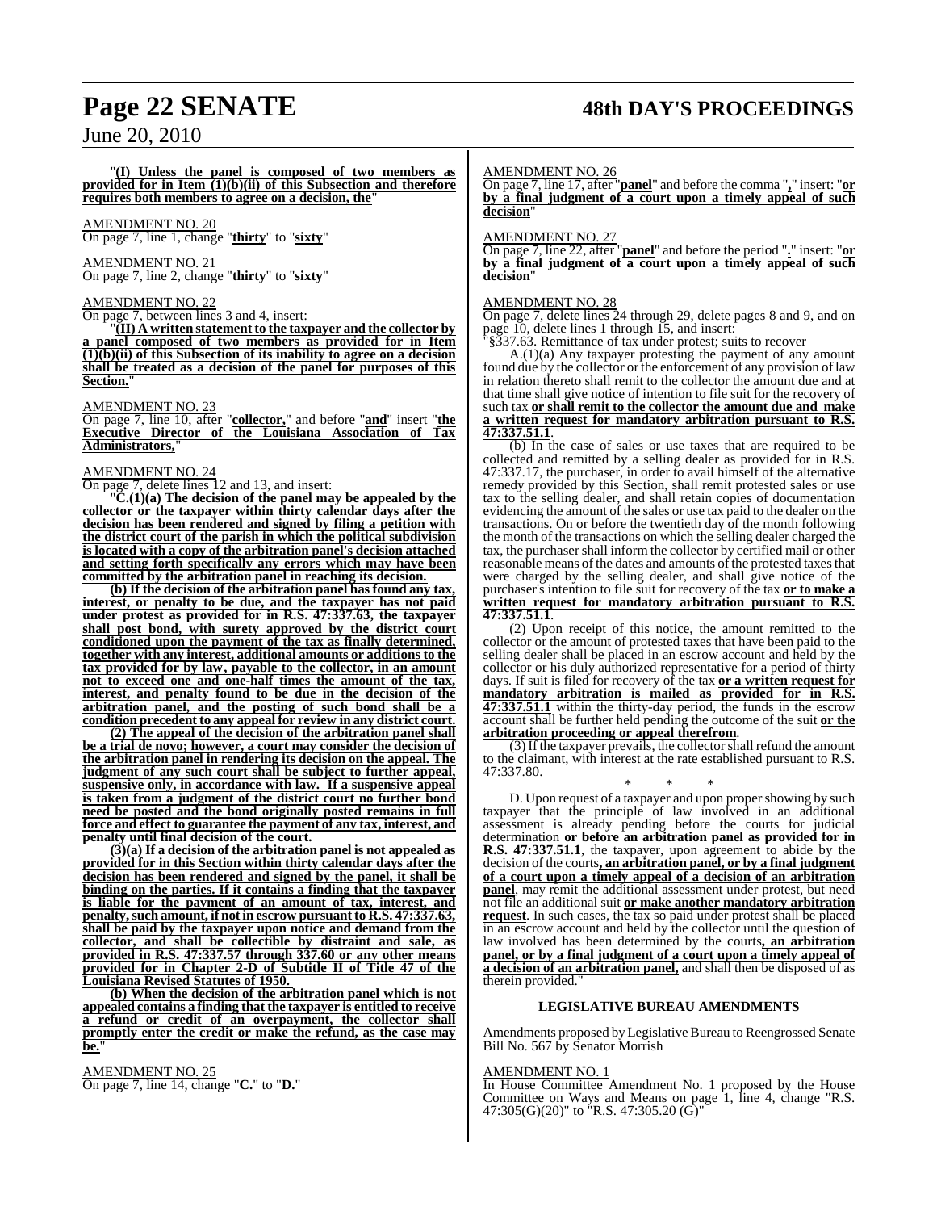"**(I) Unless the panel is composed of two members as provided for in Item (1)(b)(ii) of this Subsection and therefore requires both members to agree on a decision, the**"

AMENDMENT NO. 20
On page 7, line 1, change "**thirty**" to "**sixty**"

AMENDMENT NO. 21
On page 7, line 2, change "**thirty**" to "**sixty**"

AMENDMENT NO. 22
On page 7, between lines 3 and 4, insert:

"**(II) A written statement to the taxpayer and the collector by a panel composed of two members as provided for in Item (1)(b)(ii) of this Subsection of its inability to agree on a decision shall be treated as a decision of the panel for purposes of this Section.**"

AMENDMENT NO. 23
On page 7, line 10, after "**collector,**" and before "**and**" insert "**the Executive Director of the Louisiana Association of Tax Administrators,**"

AMENDMENT NO. 24
On page 7, delete lines 12 and 13, and insert:

"**C.(1)(a) The decision of the panel may be appealed by the collector or the taxpayer within thirty calendar days after the decision has been rendered and signed by filing a petition with the district court of the parish in which the political subdivision is located with a copy of the arbitration panel's decision attached and setting forth specifically any errors which may have been committed by the arbitration panel in reaching its decision.**

**(b) If the decision of the arbitration panel has found any tax, interest, or penalty to be due, and the taxpayer has not paid under protest as provided for in R.S. 47:337.63, the taxpayer shall post bond, with surety approved by the district court conditioned upon the payment of the tax as finally determined, together with any interest, additional amounts or additions to the tax provided for by law, payable to the collector, in an amount not to exceed one and one-half times the amount of the tax, interest, and penalty found to be due in the decision of the arbitration panel, and the posting of such bond shall be a condition precedent to any appeal for review in any district court.**

**(2) The appeal of the decision of the arbitration panel shall be a trial de novo; however, a court may consider the decision of the arbitration panel in rendering its decision on the appeal. The judgment of any such court shall be subject to further appeal, suspensive only, in accordance with law. If a suspensive appeal is taken from a judgment of the district court no further bond need be posted and the bond originally posted remains in full force and effect to guarantee the payment of any tax, interest, and penalty until final decision of the court.**

**(3)(a) If a decision of the arbitration panel is not appealed as provided for in this Section within thirty calendar days after the decision has been rendered and signed by the panel, it shall be binding on the parties. If it contains a finding that the taxpayer is liable for the payment of an amount of tax, interest, and penalty, such amount, if not in escrow pursuant to R.S. 47:337.63, shall be paid by the taxpayer upon notice and demand from the collector, and shall be collectible by distraint and sale, as provided in R.S. 47:337.57 through 337.60 or any other means provided for in Chapter 2-D of Subtitle II of Title 47 of the Louisiana Revised Statutes of 1950.**

**(b) When the decision of the arbitration panel which is not appealed contains a finding that the taxpayer is entitled to receive a refund or credit of an overpayment, the collector shall promptly enter the credit or make the refund, as the case may be.**"

AMENDMENT NO. 25
On page 7, line 14, change "**C.**" to "**D.**"

AMENDMENT NO. 26
On page 7, line 17, after "**panel**" and before the comma "**,**" insert: "**or by a final judgment of a court upon a timely appeal of such decision**"

AMENDMENT NO. 27
On page 7, line 22, after "**panel**" and before the period "**.**" insert: "**or by a final judgment of a court upon a timely appeal of such decision**"

AMENDMENT NO. 28
On page 7, delete lines 24 through 29, delete pages 8 and 9, and on page 10, delete lines 1 through 15, and insert:

"§337.63. Remittance of tax under protest; suits to recover

A.(1)(a) Any taxpayer protesting the payment of any amount found due by the collector or the enforcement of any provision of law in relation thereto shall remit to the collector the amount due and at that time shall give notice of intention to file suit for the recovery of such tax **or shall remit to the collector the amount due and make a written request for mandatory arbitration pursuant to R.S. 47:337.51.1**.

(b) In the case of sales or use taxes that are required to be collected and remitted by a selling dealer as provided for in R.S. 47:337.17, the purchaser, in order to avail himself of the alternative remedy provided by this Section, shall remit protested sales or use tax to the selling dealer, and shall retain copies of documentation evidencing the amount of the sales or use tax paid to the dealer on the transactions. On or before the twentieth day of the month following the month of the transactions on which the selling dealer charged the tax, the purchaser shall inform the collector by certified mail or other reasonable means of the dates and amounts of the protested taxes that were charged by the selling dealer, and shall give notice of the purchaser's intention to file suit for recovery of the tax **or to make a written request for mandatory arbitration pursuant to R.S. 47:337.51.1**.

(2) Upon receipt of this notice, the amount remitted to the collector or the amount of protested taxes that have been paid to the selling dealer shall be placed in an escrow account and held by the collector or his duly authorized representative for a period of thirty days. If suit is filed for recovery of the tax **or a written request for mandatory arbitration is mailed as provided for in R.S. 47:337.51.1** within the thirty-day period, the funds in the escrow account shall be further held pending the outcome of the suit **or the arbitration proceeding or appeal therefrom**.

(3) If the taxpayer prevails, the collector shall refund the amount to the claimant, with interest at the rate established pursuant to R.S. 47:337.80.

\* \* \*

D. Upon request of a taxpayer and upon proper showing by such taxpayer that the principle of law involved in an additional assessment is already pending before the courts for judicial determination **or before an arbitration panel as provided for in R.S. 47:337.51.1**, the taxpayer, upon agreement to abide by the decision of the courts**, an arbitration panel, or by a final judgment of a court upon a timely appeal of a decision of an arbitration panel**, may remit the additional assessment under protest, but need not file an additional suit **or make another mandatory arbitration request**. In such cases, the tax so paid under protest shall be placed in an escrow account and held by the collector until the question of law involved has been determined by the courts**, an arbitration panel, or by a final judgment of a court upon a timely appeal of a decision of an arbitration panel,** and shall then be disposed of as therein provided."

## LEGISLATIVE BUREAU AMENDMENTS

Amendments proposed by Legislative Bureau to Reengrossed Senate Bill No. 567 by Senator Morrish

AMENDMENT NO. 1
In House Committee Amendment No. 1 proposed by the House Committee on Ways and Means on page 1, line 4, change "R.S. 47:305(G)(20)" to "R.S. 47:305.20 (G)"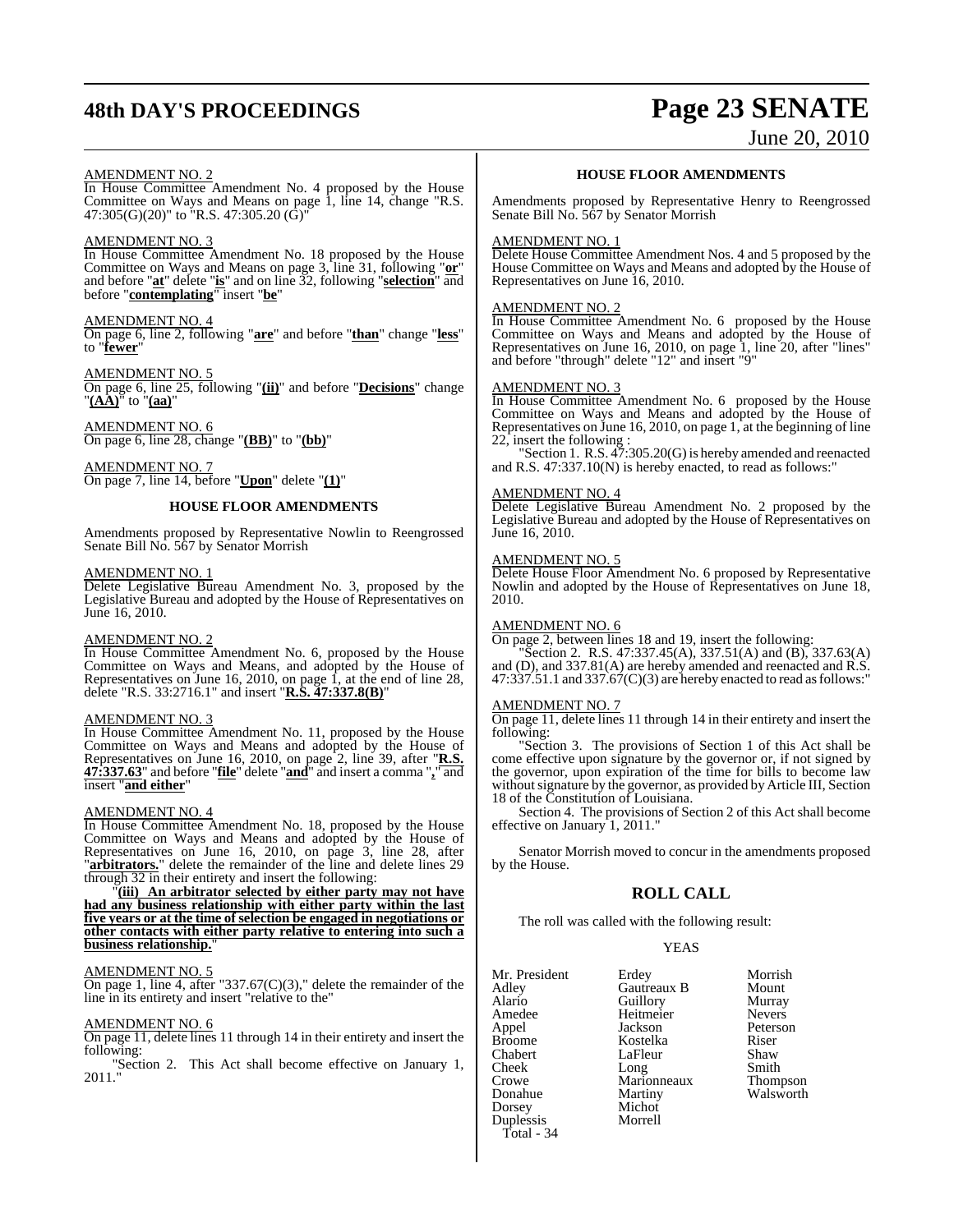AMENDMENT NO. 2

In House Committee Amendment No. 4 proposed by the House Committee on Ways and Means on page 1, line 14, change "R.S. 47:305(G)(20)" to "R.S. 47:305.20 (G)"

AMENDMENT NO. 3

In House Committee Amendment No. 18 proposed by the House Committee on Ways and Means on page 3, line 31, following "**or**" and before "**at**" delete "**is**" and on line 32, following "**selection**" and before "**contemplating**" insert "**be**"

AMENDMENT NO. 4

On page 6, line 2, following "**are**" and before "**than**" change "**less**" to "**fewer**"

AMENDMENT NO. 5

On page 6, line 25, following "**(ii)**" and before "**Decisions**" change "**(AA)**" to "**(aa)**"

AMENDMENT NO. 6

On page 6, line 28, change "**(BB)**" to "**(bb)**"

AMENDMENT NO. 7

On page 7, line 14, before "**Upon**" delete "**(1)**"

## HOUSE FLOOR AMENDMENTS

Amendments proposed by Representative Nowlin to Reengrossed Senate Bill No. 567 by Senator Morrish

AMENDMENT NO. 1

Delete Legislative Bureau Amendment No. 3, proposed by the Legislative Bureau and adopted by the House of Representatives on June 16, 2010.

AMENDMENT NO. 2

In House Committee Amendment No. 6, proposed by the House Committee on Ways and Means, and adopted by the House of Representatives on June 16, 2010, on page 1, at the end of line 28, delete "R.S. 33:2716.1" and insert "**R.S. 47:337.8(B)**"

AMENDMENT NO. 3

In House Committee Amendment No. 11, proposed by the House Committee on Ways and Means and adopted by the House of Representatives on June 16, 2010, on page 2, line 39, after "**R.S. 47:337.63**" and before "**file**" delete "**and**" and insert a comma "**,**" and insert "**and either**"

AMENDMENT NO. 4

In House Committee Amendment No. 18, proposed by the House Committee on Ways and Means and adopted by the House of Representatives on June 16, 2010, on page 3, line 28, after "**arbitrators.**" delete the remainder of the line and delete lines 29 through 32 in their entirety and insert the following:

"**(iii) An arbitrator selected by either party may not have had any business relationship with either party within the last five years or at the time of selection be engaged in negotiations or other contacts with either party relative to entering into such a business relationship.**"

AMENDMENT NO. 5

On page 1, line 4, after "337.67(C)(3)," delete the remainder of the line in its entirety and insert "relative to the"

AMENDMENT NO. 6

On page 11, delete lines 11 through 14 in their entirety and insert the following:

"Section 2. This Act shall become effective on January 1, 2011."

## HOUSE FLOOR AMENDMENTS

Amendments proposed by Representative Henry to Reengrossed Senate Bill No. 567 by Senator Morrish

AMENDMENT NO. 1

Delete House Committee Amendment Nos. 4 and 5 proposed by the House Committee on Ways and Means and adopted by the House of Representatives on June 16, 2010.

AMENDMENT NO. 2

In House Committee Amendment No. 6 proposed by the House Committee on Ways and Means and adopted by the House of Representatives on June 16, 2010, on page 1, line 20, after "lines" and before "through" delete "12" and insert "9"

AMENDMENT NO. 3

In House Committee Amendment No. 6 proposed by the House Committee on Ways and Means and adopted by the House of Representatives on June 16, 2010, on page 1, at the beginning of line 22, insert the following :

"Section 1. R.S. 47:305.20(G) is hereby amended and reenacted and R.S. 47:337.10(N) is hereby enacted, to read as follows:"

AMENDMENT NO. 4

Delete Legislative Bureau Amendment No. 2 proposed by the Legislative Bureau and adopted by the House of Representatives on June 16, 2010.

AMENDMENT NO. 5

Delete House Floor Amendment No. 6 proposed by Representative Nowlin and adopted by the House of Representatives on June 18, 2010.

AMENDMENT NO. 6

On page 2, between lines 18 and 19, insert the following:

"Section 2. R.S. 47:337.45(A), 337.51(A) and (B), 337.63(A) and (D), and 337.81(A) are hereby amended and reenacted and R.S. 47:337.51.1 and 337.67(C)(3) are hereby enacted to read as follows:"

AMENDMENT NO. 7

On page 11, delete lines 11 through 14 in their entirety and insert the following:

"Section 3. The provisions of Section 1 of this Act shall be come effective upon signature by the governor or, if not signed by the governor, upon expiration of the time for bills to become law without signature by the governor, as provided by Article III, Section 18 of the Constitution of Louisiana.

Section 4. The provisions of Section 2 of this Act shall become effective on January 1, 2011."

Senator Morrish moved to concur in the amendments proposed by the House.

## ROLL CALL

The roll was called with the following result:

YEAS

| | | |
|---|---|---|
| Mr. President | Erdey | Morrish |
| Adley | Gautreaux B | Mount |
| Alario | Guillory | Murray |
| Amedee | Heitmeier | Nevers |
| Appel | Jackson | Peterson |
| Broome | Kostelka | Riser |
| Chabert | LaFleur | Shaw |
| Cheek | Long | Smith |
| Crowe | Marionneaux | Thompson |
| Donahue | Martiny | Walsworth |
| Dorsey | Michot | |
| Duplessis | Morrell | |

Total - 34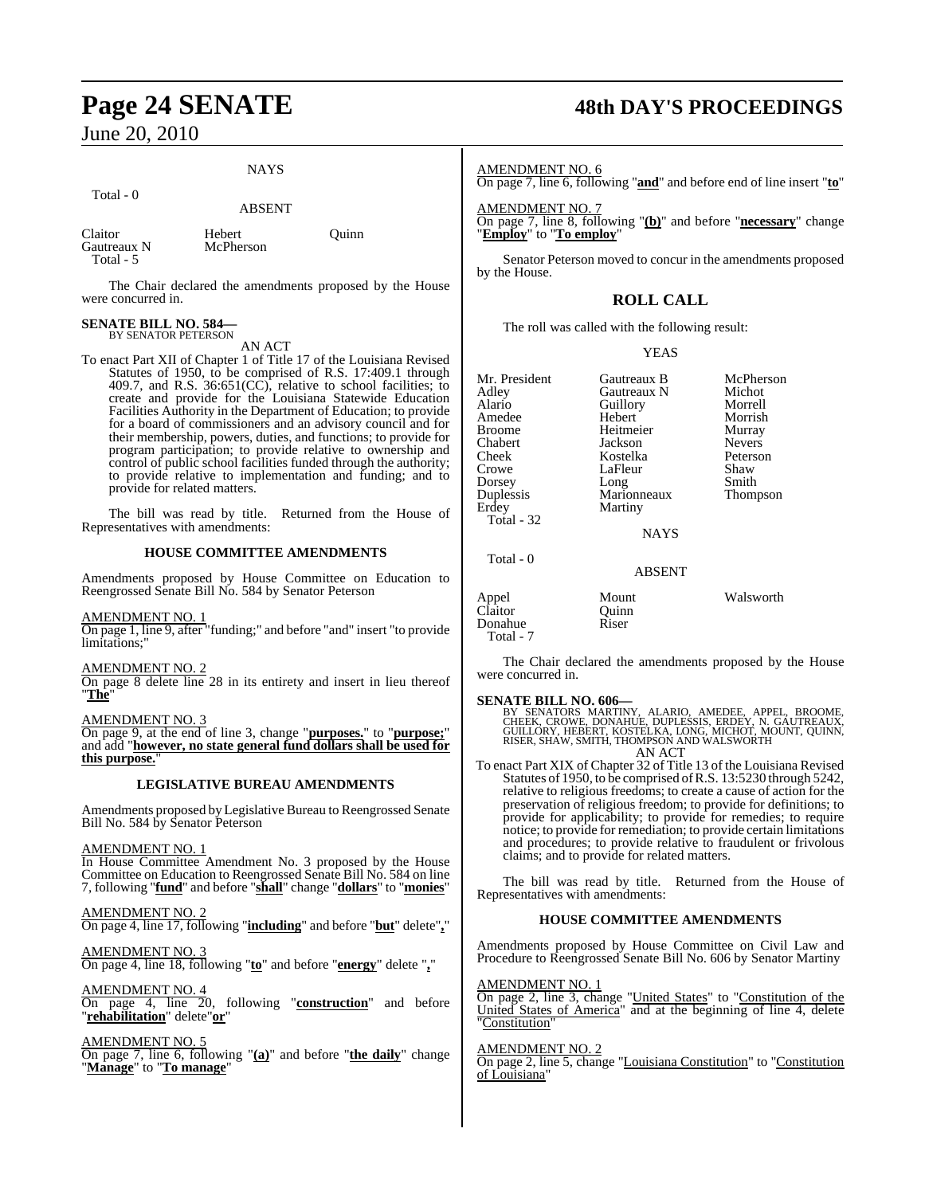NAYS

Total - 0

ABSENT

| | | |
|---|---|---|
| Claitor | Hebert | Quinn |
| Gautreaux N | McPherson | |
| Total - 5 | | |

The Chair declared the amendments proposed by the House were concurred in.

**SENATE BILL NO. 584—**
BY SENATOR PETERSON

AN ACT

To enact Part XII of Chapter 1 of Title 17 of the Louisiana Revised Statutes of 1950, to be comprised of R.S. 17:409.1 through 409.7, and R.S. 36:651(CC), relative to school facilities; to create and provide for the Louisiana Statewide Education Facilities Authority in the Department of Education; to provide for a board of commissioners and an advisory council and for their membership, powers, duties, and functions; to provide for program participation; to provide relative to ownership and control of public school facilities funded through the authority; to provide relative to implementation and funding; and to provide for related matters.

The bill was read by title. Returned from the House of Representatives with amendments:

**HOUSE COMMITTEE AMENDMENTS**

Amendments proposed by House Committee on Education to Reengrossed Senate Bill No. 584 by Senator Peterson

AMENDMENT NO. 1
On page 1, line 9, after "funding;" and before "and" insert "to provide limitations;"

AMENDMENT NO. 2
On page 8 delete line 28 in its entirety and insert in lieu thereof "**The**"

AMENDMENT NO. 3
On page 9, at the end of line 3, change "**purposes.**" to "**purpose;**" and add "**however, no state general fund dollars shall be used for this purpose.**"

**LEGISLATIVE BUREAU AMENDMENTS**

Amendments proposed by Legislative Bureau to Reengrossed Senate Bill No. 584 by Senator Peterson

AMENDMENT NO. 1
In House Committee Amendment No. 3 proposed by the House Committee on Education to Reengrossed Senate Bill No. 584 on line 7, following "**fund**" and before "**shall**" change "**dollars**" to "**monies**"

AMENDMENT NO. 2
On page 4, line 17, following "**including**" and before "**but**" delete"**,**"

AMENDMENT NO. 3
On page 4, line 18, following "**to**" and before "**energy**" delete "**,**"

AMENDMENT NO. 4
On page 4, line 20, following "**construction**" and before "**rehabilitation**" delete"**or**"

AMENDMENT NO. 5
On page 7, line 6, following "**(a)**" and before "**the daily**" change "**Manage**" to "**To manage**"

AMENDMENT NO. 6
On page 7, line 6, following "**and**" and before end of line insert "**to**"

AMENDMENT NO. 7
On page 7, line 8, following "**(b)**" and before "**necessary**" change "**Employ**" to "**To employ**"

Senator Peterson moved to concur in the amendments proposed by the House.

## ROLL CALL

The roll was called with the following result:

YEAS

| | | |
|---|---|---|
| Mr. President | Gautreaux B | McPherson |
| Adley | Gautreaux N | Michot |
| Alario | Guillory | Morrell |
| Amedee | Hebert | Morrish |
| Broome | Heitmeier | Murray |
| Chabert | Jackson | Nevers |
| Cheek | Kostelka | Peterson |
| Crowe | LaFleur | Shaw |
| Dorsey | Long | Smith |
| Duplessis | Marionneaux | Thompson |
| Erdey | Martiny | |
| Total - 32 | | |

NAYS

Total - 0

ABSENT

| | | |
|---|---|---|
| Appel | Mount | Walsworth |
| Claitor | Quinn | |
| Donahue | Riser | |
| Total - 7 | | |

The Chair declared the amendments proposed by the House were concurred in.

**SENATE BILL NO. 606—**
BY SENATORS MARTINY, ALARIO, AMEDEE, APPEL, BROOME, CHEEK, CROWE, DONAHUE, DUPLESSIS, ERDEY, N. GAUTREAUX, GUILLORY, HEBERT, KOSTELKA, LONG, MICHOT, MOUNT, QUINN, RISER, SHAW, SMITH, THOMPSON AND WALSWORTH

AN ACT

To enact Part XIX of Chapter 32 of Title 13 of the Louisiana Revised Statutes of 1950, to be comprised of R.S. 13:5230 through 5242, relative to religious freedoms; to create a cause of action for the preservation of religious freedom; to provide for definitions; to provide for applicability; to provide for remedies; to require notice; to provide for remediation; to provide certain limitations and procedures; to provide relative to fraudulent or frivolous claims; and to provide for related matters.

The bill was read by title. Returned from the House of Representatives with amendments:

**HOUSE COMMITTEE AMENDMENTS**

Amendments proposed by House Committee on Civil Law and Procedure to Reengrossed Senate Bill No. 606 by Senator Martiny

AMENDMENT NO. 1
On page 2, line 3, change "United States" to "Constitution of the United States of America" and at the beginning of line 4, delete "Constitution"

AMENDMENT NO. 2
On page 2, line 5, change "Louisiana Constitution" to "Constitution of Louisiana"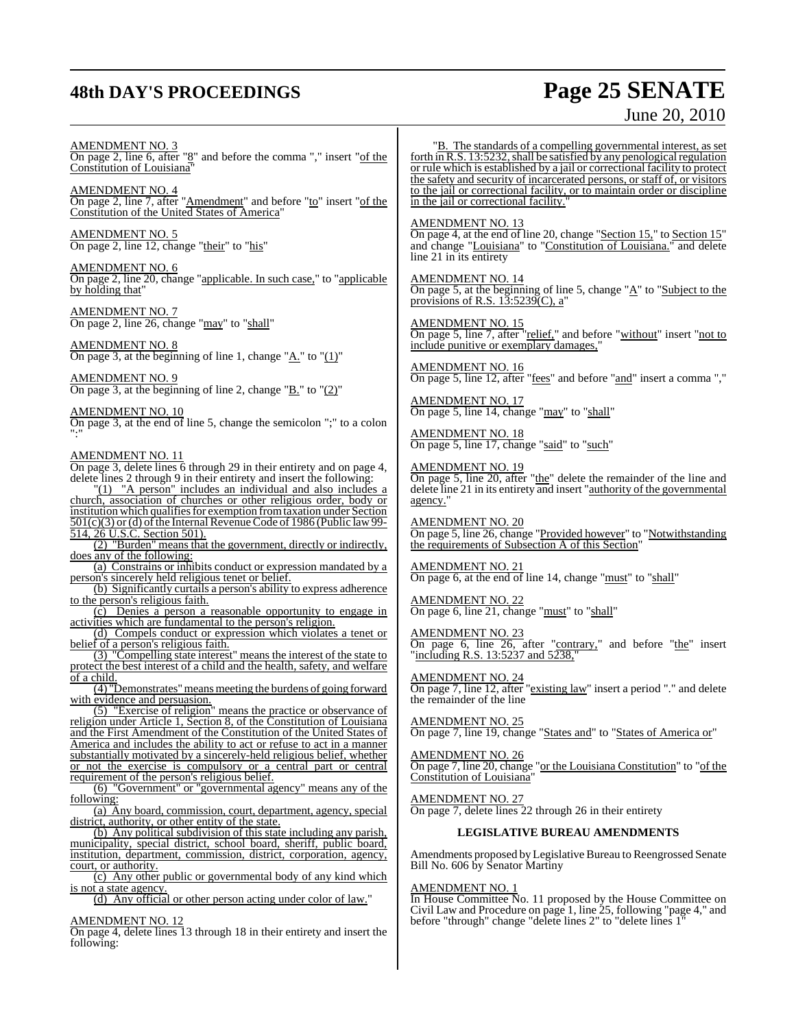AMENDMENT NO. 3
On page 2, line 6, after "8" and before the comma "," insert "of the Constitution of Louisiana"

AMENDMENT NO. 4
On page 2, line 7, after "Amendment" and before "to" insert "of the Constitution of the United States of America"

AMENDMENT NO. 5
On page 2, line 12, change "their" to "his"

AMENDMENT NO. 6
On page 2, line 20, change "applicable. In such case," to "applicable by holding that"

AMENDMENT NO. 7
On page 2, line 26, change "may" to "shall"

AMENDMENT NO. 8
On page 3, at the beginning of line 1, change "A." to "(1)"

AMENDMENT NO. 9
On page 3, at the beginning of line 2, change "B." to "(2)"

AMENDMENT NO. 10
On page 3, at the end of line 5, change the semicolon ";" to a colon ":"

AMENDMENT NO. 11
On page 3, delete lines 6 through 29 in their entirety and on page 4, delete lines 2 through 9 in their entirety and insert the following:

"(1) "A person" includes an individual and also includes a church, association of churches or other religious order, body or institution which qualifies for exemption from taxation under Section 501(c)(3) or (d) of the Internal Revenue Code of 1986 (Public law 99-514, 26 U.S.C. Section 501).

(2) "Burden" means that the government, directly or indirectly, does any of the following:

(a) Constrains or inhibits conduct or expression mandated by a person's sincerely held religious tenet or belief.

(b) Significantly curtails a person's ability to express adherence to the person's religious faith.

(c) Denies a person a reasonable opportunity to engage in activities which are fundamental to the person's religion.

(d) Compels conduct or expression which violates a tenet or belief of a person's religious faith.

(3) "Compelling state interest" means the interest of the state to protect the best interest of a child and the health, safety, and welfare of a child.

(4) "Demonstrates" means meeting the burdens of going forward with evidence and persuasion.

(5) "Exercise of religion" means the practice or observance of religion under Article 1, Section 8, of the Constitution of Louisiana and the First Amendment of the Constitution of the United States of America and includes the ability to act or refuse to act in a manner substantially motivated by a sincerely-held religious belief, whether or not the exercise is compulsory or a central part or central requirement of the person's religious belief.

(6) "Government" or "governmental agency" means any of the following:

(a) Any board, commission, court, department, agency, special district, authority, or other entity of the state.

(b) Any political subdivision of this state including any parish, municipality, special district, school board, sheriff, public board, institution, department, commission, district, corporation, agency, court, or authority.

(c) Any other public or governmental body of any kind which is not a state agency.

(d) Any official or other person acting under color of law."

AMENDMENT NO. 12
On page 4, delete lines 13 through 18 in their entirety and insert the following:

"B. The standards of a compelling governmental interest, as set forth in R.S. 13:5232, shall be satisfied by any penological regulation or rule which is established by a jail or correctional facility to protect the safety and security of incarcerated persons, or staff of, or visitors to the jail or correctional facility, or to maintain order or discipline in the jail or correctional facility."

AMENDMENT NO. 13
On page 4, at the end of line 20, change "Section 15," to Section 15" and change "Louisiana" to "Constitution of Louisiana." and delete line 21 in its entirety

AMENDMENT NO. 14
On page 5, at the beginning of line 5, change "A" to "Subject to the provisions of R.S. 13:5239(C), a"

AMENDMENT NO. 15
On page 5, line 7, after "relief," and before "without" insert "not to include punitive or exemplary damages,"

AMENDMENT NO. 16
On page 5, line 12, after "fees" and before "and" insert a comma ","

AMENDMENT NO. 17
On page 5, line 14, change "may" to "shall"

AMENDMENT NO. 18
On page 5, line 17, change "said" to "such"

AMENDMENT NO. 19
On page 5, line 20, after "the" delete the remainder of the line and delete line 21 in its entirety and insert "authority of the governmental agency."

AMENDMENT NO. 20
On page 5, line 26, change "Provided however" to "Notwithstanding the requirements of Subsection A of this Section"

AMENDMENT NO. 21
On page 6, at the end of line 14, change "must" to "shall"

AMENDMENT NO. 22
On page 6, line 21, change "must" to "shall"

AMENDMENT NO. 23
On page 6, line 26, after "contrary," and before "the" insert "including R.S. 13:5237 and 5238,"

AMENDMENT NO. 24
On page 7, line 12, after "existing law" insert a period "." and delete the remainder of the line

AMENDMENT NO. 25
On page 7, line 19, change "States and" to "States of America or"

AMENDMENT NO. 26
On page 7, line 20, change "or the Louisiana Constitution" to "of the Constitution of Louisiana"

AMENDMENT NO. 27
On page 7, delete lines 22 through 26 in their entirety

**LEGISLATIVE BUREAU AMENDMENTS**

Amendments proposed by Legislative Bureau to Reengrossed Senate Bill No. 606 by Senator Martiny

AMENDMENT NO. 1
In House Committee No. 11 proposed by the House Committee on Civil Law and Procedure on page 1, line 25, following "page 4," and before "through" change "delete lines 2" to "delete lines 1"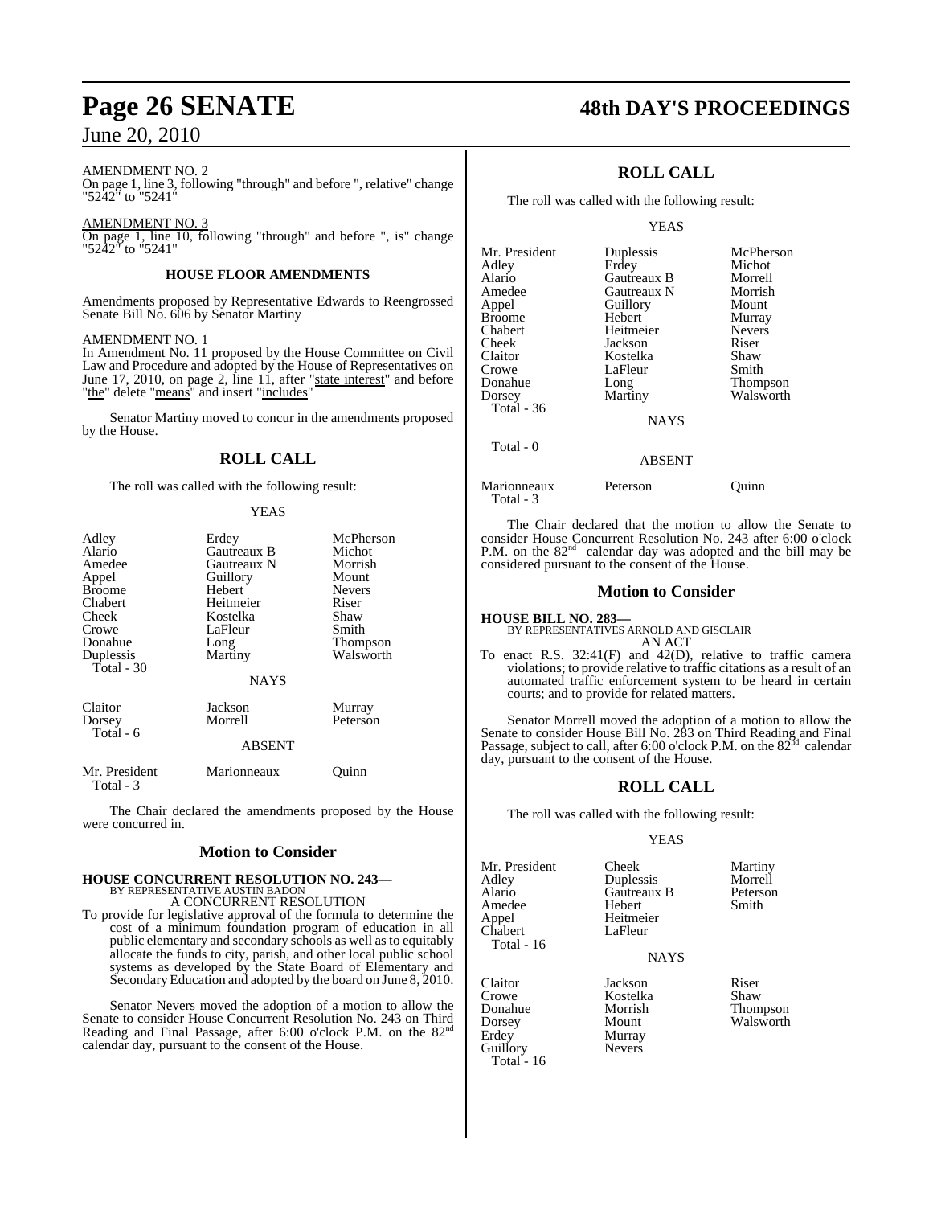AMENDMENT NO. 2

On page 1, line 3, following "through" and before ", relative" change "5242" to "5241"

AMENDMENT NO. 3

On page 1, line 10, following "through" and before ", is" change "5242" to "5241"

### HOUSE FLOOR AMENDMENTS

Amendments proposed by Representative Edwards to Reengrossed Senate Bill No. 606 by Senator Martiny

AMENDMENT NO. 1

In Amendment No. 11 proposed by the House Committee on Civil Law and Procedure and adopted by the House of Representatives on June 17, 2010, on page 2, line 11, after "state interest" and before "the" delete "means" and insert "includes"

Senator Martiny moved to concur in the amendments proposed by the House.

## ROLL CALL

The roll was called with the following result:

YEAS

| | | |
|---|---|---|
| Adley | Erdey | McPherson |
| Alario | Gautreaux B | Michot |
| Amedee | Gautreaux N | Morrish |
| Appel | Guillory | Mount |
| Broome | Hebert | Nevers |
| Chabert | Heitmeier | Riser |
| Cheek | Kostelka | Shaw |
| Crowe | LaFleur | Smith |
| Donahue | Long | Thompson |
| Duplessis | Martiny | Walsworth |

Total - 30

NAYS

| | | |
|---|---|---|
| Claitor | Jackson | Murray |
| Dorsey | Morrell | Peterson |

Total - 6

ABSENT

| | | |
|---|---|---|
| Mr. President | Marionneaux | Quinn |

Total - 3

The Chair declared the amendments proposed by the House were concurred in.

## Motion to Consider

**HOUSE CONCURRENT RESOLUTION NO. 243—**
BY REPRESENTATIVE AUSTIN BADON
A CONCURRENT RESOLUTION

To provide for legislative approval of the formula to determine the cost of a minimum foundation program of education in all public elementary and secondary schools as well as to equitably allocate the funds to city, parish, and other local public school systems as developed by the State Board of Elementary and Secondary Education and adopted by the board on June 8, 2010.

Senator Nevers moved the adoption of a motion to allow the Senate to consider House Concurrent Resolution No. 243 on Third Reading and Final Passage, after 6:00 o'clock P.M. on the 82nd calendar day, pursuant to the consent of the House.

## ROLL CALL

The roll was called with the following result:

YEAS

| | | |
|---|---|---|
| Mr. President | Duplessis | McPherson |
| Adley | Erdey | Michot |
| Alario | Gautreaux B | Morrell |
| Amedee | Gautreaux N | Morrish |
| Appel | Guillory | Mount |
| Broome | Hebert | Murray |
| Chabert | Heitmeier | Nevers |
| Cheek | Jackson | Riser |
| Claitor | Kostelka | Shaw |
| Crowe | LaFleur | Smith |
| Donahue | Long | Thompson |
| Dorsey | Martiny | Walsworth |

Total - 36

NAYS

Total - 0

ABSENT

| | | |
|---|---|---|
| Marionneaux | Peterson | Quinn |

Total - 3

The Chair declared that the motion to allow the Senate to consider House Concurrent Resolution No. 243 after 6:00 o'clock P.M. on the 82nd calendar day was adopted and the bill may be considered pursuant to the consent of the House.

## Motion to Consider

**HOUSE BILL NO. 283—**
BY REPRESENTATIVES ARNOLD AND GISCLAIR
AN ACT

To enact R.S. 32:41(F) and 42(D), relative to traffic camera violations; to provide relative to traffic citations as a result of an automated traffic enforcement system to be heard in certain courts; and to provide for related matters.

Senator Morrell moved the adoption of a motion to allow the Senate to consider House Bill No. 283 on Third Reading and Final Passage, subject to call, after 6:00 o'clock P.M. on the 82nd calendar day, pursuant to the consent of the House.

## ROLL CALL

The roll was called with the following result:

YEAS

| | | |
|---|---|---|
| Mr. President | Cheek | Martiny |
| Adley | Duplessis | Morrell |
| Alario | Gautreaux B | Peterson |
| Amedee | Hebert | Smith |
| Appel | Heitmeier | |
| Chabert | LaFleur | |

Total - 16

NAYS

| | | |
|---|---|---|
| Claitor | Jackson | Riser |
| Crowe | Kostelka | Shaw |
| Donahue | Morrish | Thompson |
| Dorsey | Mount | Walsworth |
| Erdey | Murray | |
| Guillory | Nevers | |

Total - 16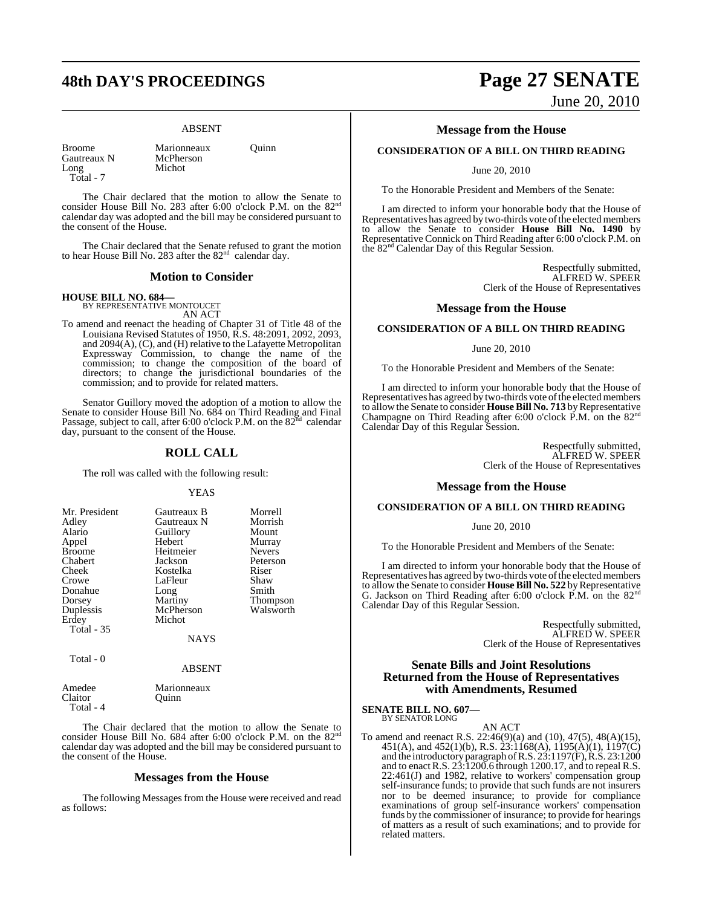## ABSENT

| | | |
|---|---|---|
| Broome | Marionneaux | Quinn |
| Gautreaux N | McPherson | |
| Long | Michot | |
| Total - 7 | | |

The Chair declared that the motion to allow the Senate to consider House Bill No. 283 after 6:00 o'clock P.M. on the 82nd calendar day was adopted and the bill may be considered pursuant to the consent of the House.

The Chair declared that the Senate refused to grant the motion to hear House Bill No. 283 after the 82nd calendar day.

## Motion to Consider

**HOUSE BILL NO. 684—**
BY REPRESENTATIVE MONTOUCET

AN ACT

To amend and reenact the heading of Chapter 31 of Title 48 of the Louisiana Revised Statutes of 1950, R.S. 48:2091, 2092, 2093, and 2094(A), (C), and (H) relative to the Lafayette Metropolitan Expressway Commission, to change the name of the commission; to change the composition of the board of directors; to change the jurisdictional boundaries of the commission; and to provide for related matters.

Senator Guillory moved the adoption of a motion to allow the Senate to consider House Bill No. 684 on Third Reading and Final Passage, subject to call, after 6:00 o'clock P.M. on the 82nd calendar day, pursuant to the consent of the House.

## ROLL CALL

The roll was called with the following result:

### YEAS

| | | |
|---|---|---|
| Mr. President | Gautreaux B | Morrell |
| Adley | Gautreaux N | Morrish |
| Alario | Guillory | Mount |
| Appel | Hebert | Murray |
| Broome | Heitmeier | Nevers |
| Chabert | Jackson | Peterson |
| Cheek | Kostelka | Riser |
| Crowe | LaFleur | Shaw |
| Donahue | Long | Smith |
| Dorsey | Martiny | Thompson |
| Duplessis | McPherson | Walsworth |
| Erdey | Michot | |
| Total - 35 | | |

### NAYS

Total - 0

### ABSENT

| | |
|---|---|
| Amedee | Marionneaux |
| Claitor | Quinn |
| Total - 4 | |

The Chair declared that the motion to allow the Senate to consider House Bill No. 684 after 6:00 o'clock P.M. on the 82nd calendar day was adopted and the bill may be considered pursuant to the consent of the House.

## Messages from the House

The following Messages from the House were received and read as follows:

## Message from the House

**CONSIDERATION OF A BILL ON THIRD READING**

June 20, 2010

To the Honorable President and Members of the Senate:

I am directed to inform your honorable body that the House of Representatives has agreed by two-thirds vote of the elected members to allow the Senate to consider **House Bill No. 1490** by Representative Connick on Third Reading after 6:00 o'clock P.M. on the 82nd Calendar Day of this Regular Session.

Respectfully submitted,
ALFRED W. SPEER
Clerk of the House of Representatives

## Message from the House

**CONSIDERATION OF A BILL ON THIRD READING**

June 20, 2010

To the Honorable President and Members of the Senate:

I am directed to inform your honorable body that the House of Representatives has agreed by two-thirds vote of the elected members to allow the Senate to consider **House Bill No. 713** by Representative Champagne on Third Reading after 6:00 o'clock P.M. on the 82nd Calendar Day of this Regular Session.

Respectfully submitted,
ALFRED W. SPEER
Clerk of the House of Representatives

## Message from the House

**CONSIDERATION OF A BILL ON THIRD READING**

June 20, 2010

To the Honorable President and Members of the Senate:

I am directed to inform your honorable body that the House of Representatives has agreed by two-thirds vote of the elected members to allow the Senate to consider **House Bill No. 522** by Representative G. Jackson on Third Reading after 6:00 o'clock P.M. on the 82nd Calendar Day of this Regular Session.

Respectfully submitted,
ALFRED W. SPEER
Clerk of the House of Representatives

## Senate Bills and Joint Resolutions Returned from the House of Representatives with Amendments, Resumed

**SENATE BILL NO. 607—**
BY SENATOR LONG

AN ACT

To amend and reenact R.S. 22:46(9)(a) and (10), 47(5), 48(A)(15), 451(A), and 452(1)(b), R.S. 23:1168(A), 1195(A)(1), 1197(C) and the introductory paragraph of R.S. 23:1197(F), R.S. 23:1200 and to enact R.S. 23:1200.6 through 1200.17, and to repeal R.S. 22:461(J) and 1982, relative to workers' compensation group self-insurance funds; to provide that such funds are not insurers nor to be deemed insurance; to provide for compliance examinations of group self-insurance workers' compensation funds by the commissioner of insurance; to provide for hearings of matters as a result of such examinations; and to provide for related matters.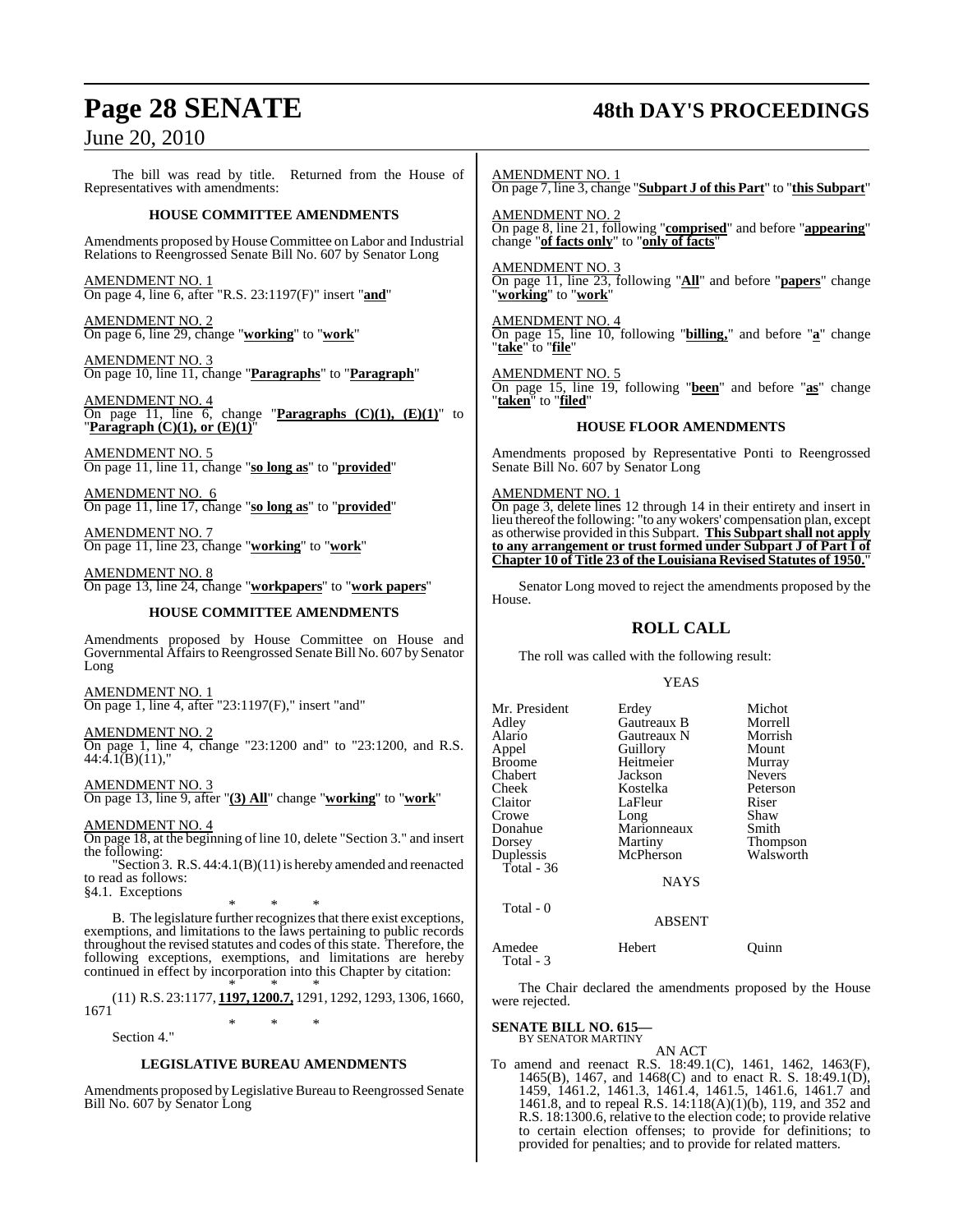The bill was read by title. Returned from the House of Representatives with amendments:

### HOUSE COMMITTEE AMENDMENTS

Amendments proposed by House Committee on Labor and Industrial Relations to Reengrossed Senate Bill No. 607 by Senator Long

AMENDMENT NO. 1
On page 4, line 6, after "R.S. 23:1197(F)" insert "**and**"

AMENDMENT NO. 2
On page 6, line 29, change "**working**" to "**work**"

AMENDMENT NO. 3
On page 10, line 11, change "**Paragraphs**" to "**Paragraph**"

AMENDMENT NO. 4
On page 11, line 6, change "**Paragraphs (C)(1), (E)(1)**" to "**Paragraph (C)(1), or (E)(1)**"

AMENDMENT NO. 5
On page 11, line 11, change "**so long as**" to "**provided**"

AMENDMENT NO. 6
On page 11, line 17, change "**so long as**" to "**provided**"

AMENDMENT NO. 7
On page 11, line 23, change "**working**" to "**work**"

AMENDMENT NO. 8
On page 13, line 24, change "**workpapers**" to "**work papers**"

### HOUSE COMMITTEE AMENDMENTS

Amendments proposed by House Committee on House and Governmental Affairs to Reengrossed Senate Bill No. 607 by Senator Long

AMENDMENT NO. 1
On page 1, line 4, after "23:1197(F)," insert "and"

AMENDMENT NO. 2
On page 1, line 4, change "23:1200 and" to "23:1200, and R.S. 44:4.1(B)(11),"

AMENDMENT NO. 3
On page 13, line 9, after "**(3) All**" change "**working**" to "**work**"

AMENDMENT NO. 4
On page 18, at the beginning of line 10, delete "Section 3." and insert the following:

"Section 3. R.S. 44:4.1(B)(11) is hereby amended and reenacted to read as follows:

§4.1. Exceptions

\* \* \*

B. The legislature further recognizes that there exist exceptions, exemptions, and limitations to the laws pertaining to public records throughout the revised statutes and codes of this state. Therefore, the following exceptions, exemptions, and limitations are hereby continued in effect by incorporation into this Chapter by citation:

\* \* \*

(11) R.S. 23:1177, **1197, 1200.7,** 1291, 1292, 1293, 1306, 1660, 1671

\* \* \*

Section 4."

### LEGISLATIVE BUREAU AMENDMENTS

Amendments proposed by Legislative Bureau to Reengrossed Senate Bill No. 607 by Senator Long

AMENDMENT NO. 1
On page 7, line 3, change "**Subpart J of this Part**" to "**this Subpart**"

AMENDMENT NO. 2
On page 8, line 21, following "**comprised**" and before "**appearing**" change "**of facts only**" to "**only of facts**"

AMENDMENT NO. 3
On page 11, line 23, following "**All**" and before "**papers**" change "**working**" to "**work**"

AMENDMENT NO. 4
On page 15, line 10, following "**billing,**" and before "**a**" change "**take**" to "**file**"

AMENDMENT NO. 5
On page 15, line 19, following "**been**" and before "**as**" change "**taken**" to "**filed**"

### HOUSE FLOOR AMENDMENTS

Amendments proposed by Representative Ponti to Reengrossed Senate Bill No. 607 by Senator Long

AMENDMENT NO. 1
On page 3, delete lines 12 through 14 in their entirety and insert in lieu thereof the following: "to any wokers' compensation plan, except as otherwise provided in this Subpart. **This Subpart shall not apply to any arrangement or trust formed under Subpart J of Part I of Chapter 10 of Title 23 of the Louisiana Revised Statutes of 1950.**"

Senator Long moved to reject the amendments proposed by the House.

## ROLL CALL

The roll was called with the following result:

YEAS

| | | |
|---|---|---|
| Mr. President | Erdey | Michot |
| Adley | Gautreaux B | Morrell |
| Alario | Gautreaux N | Morrish |
| Appel | Guillory | Mount |
| Broome | Heitmeier | Murray |
| Chabert | Jackson | Nevers |
| Cheek | Kostelka | Peterson |
| Claitor | LaFleur | Riser |
| Crowe | Long | Shaw |
| Donahue | Marionneaux | Smith |
| Dorsey | Martiny | Thompson |
| Duplessis | McPherson | Walsworth |

Total - 36

NAYS

Total - 0

ABSENT

| | | |
|---|---|---|
| Amedee | Hebert | Quinn |

Total - 3

The Chair declared the amendments proposed by the House were rejected.

**SENATE BILL NO. 615—**
BY SENATOR MARTINY

AN ACT

To amend and reenact R.S. 18:49.1(C), 1461, 1462, 1463(F), 1465(B), 1467, and 1468(C) and to enact R. S. 18:49.1(D), 1459, 1461.2, 1461.3, 1461.4, 1461.5, 1461.6, 1461.7 and 1461.8, and to repeal R.S. 14:118(A)(1)(b), 119, and 352 and R.S. 18:1300.6, relative to the election code; to provide relative to certain election offenses; to provide for definitions; to provided for penalties; and to provide for related matters.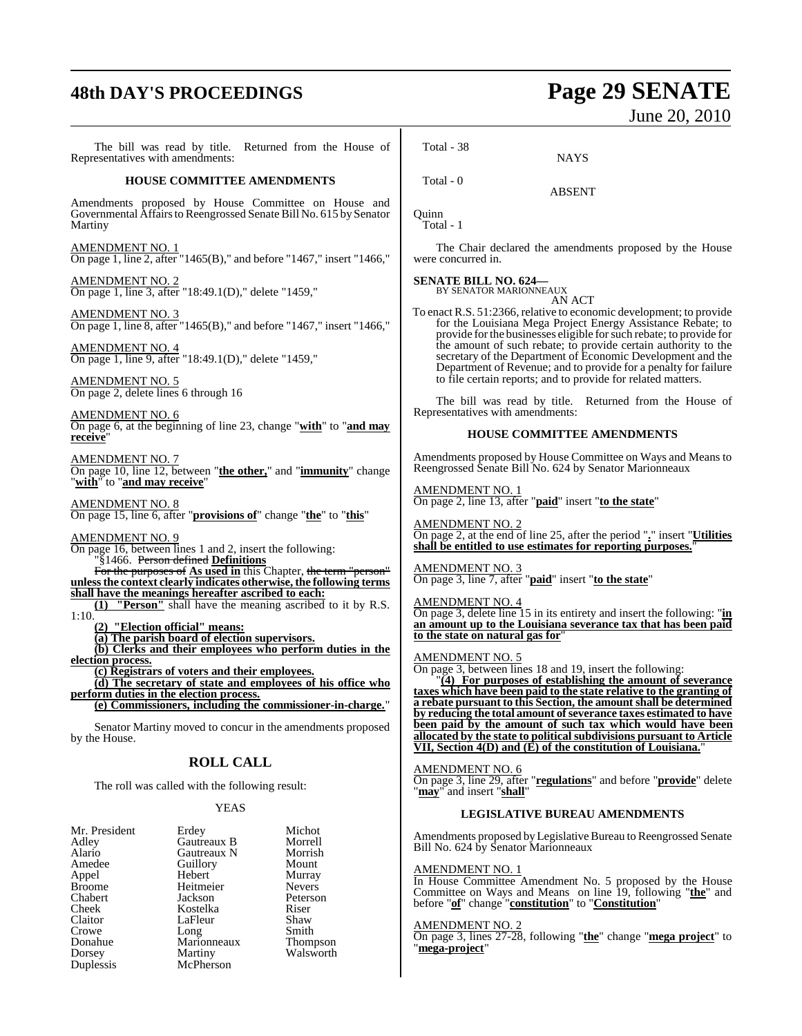The bill was read by title. Returned from the House of Representatives with amendments:

### HOUSE COMMITTEE AMENDMENTS

Amendments proposed by House Committee on House and Governmental Affairs to Reengrossed Senate Bill No. 615 by Senator Martiny

AMENDMENT NO. 1
On page 1, line 2, after "1465(B)," and before "1467," insert "1466,"

AMENDMENT NO. 2
On page 1, line 3, after "18:49.1(D)," delete "1459,"

AMENDMENT NO. 3
On page 1, line 8, after "1465(B)," and before "1467," insert "1466,"

AMENDMENT NO. 4
On page 1, line 9, after "18:49.1(D)," delete "1459,"

AMENDMENT NO. 5
On page 2, delete lines 6 through 16

AMENDMENT NO. 6
On page 6, at the beginning of line 23, change "**with**" to "**and may receive**"

AMENDMENT NO. 7
On page 10, line 12, between "**the other,**" and "**immunity**" change "**with**" to "**and may receive**"

AMENDMENT NO. 8
On page 15, line 6, after "**provisions of**" change "**the**" to "**this**"

AMENDMENT NO. 9
On page 16, between lines 1 and 2, insert the following:

"§1466. ~~Person defined~~ **Definitions**

~~For the purposes of~~ **As used in** this Chapter, ~~the term "person"~~ **unless the context clearly indicates otherwise, the following terms shall have the meanings hereafter ascribed to each:**

**(1) "Person"** shall have the meaning ascribed to it by R.S. 1:10.

**(2) "Election official" means:**

**(a) The parish board of election supervisors.**

**(b) Clerks and their employees who perform duties in the election process.**

**(c) Registrars of voters and their employees.**

**(d) The secretary of state and employees of his office who perform duties in the election process.**

**(e) Commissioners, including the commissioner-in-charge.**"

Senator Martiny moved to concur in the amendments proposed by the House.

## ROLL CALL

The roll was called with the following result:

YEAS

| | | |
|---|---|---|
| Mr. President | Erdey | Michot |
| Adley | Gautreaux B | Morrell |
| Alario | Gautreaux N | Morrish |
| Amedee | Guillory | Mount |
| Appel | Hebert | Murray |
| Broome | Heitmeier | Nevers |
| Chabert | Jackson | Peterson |
| Cheek | Kostelka | Riser |
| Claitor | LaFleur | Shaw |
| Crowe | Long | Smith |
| Donahue | Marionneaux | Thompson |
| Dorsey | Martiny | Walsworth |
| Duplessis | McPherson | |

Total - 38

NAYS

Total - 0

ABSENT

Quinn

Total - 1

The Chair declared the amendments proposed by the House were concurred in.

**SENATE BILL NO. 624—**
BY SENATOR MARIONNEAUX

AN ACT

To enact R.S. 51:2366, relative to economic development; to provide for the Louisiana Mega Project Energy Assistance Rebate; to provide for the businesses eligible for such rebate; to provide for the amount of such rebate; to provide certain authority to the secretary of the Department of Economic Development and the Department of Revenue; and to provide for a penalty for failure to file certain reports; and to provide for related matters.

The bill was read by title. Returned from the House of Representatives with amendments:

### HOUSE COMMITTEE AMENDMENTS

Amendments proposed by House Committee on Ways and Means to Reengrossed Senate Bill No. 624 by Senator Marionneaux

AMENDMENT NO. 1
On page 2, line 13, after "**paid**" insert "**to the state**"

AMENDMENT NO. 2
On page 2, at the end of line 25, after the period "**.**" insert "**Utilities shall be entitled to use estimates for reporting purposes.**"

AMENDMENT NO. 3
On page 3, line 7, after "**paid**" insert "**to the state**"

AMENDMENT NO. 4
On page 3, delete line 15 in its entirety and insert the following: "**in an amount up to the Louisiana severance tax that has been paid to the state on natural gas for**"

AMENDMENT NO. 5
On page 3, between lines 18 and 19, insert the following:

"**(4) For purposes of establishing the amount of severance taxes which have been paid to the state relative to the granting of a rebate pursuant to this Section, the amount shall be determined by reducing the total amount of severance taxes estimated to have been paid by the amount of such tax which would have been allocated by the state to political subdivisions pursuant to Article VII, Section 4(D) and (E) of the constitution of Louisiana.**"

AMENDMENT NO. 6
On page 3, line 29, after "**regulations**" and before "**provide**" delete "**may**" and insert "**shall**"

### LEGISLATIVE BUREAU AMENDMENTS

Amendments proposed by Legislative Bureau to Reengrossed Senate Bill No. 624 by Senator Marionneaux

AMENDMENT NO. 1
In House Committee Amendment No. 5 proposed by the House Committee on Ways and Means on line 19, following "**the**" and before "**of**" change "**constitution**" to "**Constitution**"

AMENDMENT NO. 2
On page 3, lines 27-28, following "**the**" change "**mega project**" to "**mega-project**"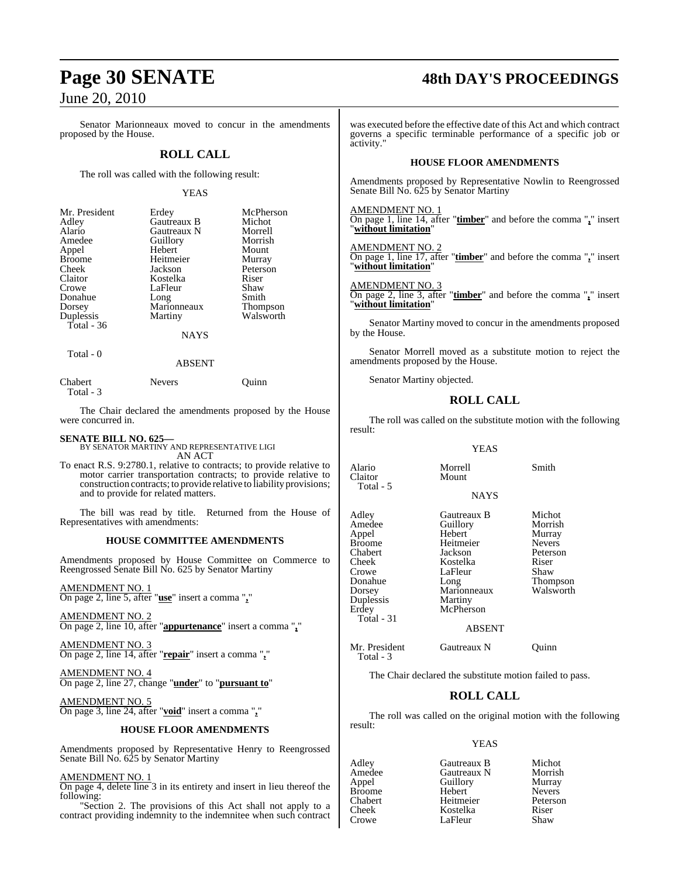Senator Marionneaux moved to concur in the amendments proposed by the House.

## ROLL CALL

The roll was called with the following result:

YEAS

| | | |
|---|---|---|
| Mr. President | Erdey | McPherson |
| Adley | Gautreaux B | Michot |
| Alario | Gautreaux N | Morrell |
| Amedee | Guillory | Morrish |
| Appel | Hebert | Mount |
| Broome | Heitmeier | Murray |
| Cheek | Jackson | Peterson |
| Claitor | Kostelka | Riser |
| Crowe | LaFleur | Shaw |
| Donahue | Long | Smith |
| Dorsey | Marionneaux | Thompson |
| Duplessis | Martiny | Walsworth |
| Total - 36 | | |

NAYS

Total - 0

ABSENT

| | | |
|---|---|---|
| Chabert | Nevers | Quinn |
| Total - 3 | | |

The Chair declared the amendments proposed by the House were concurred in.

**SENATE BILL NO. 625—**
BY SENATOR MARTINY AND REPRESENTATIVE LIGI
AN ACT

To enact R.S. 9:2780.1, relative to contracts; to provide relative to motor carrier transportation contracts; to provide relative to construction contracts; to provide relative to liability provisions; and to provide for related matters.

The bill was read by title. Returned from the House of Representatives with amendments:

### HOUSE COMMITTEE AMENDMENTS

Amendments proposed by House Committee on Commerce to Reengrossed Senate Bill No. 625 by Senator Martiny

AMENDMENT NO. 1
On page 2, line 5, after "**use**" insert a comma "**,**"

AMENDMENT NO. 2
On page 2, line 10, after "**appurtenance**" insert a comma "**,**"

AMENDMENT NO. 3
On page 2, line 14, after "**repair**" insert a comma "**,**"

AMENDMENT NO. 4
On page 2, line 27, change "**under**" to "**pursuant to**"

AMENDMENT NO. 5
On page 3, line 24, after "**void**" insert a comma "**,**"

### HOUSE FLOOR AMENDMENTS

Amendments proposed by Representative Henry to Reengrossed Senate Bill No. 625 by Senator Martiny

AMENDMENT NO. 1
On page 4, delete line 3 in its entirety and insert in lieu thereof the following:

"Section 2. The provisions of this Act shall not apply to a contract providing indemnity to the indemnitee when such contract was executed before the effective date of this Act and which contract governs a specific terminable performance of a specific job or activity."

### HOUSE FLOOR AMENDMENTS

Amendments proposed by Representative Nowlin to Reengrossed Senate Bill No. 625 by Senator Martiny

AMENDMENT NO. 1
On page 1, line 14, after "**timber**" and before the comma "**,**" insert "**without limitation**"

AMENDMENT NO. 2
On page 1, line 17, after "**timber**" and before the comma "**,**" insert "**without limitation**"

AMENDMENT NO. 3
On page 2, line 3, after "**timber**" and before the comma "**,**" insert "**without limitation**"

Senator Martiny moved to concur in the amendments proposed by the House.

Senator Morrell moved as a substitute motion to reject the amendments proposed by the House.

Senator Martiny objected.

## ROLL CALL

The roll was called on the substitute motion with the following result:

YEAS

| | | |
|---|---|---|
| Alario | Morrell | Smith |
| Claitor | Mount | |
| Total - 5 | | |

NAYS

| | | |
|---|---|---|
| Adley | Gautreaux B | Michot |
| Amedee | Guillory | Morrish |
| Appel | Hebert | Murray |
| Broome | Heitmeier | Nevers |
| Chabert | Jackson | Peterson |
| Cheek | Kostelka | Riser |
| Crowe | LaFleur | Shaw |
| Donahue | Long | Thompson |
| Dorsey | Marionneaux | Walsworth |
| Duplessis | Martiny | |
| Erdey | McPherson | |
| Total - 31 | | |

ABSENT

| | | |
|---|---|---|
| Mr. President | Gautreaux N | Quinn |
| Total - 3 | | |

The Chair declared the substitute motion failed to pass.

## ROLL CALL

The roll was called on the original motion with the following result:

YEAS

| | | |
|---|---|---|
| Adley | Gautreaux B | Michot |
| Amedee | Gautreaux N | Morrish |
| Appel | Guillory | Murray |
| Broome | Hebert | Nevers |
| Chabert | Heitmeier | Peterson |
| Cheek | Kostelka | Riser |
| Crowe | LaFleur | Shaw |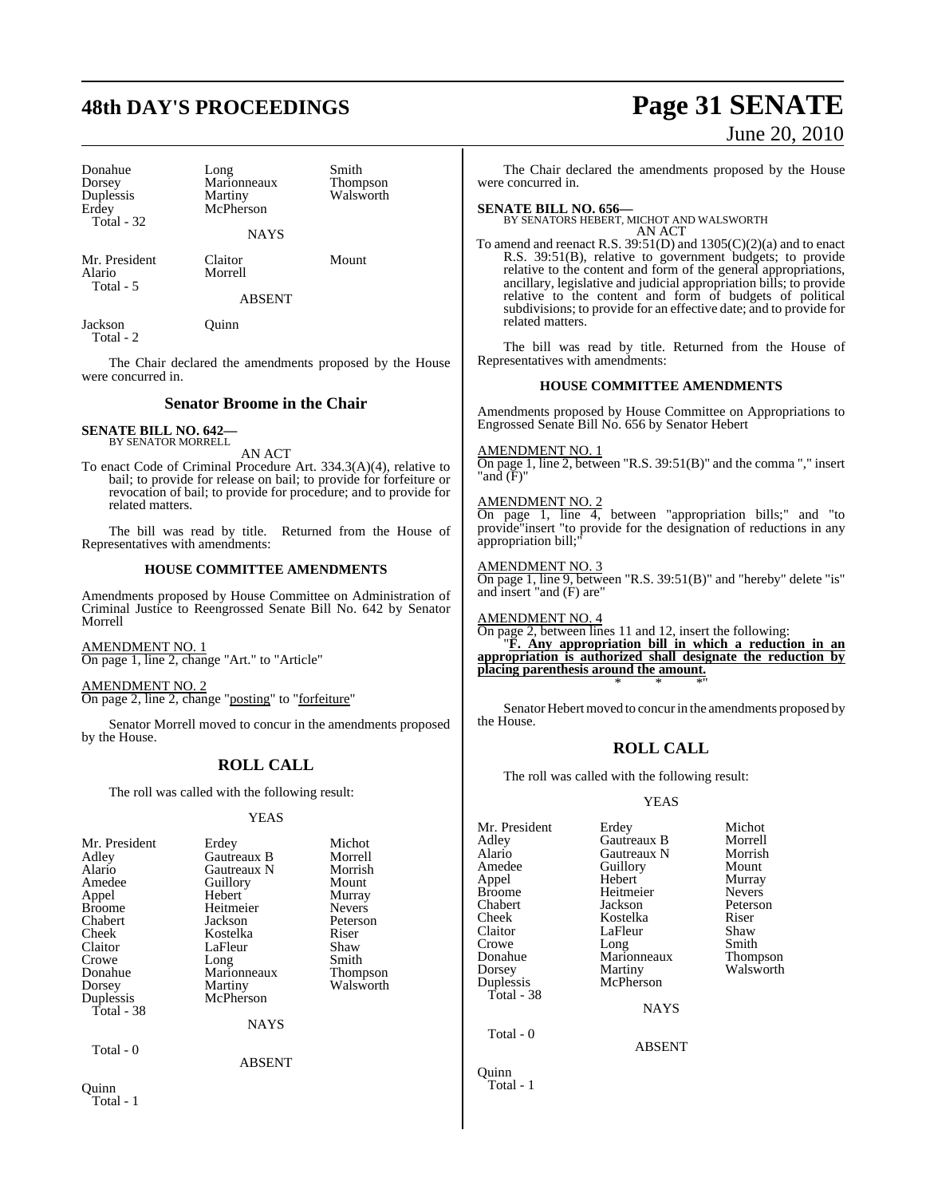| Donahue | Long | Smith |
|---|---|---|
| Dorsey | Marionneaux | Thompson |
| Duplessis | Martiny | Walsworth |
| Erdey | McPherson | |
| Total - 32 | | |

NAYS

| Mr. President | Claitor | Mount |
|---|---|---|
| Alario | Morrell | |
| Total - 5 | | |

ABSENT

| Jackson | Quinn |
|---|---|
| Total - 2 | |

The Chair declared the amendments proposed by the House were concurred in.

## Senator Broome in the Chair

**SENATE BILL NO. 642—**
BY SENATOR MORRELL

AN ACT

To enact Code of Criminal Procedure Art. 334.3(A)(4), relative to bail; to provide for release on bail; to provide for forfeiture or revocation of bail; to provide for procedure; and to provide for related matters.

The bill was read by title. Returned from the House of Representatives with amendments:

### HOUSE COMMITTEE AMENDMENTS

Amendments proposed by House Committee on Administration of Criminal Justice to Reengrossed Senate Bill No. 642 by Senator Morrell

AMENDMENT NO. 1
On page 1, line 2, change "Art." to "Article"

AMENDMENT NO. 2
On page 2, line 2, change "posting" to "forfeiture"

Senator Morrell moved to concur in the amendments proposed by the House.

## ROLL CALL

The roll was called with the following result:

YEAS

| Mr. President | Erdey | Michot |
|---|---|---|
| Adley | Gautreaux B | Morrell |
| Alario | Gautreaux N | Morrish |
| Amedee | Guillory | Mount |
| Appel | Hebert | Murray |
| Broome | Heitmeier | Nevers |
| Chabert | Jackson | Peterson |
| Cheek | Kostelka | Riser |
| Claitor | LaFleur | Shaw |
| Crowe | Long | Smith |
| Donahue | Marionneaux | Thompson |
| Dorsey | Martiny | Walsworth |
| Duplessis | McPherson | |
| Total - 38 | | |

NAYS

Total - 0

ABSENT

Quinn
Total - 1

The Chair declared the amendments proposed by the House were concurred in.

**SENATE BILL NO. 656—**
BY SENATORS HEBERT, MICHOT AND WALSWORTH

AN ACT

To amend and reenact R.S. 39:51(D) and 1305(C)(2)(a) and to enact R.S. 39:51(B), relative to government budgets; to provide relative to the content and form of the general appropriations, ancillary, legislative and judicial appropriation bills; to provide relative to the content and form of budgets of political subdivisions; to provide for an effective date; and to provide for related matters.

The bill was read by title. Returned from the House of Representatives with amendments:

### HOUSE COMMITTEE AMENDMENTS

Amendments proposed by House Committee on Appropriations to Engrossed Senate Bill No. 656 by Senator Hebert

AMENDMENT NO. 1
On page 1, line 2, between "R.S. 39:51(B)" and the comma "," insert "and (F)"

AMENDMENT NO. 2
On page 1, line 4, between "appropriation bills;" and "to provide"insert "to provide for the designation of reductions in any appropriation bill;"

AMENDMENT NO. 3
On page 1, line 9, between "R.S. 39:51(B)" and "hereby" delete "is" and insert "and (F) are"

AMENDMENT NO. 4
On page 2, between lines 11 and 12, insert the following:

"**F. Any appropriation bill in which a reduction in an appropriation is authorized shall designate the reduction by placing parenthesis around the amount.**

\* \* \*"

Senator Hebert moved to concur in the amendments proposed by the House.

## ROLL CALL

The roll was called with the following result:

YEAS

| Mr. President | Erdey | Michot |
|---|---|---|
| Adley | Gautreaux B | Morrell |
| Alario | Gautreaux N | Morrish |
| Amedee | Guillory | Mount |
| Appel | Hebert | Murray |
| Broome | Heitmeier | Nevers |
| Chabert | Jackson | Peterson |
| Cheek | Kostelka | Riser |
| Claitor | LaFleur | Shaw |
| Crowe | Long | Smith |
| Donahue | Marionneaux | Thompson |
| Dorsey | Martiny | Walsworth |
| Duplessis | McPherson | |
| Total - 38 | | |

NAYS

Total - 0

ABSENT

Quinn
Total - 1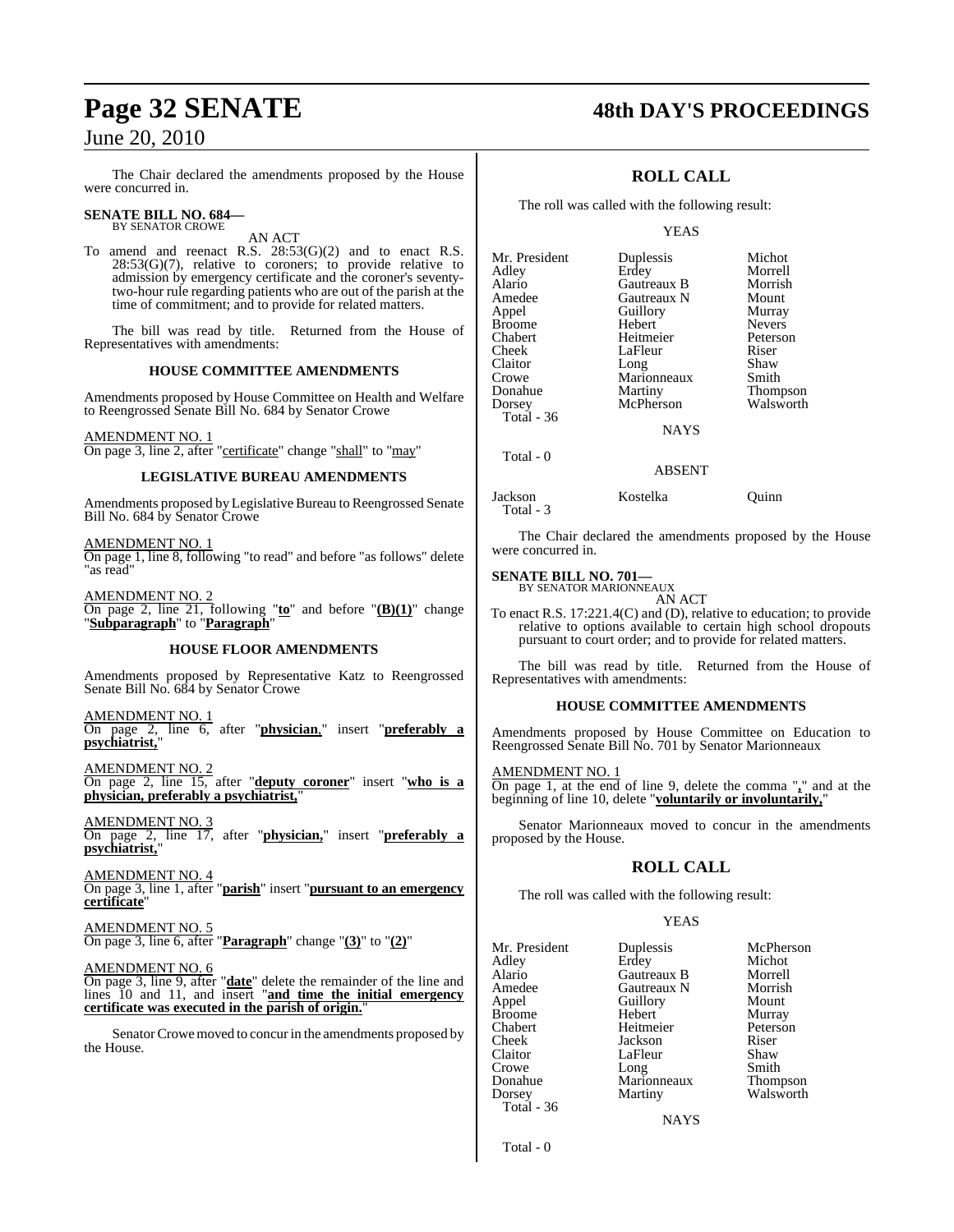The Chair declared the amendments proposed by the House were concurred in.

**SENATE BILL NO. 684—**
BY SENATOR CROWE

AN ACT

To amend and reenact R.S. 28:53(G)(2) and to enact R.S. 28:53(G)(7), relative to coroners; to provide relative to admission by emergency certificate and the coroner's seventy-two-hour rule regarding patients who are out of the parish at the time of commitment; and to provide for related matters.

The bill was read by title. Returned from the House of Representatives with amendments:

**HOUSE COMMITTEE AMENDMENTS**

Amendments proposed by House Committee on Health and Welfare to Reengrossed Senate Bill No. 684 by Senator Crowe

AMENDMENT NO. 1
On page 3, line 2, after "certificate" change "shall" to "may"

**LEGISLATIVE BUREAU AMENDMENTS**

Amendments proposed by Legislative Bureau to Reengrossed Senate Bill No. 684 by Senator Crowe

AMENDMENT NO. 1
On page 1, line 8, following "to read" and before "as follows" delete "as read"

AMENDMENT NO. 2
On page 2, line 21, following "**to**" and before "**(B)(1)**" change "**Subparagraph**" to "**Paragraph**"

**HOUSE FLOOR AMENDMENTS**

Amendments proposed by Representative Katz to Reengrossed Senate Bill No. 684 by Senator Crowe

AMENDMENT NO. 1
On page 2, line 6, after "**physician**," insert "**preferably a psychiatrist,**"

AMENDMENT NO. 2
On page 2, line 15, after "**deputy coroner**" insert "**who is a physician, preferably a psychiatrist,**"

AMENDMENT NO. 3
On page 2, line 17, after "**physician,**" insert "**preferably a psychiatrist,**"

AMENDMENT NO. 4
On page 3, line 1, after "**parish**" insert "**pursuant to an emergency certificate**"

AMENDMENT NO. 5
On page 3, line 6, after "**Paragraph**" change "**(3)**" to "**(2)**"

AMENDMENT NO. 6
On page 3, line 9, after "**date**" delete the remainder of the line and lines 10 and 11, and insert "**and time the initial emergency certificate was executed in the parish of origin.**"

Senator Crowe moved to concur in the amendments proposed by the House.

## ROLL CALL

The roll was called with the following result:

YEAS

| | | |
|---|---|---|
| Mr. President | Duplessis | Michot |
| Adley | Erdey | Morrell |
| Alario | Gautreaux B | Morrish |
| Amedee | Gautreaux N | Mount |
| Appel | Guillory | Murray |
| Broome | Hebert | Nevers |
| Chabert | Heitmeier | Peterson |
| Cheek | LaFleur | Riser |
| Claitor | Long | Shaw |
| Crowe | Marionneaux | Smith |
| Donahue | Martiny | Thompson |
| Dorsey | McPherson | Walsworth |

Total - 36

NAYS

Total - 0

ABSENT

| | | |
|---|---|---|
| Jackson | Kostelka | Quinn |

Total - 3

The Chair declared the amendments proposed by the House were concurred in.

**SENATE BILL NO. 701—**
BY SENATOR MARIONNEAUX

AN ACT

To enact R.S. 17:221.4(C) and (D), relative to education; to provide relative to options available to certain high school dropouts pursuant to court order; and to provide for related matters.

The bill was read by title. Returned from the House of Representatives with amendments:

**HOUSE COMMITTEE AMENDMENTS**

Amendments proposed by House Committee on Education to Reengrossed Senate Bill No. 701 by Senator Marionneaux

AMENDMENT NO. 1
On page 1, at the end of line 9, delete the comma "**,**" and at the beginning of line 10, delete "**voluntarily or involuntarily,**"

Senator Marionneaux moved to concur in the amendments proposed by the House.

## ROLL CALL

The roll was called with the following result:

YEAS

| | | |
|---|---|---|
| Mr. President | Duplessis | McPherson |
| Adley | Erdey | Michot |
| Alario | Gautreaux B | Morrell |
| Amedee | Gautreaux N | Morrish |
| Appel | Guillory | Mount |
| Broome | Hebert | Murray |
| Chabert | Heitmeier | Peterson |
| Cheek | Jackson | Riser |
| Claitor | LaFleur | Shaw |
| Crowe | Long | Smith |
| Donahue | Marionneaux | Thompson |
| Dorsey | Martiny | Walsworth |

Total - 36

NAYS

Total - 0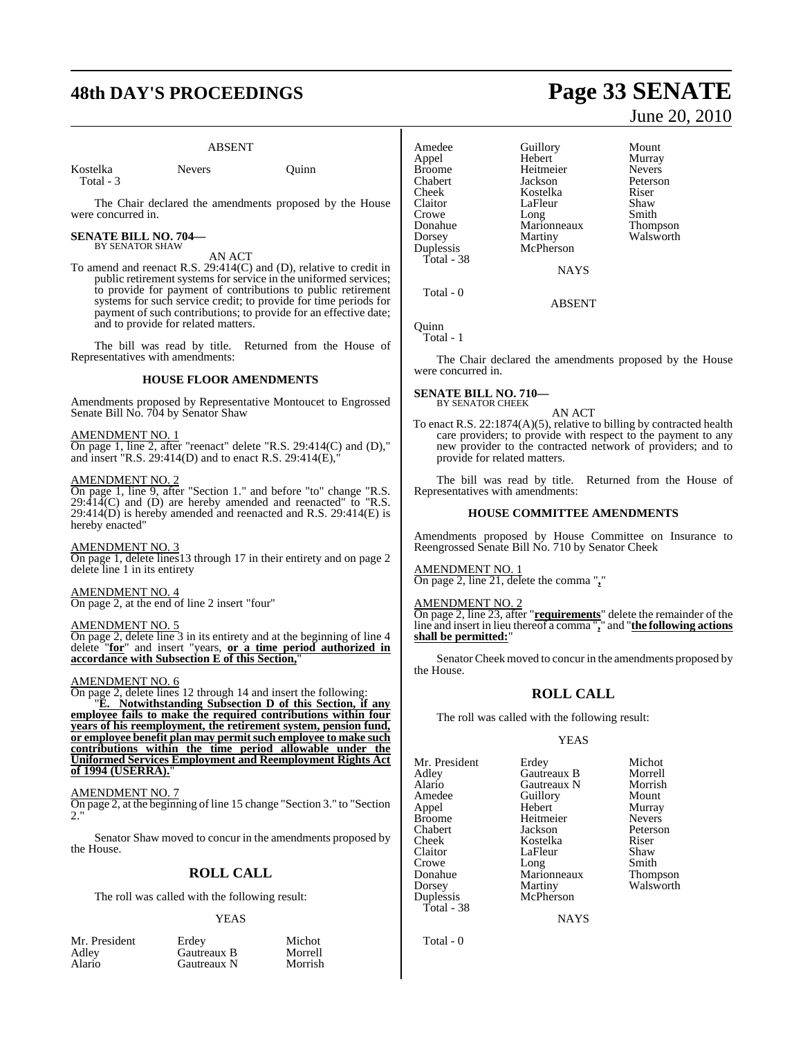ABSENT

| | | |
|---|---|---|
| Kostelka | Nevers | Quinn |
| Total - 3 | | |

The Chair declared the amendments proposed by the House were concurred in.

**SENATE BILL NO. 704—**
BY SENATOR SHAW

AN ACT

To amend and reenact R.S. 29:414(C) and (D), relative to credit in public retirement systems for service in the uniformed services; to provide for payment of contributions to public retirement systems for such service credit; to provide for time periods for payment of such contributions; to provide for an effective date; and to provide for related matters.

The bill was read by title. Returned from the House of Representatives with amendments:

**HOUSE FLOOR AMENDMENTS**

Amendments proposed by Representative Montoucet to Engrossed Senate Bill No. 704 by Senator Shaw

AMENDMENT NO. 1

On page 1, line 2, after "reenact" delete "R.S. 29:414(C) and (D)," and insert "R.S. 29:414(D) and to enact R.S. 29:414(E),"

AMENDMENT NO. 2

On page 1, line 9, after "Section 1." and before "to" change "R.S. 29:414(C) and (D) are hereby amended and reenacted" to "R.S. 29:414(D) is hereby amended and reenacted and R.S. 29:414(E) is hereby enacted"

AMENDMENT NO. 3

On page 1, delete lines13 through 17 in their entirety and on page 2 delete line 1 in its entirety

AMENDMENT NO. 4

On page 2, at the end of line 2 insert "four"

AMENDMENT NO. 5

On page 2, delete line 3 in its entirety and at the beginning of line 4 delete "**for**" and insert "years, **or a time period authorized in accordance with Subsection E of this Section,**"

AMENDMENT NO. 6

On page 2, delete lines 12 through 14 and insert the following:

"**E. Notwithstanding Subsection D of this Section, if any employee fails to make the required contributions within four years of his reemployment, the retirement system, pension fund, or employee benefit plan may permit such employee to make such contributions within the time period allowable under the Uniformed Services Employment and Reemployment Rights Act of 1994 (USERRA).**"

AMENDMENT NO. 7

On page 2, at the beginning of line 15 change "Section 3." to "Section 2."

Senator Shaw moved to concur in the amendments proposed by the House.

## ROLL CALL

The roll was called with the following result:

YEAS

| | | |
|---|---|---|
| Mr. President | Erdey | Michot |
| Adley | Gautreaux B | Morrell |
| Alario | Gautreaux N | Morrish |
| Amedee | Guillory | Mount |
| Appel | Hebert | Murray |
| Broome | Heitmeier | Nevers |
| Chabert | Jackson | Peterson |
| Cheek | Kostelka | Riser |
| Claitor | LaFleur | Shaw |
| Crowe | Long | Smith |
| Donahue | Marionneaux | Thompson |
| Dorsey | Martiny | Walsworth |
| Duplessis | McPherson | |
| Total - 38 | | |

NAYS

Total - 0

ABSENT

Quinn
Total - 1

The Chair declared the amendments proposed by the House were concurred in.

**SENATE BILL NO. 710—**
BY SENATOR CHEEK

AN ACT

To enact R.S. 22:1874(A)(5), relative to billing by contracted health care providers; to provide with respect to the payment to any new provider to the contracted network of providers; and to provide for related matters.

The bill was read by title. Returned from the House of Representatives with amendments:

**HOUSE COMMITTEE AMENDMENTS**

Amendments proposed by House Committee on Insurance to Reengrossed Senate Bill No. 710 by Senator Cheek

AMENDMENT NO. 1

On page 2, line 21, delete the comma "**,**"

AMENDMENT NO. 2

On page 2, line 23, after "**requirements**" delete the remainder of the line and insert in lieu thereof a comma "**,**" and "**the following actions shall be permitted:**"

Senator Cheek moved to concur in the amendments proposed by the House.

## ROLL CALL

The roll was called with the following result:

YEAS

| | | |
|---|---|---|
| Mr. President | Erdey | Michot |
| Adley | Gautreaux B | Morrell |
| Alario | Gautreaux N | Morrish |
| Amedee | Guillory | Mount |
| Appel | Hebert | Murray |
| Broome | Heitmeier | Nevers |
| Chabert | Jackson | Peterson |
| Cheek | Kostelka | Riser |
| Claitor | LaFleur | Shaw |
| Crowe | Long | Smith |
| Donahue | Marionneaux | Thompson |
| Dorsey | Martiny | Walsworth |
| Duplessis | McPherson | |
| Total - 38 | | |

NAYS

Total - 0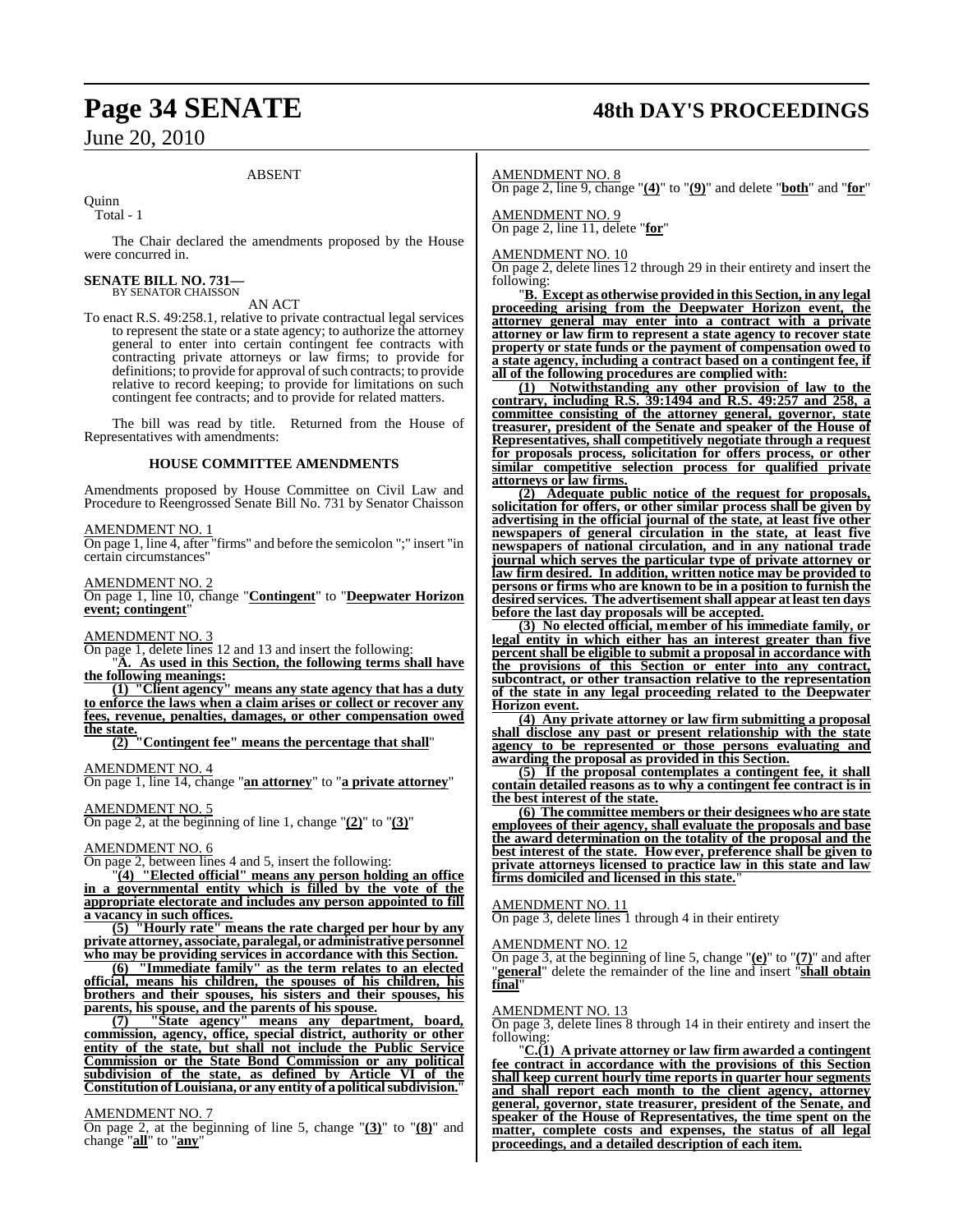ABSENT

Quinn
Total - 1

The Chair declared the amendments proposed by the House were concurred in.

**SENATE BILL NO. 731—**
BY SENATOR CHAISSON

AN ACT

To enact R.S. 49:258.1, relative to private contractual legal services to represent the state or a state agency; to authorize the attorney general to enter into certain contingent fee contracts with contracting private attorneys or law firms; to provide for definitions; to provide for approval of such contracts; to provide relative to record keeping; to provide for limitations on such contingent fee contracts; and to provide for related matters.

The bill was read by title. Returned from the House of Representatives with amendments:

**HOUSE COMMITTEE AMENDMENTS**

Amendments proposed by House Committee on Civil Law and Procedure to Reengrossed Senate Bill No. 731 by Senator Chaisson

AMENDMENT NO. 1
On page 1, line 4, after "firms" and before the semicolon ";" insert "in certain circumstances"

AMENDMENT NO. 2
On page 1, line 10, change "**Contingent**" to "**Deepwater Horizon event; contingent**"

AMENDMENT NO. 3
On page 1, delete lines 12 and 13 and insert the following:

"**A. As used in this Section, the following terms shall have the following meanings:**

**(1) "Client agency" means any state agency that has a duty to enforce the laws when a claim arises or collect or recover any fees, revenue, penalties, damages, or other compensation owed the state.**

**(2) "Contingent fee" means the percentage that shall**"

AMENDMENT NO. 4
On page 1, line 14, change "**an attorney**" to "**a private attorney**"

AMENDMENT NO. 5
On page 2, at the beginning of line 1, change "**(2)**" to "**(3)**"

AMENDMENT NO. 6
On page 2, between lines 4 and 5, insert the following:

"**(4) "Elected official" means any person holding an office in a governmental entity which is filled by the vote of the appropriate electorate and includes any person appointed to fill a vacancy in such offices.**

**(5) "Hourly rate" means the rate charged per hour by any private attorney, associate, paralegal, or administrative personnel who may be providing services in accordance with this Section.**

**(6) "Immediate family" as the term relates to an elected official, means his children, the spouses of his children, his brothers and their spouses, his sisters and their spouses, his parents, his spouse, and the parents of his spouse.**

**(7) "State agency" means any department, board, commission, agency, office, special district, authority or other entity of the state, but shall not include the Public Service Commission or the State Bond Commission or any political subdivision of the state, as defined by Article VI of the Constitution of Louisiana, or any entity of a political subdivision.**"

AMENDMENT NO. 7
On page 2, at the beginning of line 5, change "**(3)**" to "**(8)**" and change "**all**" to "**any**"

AMENDMENT NO. 8
On page 2, line 9, change "**(4)**" to "**(9)**" and delete "**both**" and "**for**"

AMENDMENT NO. 9
On page 2, line 11, delete "**for**"

AMENDMENT NO. 10
On page 2, delete lines 12 through 29 in their entirety and insert the following:

"**B. Except as otherwise provided in this Section, in any legal proceeding arising from the Deepwater Horizon event, the attorney general may enter into a contract with a private attorney or law firm to represent a state agency to recover state property or state funds or the payment of compensation owed to a state agency, including a contract based on a contingent fee, if all of the following procedures are complied with:**

**(1) Notwithstanding any other provision of law to the contrary, including R.S. 39:1494 and R.S. 49:257 and 258, a committee consisting of the attorney general, governor, state treasurer, president of the Senate and speaker of the House of Representatives, shall competitively negotiate through a request for proposals process, solicitation for offers process, or other similar competitive selection process for qualified private attorneys or law firms.**

**(2) Adequate public notice of the request for proposals, solicitation for offers, or other similar process shall be given by advertising in the official journal of the state, at least five other newspapers of general circulation in the state, at least five newspapers of national circulation, and in any national trade journal which serves the particular type of private attorney or law firm desired. In addition, written notice may be provided to persons or firms who are known to be in a position to furnish the desired services. The advertisement shall appear at least ten days before the last day proposals will be accepted.**

**(3) No elected official, member of his immediate family, or legal entity in which either has an interest greater than five percent shall be eligible to submit a proposal in accordance with the provisions of this Section or enter into any contract, subcontract, or other transaction relative to the representation of the state in any legal proceeding related to the Deepwater Horizon event.**

**(4) Any private attorney or law firm submitting a proposal shall disclose any past or present relationship with the state agency to be represented or those persons evaluating and awarding the proposal as provided in this Section.**

**(5) If the proposal contemplates a contingent fee, it shall contain detailed reasons as to why a contingent fee contract is in the best interest of the state.**

**(6) The committee members or their designees who are state employees of their agency, shall evaluate the proposals and base the award determination on the totality of the proposal and the best interest of the state. However, preference shall be given to private attorneys licensed to practice law in this state and law firms domiciled and licensed in this state.**"

AMENDMENT NO. 11
On page 3, delete lines 1 through 4 in their entirety

AMENDMENT NO. 12
On page 3, at the beginning of line 5, change "**(e)**" to "**(7)**" and after "**general**" delete the remainder of the line and insert "**shall obtain final**"

AMENDMENT NO. 13
On page 3, delete lines 8 through 14 in their entirety and insert the following:

"**C.(1) A private attorney or law firm awarded a contingent fee contract in accordance with the provisions of this Section shall keep current hourly time reports in quarter hour segments and shall report each month to the client agency, attorney general, governor, state treasurer, president of the Senate, and speaker of the House of Representatives, the time spent on the matter, complete costs and expenses, the status of all legal proceedings, and a detailed description of each item.**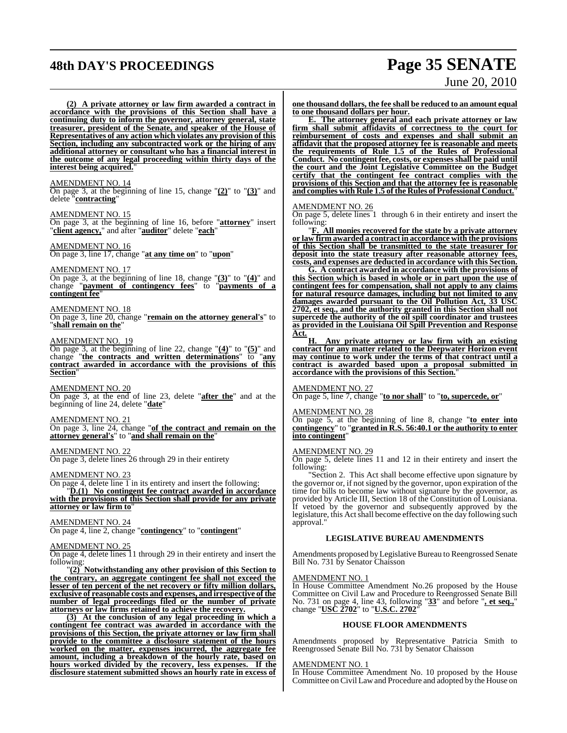**(2) A private attorney or law firm awarded a contract in accordance with the provisions of this Section shall have a continuing duty to inform the governor, attorney general, state treasurer, president of the Senate, and speaker of the House of Representatives of any action which violates any provision of this Section, including any subcontracted work or the hiring of any additional attorney or consultant who has a financial interest in the outcome of any legal proceeding within thirty days of the interest being acquired.**"

AMENDMENT NO. 14

On page 3, at the beginning of line 15, change "**(2)**" to "**(3)**" and delete "**contracting**"

AMENDMENT NO. 15

On page 3, at the beginning of line 16, before "**attorney**" insert "**client agency,**" and after "**auditor**" delete "**each**"

AMENDMENT NO. 16

On page 3, line 17, change "**at any time on**" to "**upon**"

AMENDMENT NO. 17

On page 3, at the beginning of line 18, change "**(3)**" to "**(4)**" and change "**payment of contingency fees**" to "**payments of a contingent fee**"

AMENDMENT NO. 18

On page 3, line 20, change "**remain on the attorney general's**" to "**shall remain on the**"

AMENDMENT NO. 19

On page 3, at the beginning of line 22, change "**(4)**" to "**(5)**" and change "**the contracts and written determinations**" to "**any contract awarded in accordance with the provisions of this Section**"

AMENDMENT NO. 20

On page 3, at the end of line 23, delete "**after the**" and at the beginning of line 24, delete "**date**"

AMENDMENT NO. 21

On page 3, line 24, change "**of the contract and remain on the attorney general's**" to "**and shall remain on the**"

AMENDMENT NO. 22

On page 3, delete lines 26 through 29 in their entirety

AMENDMENT NO. 23

On page 4, delete line 1 in its entirety and insert the following:

"**D.(1) No contingent fee contract awarded in accordance with the provisions of this Section shall provide for any private attorney or law firm to**"

AMENDMENT NO. 24

On page 4, line 2, change "**contingency**" to "**contingent**"

AMENDMENT NO. 25

On page 4, delete lines 11 through 29 in their entirety and insert the following:

"**(2) Notwithstanding any other provision of this Section to the contrary, an aggregate contingent fee shall not exceed the lesser of ten percent of the net recovery or fifty million dollars, exclusive of reasonable costs and expenses, and irrespective of the number of legal proceedings filed or the number of private attorneys or law firms retained to achieve the recovery.**

**(3) At the conclusion of any legal proceeding in which a contingent fee contract was awarded in accordance with the provisions of this Section, the private attorney or law firm shall provide to the committee a disclosure statement of the hours worked on the matter, expenses incurred, the aggregate fee amount, including a breakdown of the hourly rate, based on hours worked divided by the recovery, less expenses. If the disclosure statement submitted shows an hourly rate in excess of one thousand dollars, the fee shall be reduced to an amount equal to one thousand dollars per hour.**

**E. The attorney general and each private attorney or law firm shall submit affidavits of correctness to the court for reimbursement of costs and expenses and shall submit an affidavit that the proposed attorney fee is reasonable and meets the requirements of Rule 1.5 of the Rules of Professional Conduct. No contingent fee, costs, or expenses shall be paid until the court and the Joint Legislative Committee on the Budget certify that the contingent fee contract complies with the provisions of this Section and that the attorney fee is reasonable and complies with Rule 1.5 of the Rules of Professional Conduct.**"

AMENDMENT NO. 26

On page 5, delete lines 1 through 6 in their entirety and insert the following:

"**F. All monies recovered for the state by a private attorney or law firm awarded a contract in accordance with the provisions of this Section shall be transmitted to the state treasurer for deposit into the state treasury after reasonable attorney fees, costs, and expenses are deducted in accordance with this Section.**

**G. A contract awarded in accordance with the provisions of this Section which is based in whole or in part upon the use of contingent fees for compensation, shall not apply to any claims for natural resource damages, including but not limited to any damages awarded pursuant to the Oil Pollution Act, 33 USC 2702, et seq., and the authority granted in this Section shall not supercede the authority of the oil spill coordinator and trustees as provided in the Louisiana Oil Spill Prevention and Response Act.**

**H. Any private attorney or law firm with an existing contract for any matter related to the Deepwater Horizon event may continue to work under the terms of that contract until a contract is awarded based upon a proposal submitted in accordance with the provisions of this Section.**"

AMENDMENT NO. 27

On page 5, line 7, change "**to nor shall**" to "**to, supercede, or**"

AMENDMENT NO. 28

On page 5, at the beginning of line 8, change "**to enter into contingency**" to "**granted in R.S. 56:40.1 or the authority to enter into contingent**"

AMENDMENT NO. 29

On page 5, delete lines 11 and 12 in their entirety and insert the following:

"Section 2. This Act shall become effective upon signature by the governor or, if not signed by the governor, upon expiration of the time for bills to become law without signature by the governor, as provided by Article III, Section 18 of the Constitution of Louisiana. If vetoed by the governor and subsequently approved by the legislature, this Act shall become effective on the day following such approval."

## LEGISLATIVE BUREAU AMENDMENTS

Amendments proposed by Legislative Bureau to Reengrossed Senate Bill No. 731 by Senator Chaisson

AMENDMENT NO. 1

In House Committee Amendment No.26 proposed by the House Committee on Civil Law and Procedure to Reengrossed Senate Bill No. 731 on page 4, line 43, following "**33**" and before "**, et seq.,**" change "**USC 2702**" to "**U.S.C. 2702**"

## HOUSE FLOOR AMENDMENTS

Amendments proposed by Representative Patricia Smith to Reengrossed Senate Bill No. 731 by Senator Chaisson

AMENDMENT NO. 1

In House Committee Amendment No. 10 proposed by the House Committee on Civil Law and Procedure and adopted by the House on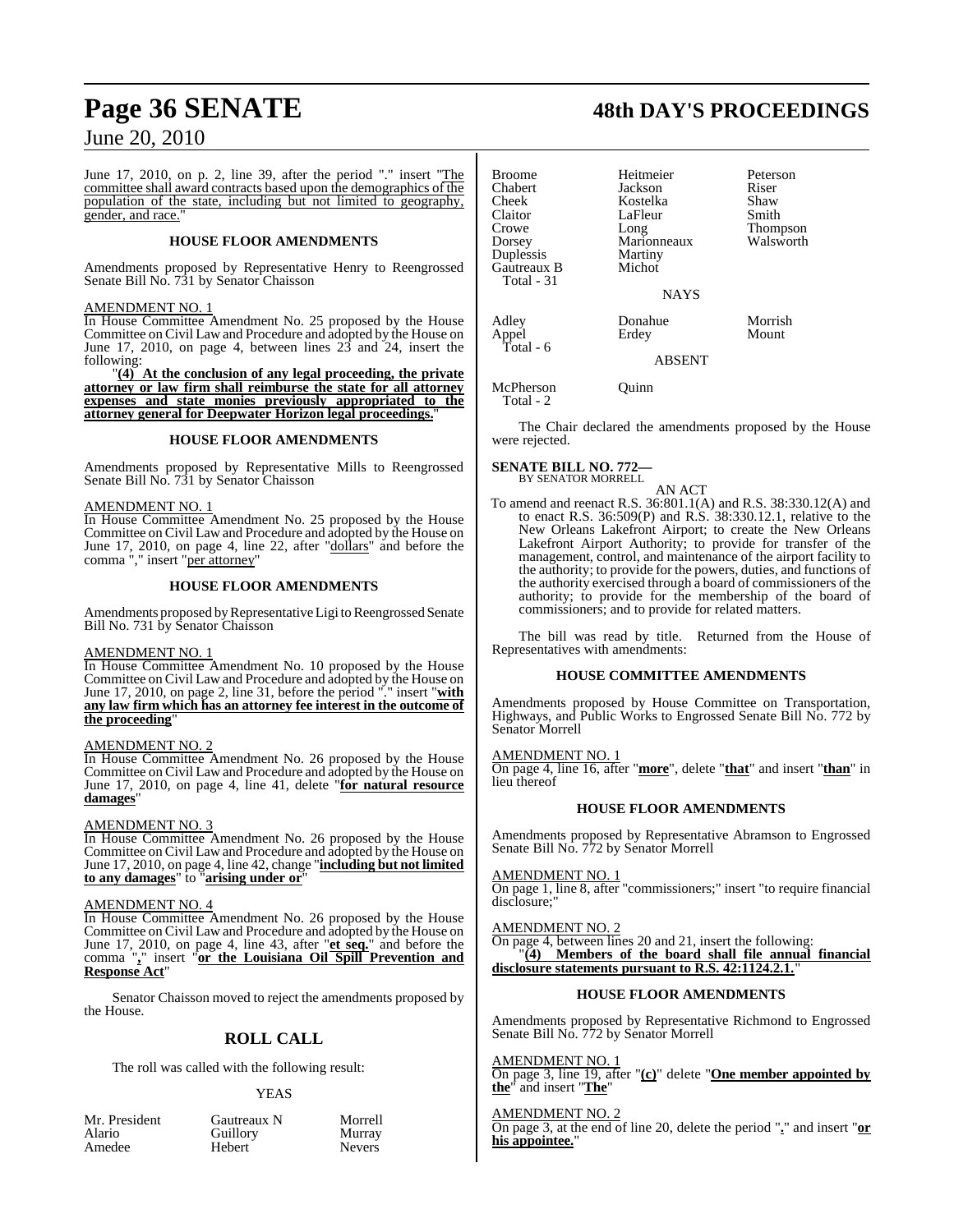June 17, 2010, on p. 2, line 39, after the period "." insert "The committee shall award contracts based upon the demographics of the population of the state, including but not limited to geography, gender, and race."

### HOUSE FLOOR AMENDMENTS

Amendments proposed by Representative Henry to Reengrossed Senate Bill No. 731 by Senator Chaisson

AMENDMENT NO. 1

In House Committee Amendment No. 25 proposed by the House Committee on Civil Law and Procedure and adopted by the House on June 17, 2010, on page 4, between lines 23 and 24, insert the following:

"**(4) At the conclusion of any legal proceeding, the private attorney or law firm shall reimburse the state for all attorney expenses and state monies previously appropriated to the attorney general for Deepwater Horizon legal proceedings.**"

### HOUSE FLOOR AMENDMENTS

Amendments proposed by Representative Mills to Reengrossed Senate Bill No. 731 by Senator Chaisson

AMENDMENT NO. 1

In House Committee Amendment No. 25 proposed by the House Committee on Civil Law and Procedure and adopted by the House on June 17, 2010, on page 4, line 22, after "dollars" and before the comma "," insert "per attorney"

### HOUSE FLOOR AMENDMENTS

Amendments proposed by Representative Ligi to Reengrossed Senate Bill No. 731 by Senator Chaisson

AMENDMENT NO. 1

In House Committee Amendment No. 10 proposed by the House Committee on Civil Law and Procedure and adopted by the House on June 17, 2010, on page 2, line 31, before the period "." insert "**with any law firm which has an attorney fee interest in the outcome of the proceeding**"

AMENDMENT NO. 2

In House Committee Amendment No. 26 proposed by the House Committee on Civil Law and Procedure and adopted by the House on June 17, 2010, on page 4, line 41, delete "**for natural resource damages**"

AMENDMENT NO. 3

In House Committee Amendment No. 26 proposed by the House Committee on Civil Law and Procedure and adopted by the House on June 17, 2010, on page 4, line 42, change "**including but not limited to any damages**" to "**arising under or**"

AMENDMENT NO. 4

In House Committee Amendment No. 26 proposed by the House Committee on Civil Law and Procedure and adopted by the House on June 17, 2010, on page 4, line 43, after "**et seq.**" and before the comma "**,**" insert "**or the Louisiana Oil Spill Prevention and Response Act**"

Senator Chaisson moved to reject the amendments proposed by the House.

## ROLL CALL

The roll was called with the following result:

YEAS

| | | |
|---|---|---|
| Mr. President | Gautreaux N | Morrell |
| Alario | Guillory | Murray |
| Amedee | Hebert | Nevers |
| Broome | Heitmeier | Peterson |
| Chabert | Jackson | Riser |
| Cheek | Kostelka | Shaw |
| Claitor | LaFleur | Smith |
| Crowe | Long | Thompson |
| Dorsey | Marionneaux | Walsworth |
| Duplessis | Martiny | |
| Gautreaux B | Michot | |

Total - 31

NAYS

| | | |
|---|---|---|
| Adley | Donahue | Morrish |
| Appel | Erdey | Mount |

Total - 6

ABSENT

| | |
|---|---|
| McPherson | Quinn |

Total - 2

The Chair declared the amendments proposed by the House were rejected.

**SENATE BILL NO. 772—**
BY SENATOR MORRELL

AN ACT

To amend and reenact R.S. 36:801.1(A) and R.S. 38:330.12(A) and to enact R.S. 36:509(P) and R.S. 38:330.12.1, relative to the New Orleans Lakefront Airport; to create the New Orleans Lakefront Airport Authority; to provide for transfer of the management, control, and maintenance of the airport facility to the authority; to provide for the powers, duties, and functions of the authority exercised through a board of commissioners of the authority; to provide for the membership of the board of commissioners; and to provide for related matters.

The bill was read by title. Returned from the House of Representatives with amendments:

### HOUSE COMMITTEE AMENDMENTS

Amendments proposed by House Committee on Transportation, Highways, and Public Works to Engrossed Senate Bill No. 772 by Senator Morrell

AMENDMENT NO. 1

On page 4, line 16, after "**more**", delete "**that**" and insert "**than**" in lieu thereof

### HOUSE FLOOR AMENDMENTS

Amendments proposed by Representative Abramson to Engrossed Senate Bill No. 772 by Senator Morrell

AMENDMENT NO. 1

On page 1, line 8, after "commissioners;" insert "to require financial disclosure;"

AMENDMENT NO. 2

On page 4, between lines 20 and 21, insert the following:

"**(4) Members of the board shall file annual financial disclosure statements pursuant to R.S. 42:1124.2.1.**"

### HOUSE FLOOR AMENDMENTS

Amendments proposed by Representative Richmond to Engrossed Senate Bill No. 772 by Senator Morrell

AMENDMENT NO. 1

On page 3, line 19, after "**(c)**" delete "**One member appointed by the**" and insert "**The**"

AMENDMENT NO. 2

On page 3, at the end of line 20, delete the period "**.**" and insert "**or his appointee.**"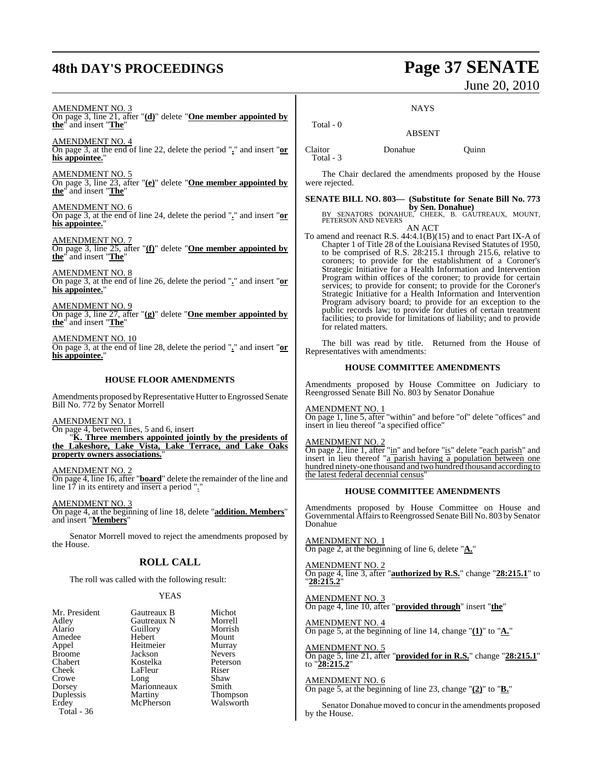AMENDMENT NO. 3

On page 3, line 21, after "**(d)**" delete "**One member appointed by the**" and insert "**The**"

AMENDMENT NO. 4

On page 3, at the end of line 22, delete the period "**.**" and insert "**or his appointee.**"

AMENDMENT NO. 5

On page 3, line 23, after "**(e)**" delete "**One member appointed by the**" and insert "**The**"

AMENDMENT NO. 6

On page 3, at the end of line 24, delete the period "**.**" and insert "**or his appointee.**"

AMENDMENT NO. 7

On page 3, line 25, after "**(f)**" delete "**One member appointed by the**" and insert "**The**"

AMENDMENT NO. 8

On page 3, at the end of line 26, delete the period "**.**" and insert "**or his appointee.**"

AMENDMENT NO. 9

On page 3, line 27, after "**(g)**" delete "**One member appointed by the**" and insert "**The**"

AMENDMENT NO. 10

On page 3, at the end of line 28, delete the period "**.**" and insert "**or his appointee.**"

### HOUSE FLOOR AMENDMENTS

Amendments proposed by Representative Hutter to Engrossed Senate Bill No. 772 by Senator Morrell

AMENDMENT NO. 1

On page 4, between lines, 5 and 6, insert

"**K. Three members appointed jointly by the presidents of the Lakeshore, Lake Vista, Lake Terrace, and Lake Oaks property owners associations.**"

AMENDMENT NO. 2

On page 4, line 16, after "**board**" delete the remainder of the line and line 17 in its entirety and insert a period "**.**"

AMENDMENT NO. 3

On page 4, at the beginning of line 18, delete "**addition. Members**" and insert "**Members**"

Senator Morrell moved to reject the amendments proposed by the House.

## ROLL CALL

The roll was called with the following result:

YEAS

| | | |
|---|---|---|
| Mr. President | Gautreaux B | Michot |
| Adley | Gautreaux N | Morrell |
| Alario | Guillory | Morrish |
| Amedee | Hebert | Mount |
| Appel | Heitmeier | Murray |
| Broome | Jackson | Nevers |
| Chabert | Kostelka | Peterson |
| Cheek | LaFleur | Riser |
| Crowe | Long | Shaw |
| Dorsey | Marionneaux | Smith |
| Duplessis | Martiny | Thompson |
| Erdey | McPherson | Walsworth |

Total - 36

NAYS

Total - 0

ABSENT

| | | |
|---|---|---|
| Claitor | Donahue | Quinn |

Total - 3

The Chair declared the amendments proposed by the House were rejected.

**SENATE BILL NO. 803— (Substitute for Senate Bill No. 773 by Sen. Donahue)**

BY SENATORS DONAHUE, CHEEK, B. GAUTREAUX, MOUNT, PETERSON AND NEVERS

AN ACT

To amend and reenact R.S. 44:4.1(B)(15) and to enact Part IX-A of Chapter 1 of Title 28 of the Louisiana Revised Statutes of 1950, to be comprised of R.S. 28:215.1 through 215.6, relative to coroners; to provide for the establishment of a Coroner's Strategic Initiative for a Health Information and Intervention Program within offices of the coroner; to provide for certain services; to provide for consent; to provide for the Coroner's Strategic Initiative for a Health Information and Intervention Program advisory board; to provide for an exception to the public records law; to provide for duties of certain treatment facilities; to provide for limitations of liability; and to provide for related matters.

The bill was read by title. Returned from the House of Representatives with amendments:

### HOUSE COMMITTEE AMENDMENTS

Amendments proposed by House Committee on Judiciary to Reengrossed Senate Bill No. 803 by Senator Donahue

AMENDMENT NO. 1

On page 1, line 5, after "within" and before "of" delete "offices" and insert in lieu thereof "a specified office"

AMENDMENT NO. 2

On page 2, line 1, after "in" and before "is" delete "each parish" and insert in lieu thereof "a parish having a population between one hundred ninety-one thousand and two hundred thousand according to the latest federal decennial census"

### HOUSE COMMITTEE AMENDMENTS

Amendments proposed by House Committee on House and Governmental Affairs to Reengrossed Senate Bill No. 803 by Senator Donahue

AMENDMENT NO. 1

On page 2, at the beginning of line 6, delete "**A.**"

AMENDMENT NO. 2

On page 4, line 3, after "**authorized by R.S.**" change "**28:215.1**" to "**28:215.2**"

AMENDMENT NO. 3

On page 4, line 10, after "**provided through**" insert "**the**"

AMENDMENT NO. 4

On page 5, at the beginning of line 14, change "**(1)**" to "**A.**"

AMENDMENT NO. 5

On page 5, line 21, after "**provided for in R.S.**" change "**28:215.1**" to "**28:215.2**"

AMENDMENT NO. 6

On page 5, at the beginning of line 23, change "**(2)**" to "**B.**"

Senator Donahue moved to concur in the amendments proposed by the House.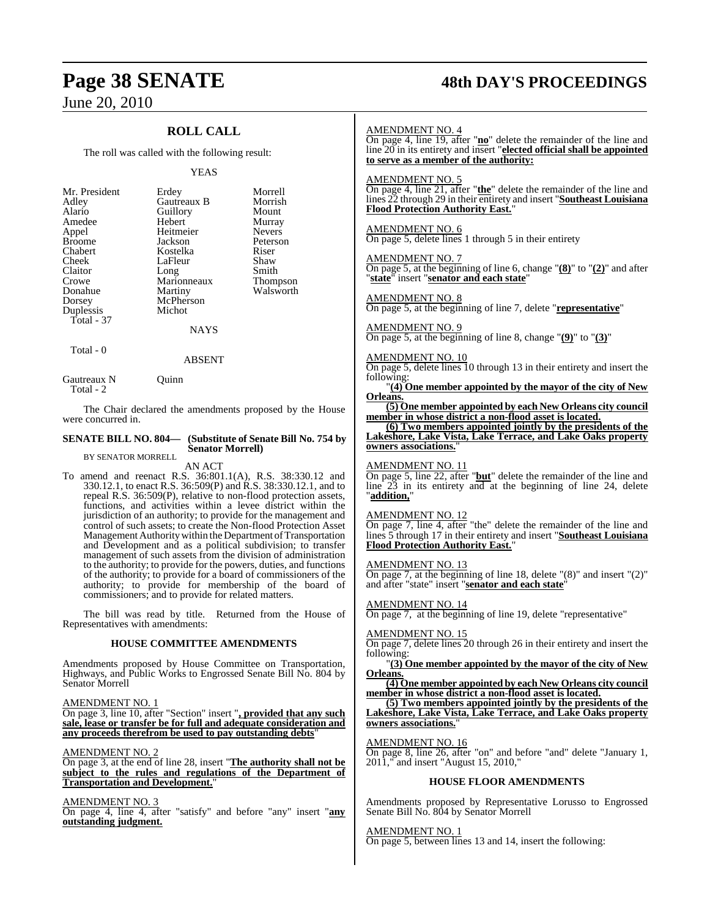## ROLL CALL

The roll was called with the following result:

YEAS

| | | |
|---|---|---|
| Mr. President | Erdey | Morrell |
| Adley | Gautreaux B | Morrish |
| Alario | Guillory | Mount |
| Amedee | Hebert | Murray |
| Appel | Heitmeier | Nevers |
| Broome | Jackson | Peterson |
| Chabert | Kostelka | Riser |
| Cheek | LaFleur | Shaw |
| Claitor | Long | Smith |
| Crowe | Marionneaux | Thompson |
| Donahue | Martiny | Walsworth |
| Dorsey | McPherson | |
| Duplessis | Michot | |
| Total - 37 | | |

NAYS

Total - 0

ABSENT

| | |
|---|---|
| Gautreaux N | Quinn |
| Total - 2 | |

The Chair declared the amendments proposed by the House were concurred in.

**SENATE BILL NO. 804— (Substitute of Senate Bill No. 754 by Senator Morrell)**
BY SENATOR MORRELL

AN ACT

To amend and reenact R.S. 36:801.1(A), R.S. 38:330.12 and 330.12.1, to enact R.S. 36:509(P) and R.S. 38:330.12.1, and to repeal R.S. 36:509(P), relative to non-flood protection assets, functions, and activities within a levee district within the jurisdiction of an authority; to provide for the management and control of such assets; to create the Non-flood Protection Asset Management Authority within the Department of Transportation and Development and as a political subdivision; to transfer management of such assets from the division of administration to the authority; to provide for the powers, duties, and functions of the authority; to provide for a board of commissioners of the authority; to provide for membership of the board of commissioners; and to provide for related matters.

The bill was read by title. Returned from the House of Representatives with amendments:

### HOUSE COMMITTEE AMENDMENTS

Amendments proposed by House Committee on Transportation, Highways, and Public Works to Engrossed Senate Bill No. 804 by Senator Morrell

AMENDMENT NO. 1
On page 3, line 10, after "Section" insert "**, provided that any such sale, lease or transfer be for full and adequate consideration and any proceeds therefrom be used to pay outstanding debts**"

AMENDMENT NO. 2
On page 3, at the end of line 28, insert "**The authority shall not be subject to the rules and regulations of the Department of Transportation and Development.**"

AMENDMENT NO. 3
On page 4, line 4, after "satisfy" and before "any" insert "**any outstanding judgment.**"

AMENDMENT NO. 4
On page 4, line 19, after "**no**" delete the remainder of the line and line 20 in its entirety and insert "**elected official shall be appointed to serve as a member of the authority:**"

AMENDMENT NO. 5
On page 4, line 21, after "**the**" delete the remainder of the line and lines 22 through 29 in their entirety and insert "**Southeast Louisiana Flood Protection Authority East.**"

AMENDMENT NO. 6
On page 5, delete lines 1 through 5 in their entirety

AMENDMENT NO. 7
On page 5, at the beginning of line 6, change "**(8)**" to "**(2)**" and after "**state**" insert "**senator and each state**"

AMENDMENT NO. 8
On page 5, at the beginning of line 7, delete "**representative**"

AMENDMENT NO. 9
On page 5, at the beginning of line 8, change "**(9)**" to "**(3)**"

AMENDMENT NO. 10
On page 5, delete lines 10 through 13 in their entirety and insert the following:

"**(4) One member appointed by the mayor of the city of New Orleans.**

**(5) One member appointed by each New Orleans city council member in whose district a non-flood asset is located.**

**(6) Two members appointed jointly by the presidents of the Lakeshore, Lake Vista, Lake Terrace, and Lake Oaks property owners associations.**"

AMENDMENT NO. 11
On page 5, line 22, after "**but**" delete the remainder of the line and line 23 in its entirety and at the beginning of line 24, delete "**addition,**"

AMENDMENT NO. 12
On page 7, line 4, after "the" delete the remainder of the line and lines 5 through 17 in their entirety and insert "**Southeast Louisiana Flood Protection Authority East.**"

AMENDMENT NO. 13
On page 7, at the beginning of line 18, delete "(8)" and insert "(2)" and after "state" insert "**senator and each state**"

AMENDMENT NO. 14
On page 7, at the beginning of line 19, delete "representative"

AMENDMENT NO. 15
On page 7, delete lines 20 through 26 in their entirety and insert the following:

"**(3) One member appointed by the mayor of the city of New Orleans.**

**(4) One member appointed by each New Orleans city council member in whose district a non-flood asset is located.**

**(5) Two members appointed jointly by the presidents of the Lakeshore, Lake Vista, Lake Terrace, and Lake Oaks property owners associations.**"

AMENDMENT NO. 16
On page 8, line 26, after "on" and before "and" delete "January 1, 2011," and insert "August 15, 2010,"

### HOUSE FLOOR AMENDMENTS

Amendments proposed by Representative Lorusso to Engrossed Senate Bill No. 804 by Senator Morrell

AMENDMENT NO. 1
On page 5, between lines 13 and 14, insert the following: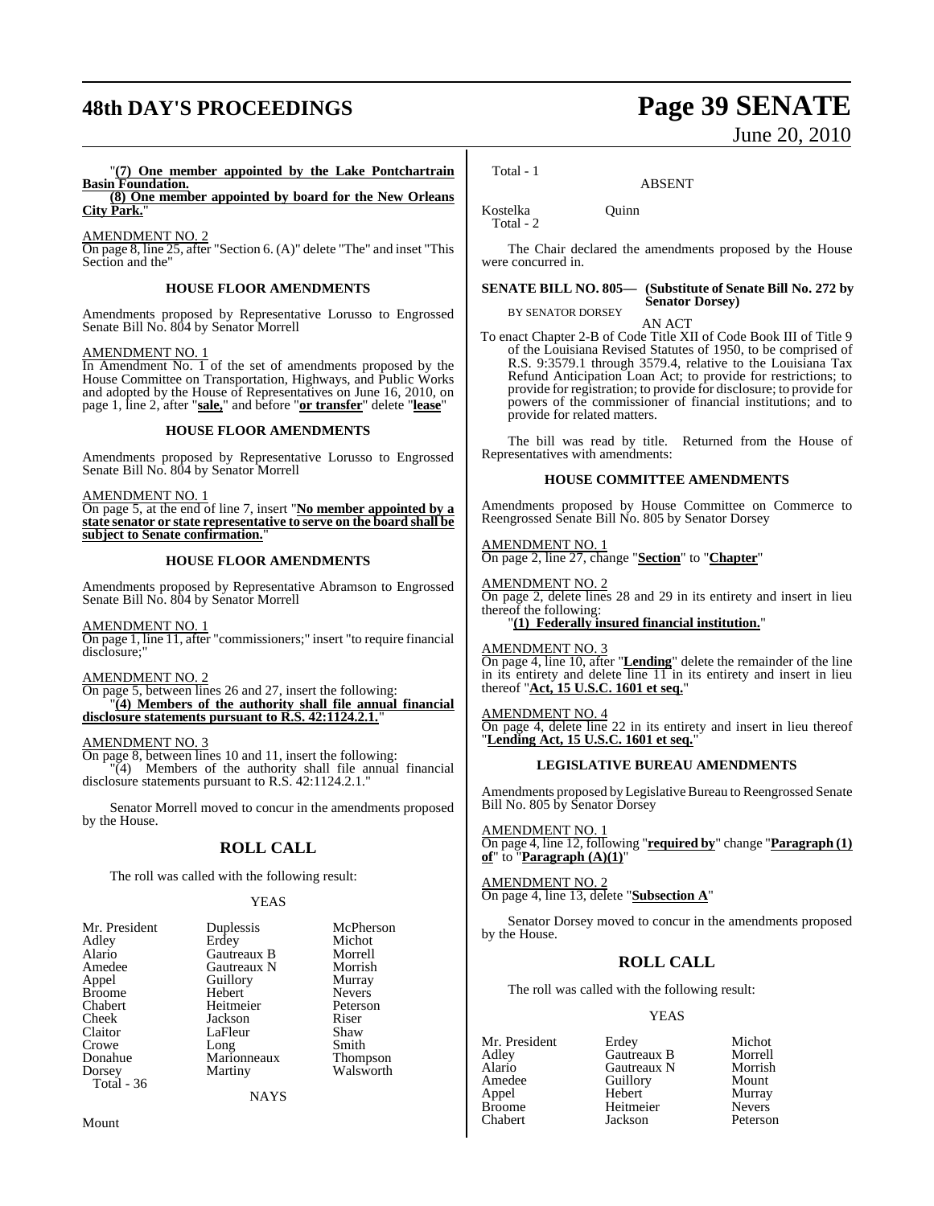"**(7) One member appointed by the Lake Pontchartrain Basin Foundation.**

**(8) One member appointed by board for the New Orleans City Park.**"

AMENDMENT NO. 2

On page 8, line 25, after "Section 6. (A)" delete "The" and inset "This Section and the"

### HOUSE FLOOR AMENDMENTS

Amendments proposed by Representative Lorusso to Engrossed Senate Bill No. 804 by Senator Morrell

AMENDMENT NO. 1

In Amendment No. 1 of the set of amendments proposed by the House Committee on Transportation, Highways, and Public Works and adopted by the House of Representatives on June 16, 2010, on page 1, line 2, after "**sale,**" and before "**or transfer**" delete "**lease**"

### HOUSE FLOOR AMENDMENTS

Amendments proposed by Representative Lorusso to Engrossed Senate Bill No. 804 by Senator Morrell

AMENDMENT NO. 1

On page 5, at the end of line 7, insert "**No member appointed by a state senator or state representative to serve on the board shall be subject to Senate confirmation.**"

### HOUSE FLOOR AMENDMENTS

Amendments proposed by Representative Abramson to Engrossed Senate Bill No. 804 by Senator Morrell

AMENDMENT NO. 1

On page 1, line 11, after "commissioners;" insert "to require financial disclosure;"

AMENDMENT NO. 2

On page 5, between lines 26 and 27, insert the following:

"**(4) Members of the authority shall file annual financial disclosure statements pursuant to R.S. 42:1124.2.1.**"

AMENDMENT NO. 3

On page 8, between lines 10 and 11, insert the following:

"(4) Members of the authority shall file annual financial disclosure statements pursuant to R.S. 42:1124.2.1."

Senator Morrell moved to concur in the amendments proposed by the House.

## ROLL CALL

The roll was called with the following result:

YEAS

| | | |
|---|---|---|
| Mr. President | Duplessis | McPherson |
| Adley | Erdey | Michot |
| Alario | Gautreaux B | Morrell |
| Amedee | Gautreaux N | Morrish |
| Appel | Guillory | Murray |
| Broome | Hebert | Nevers |
| Chabert | Heitmeier | Peterson |
| Cheek | Jackson | Riser |
| Claitor | LaFleur | Shaw |
| Crowe | Long | Smith |
| Donahue | Marionneaux | Thompson |
| Dorsey | Martiny | Walsworth |

Total - 36

NAYS

Mount

Total - 1

ABSENT

Kostelka Quinn

Total - 2

The Chair declared the amendments proposed by the House were concurred in.

**SENATE BILL NO. 805— (Substitute of Senate Bill No. 272 by Senator Dorsey)**

BY SENATOR DORSEY

AN ACT

To enact Chapter 2-B of Code Title XII of Code Book III of Title 9 of the Louisiana Revised Statutes of 1950, to be comprised of R.S. 9:3579.1 through 3579.4, relative to the Louisiana Tax Refund Anticipation Loan Act; to provide for restrictions; to provide for registration; to provide for disclosure; to provide for powers of the commissioner of financial institutions; and to provide for related matters.

The bill was read by title. Returned from the House of Representatives with amendments:

### HOUSE COMMITTEE AMENDMENTS

Amendments proposed by House Committee on Commerce to Reengrossed Senate Bill No. 805 by Senator Dorsey

AMENDMENT NO. 1

On page 2, line 27, change "**Section**" to "**Chapter**"

AMENDMENT NO. 2

On page 2, delete lines 28 and 29 in its entirety and insert in lieu thereof the following:

"**(1) Federally insured financial institution.**"

AMENDMENT NO. 3

On page 4, line 10, after "**Lending**" delete the remainder of the line in its entirety and delete line 11 in its entirety and insert in lieu thereof "**Act, 15 U.S.C. 1601 et seq.**"

AMENDMENT NO. 4

On page 4, delete line 22 in its entirety and insert in lieu thereof "**Lending Act, 15 U.S.C. 1601 et seq.**"

### LEGISLATIVE BUREAU AMENDMENTS

Amendments proposed by Legislative Bureau to Reengrossed Senate Bill No. 805 by Senator Dorsey

AMENDMENT NO. 1

On page 4, line 12, following "**required by**" change "**Paragraph (1) of**" to "**Paragraph (A)(1)**"

AMENDMENT NO. 2

On page 4, line 13, delete "**Subsection A**"

Senator Dorsey moved to concur in the amendments proposed by the House.

## ROLL CALL

The roll was called with the following result:

YEAS

| | | |
|---|---|---|
| Mr. President | Erdey | Michot |
| Adley | Gautreaux B | Morrell |
| Alario | Gautreaux N | Morrish |
| Amedee | Guillory | Mount |
| Appel | Hebert | Murray |
| Broome | Heitmeier | Nevers |
| Chabert | Jackson | Peterson |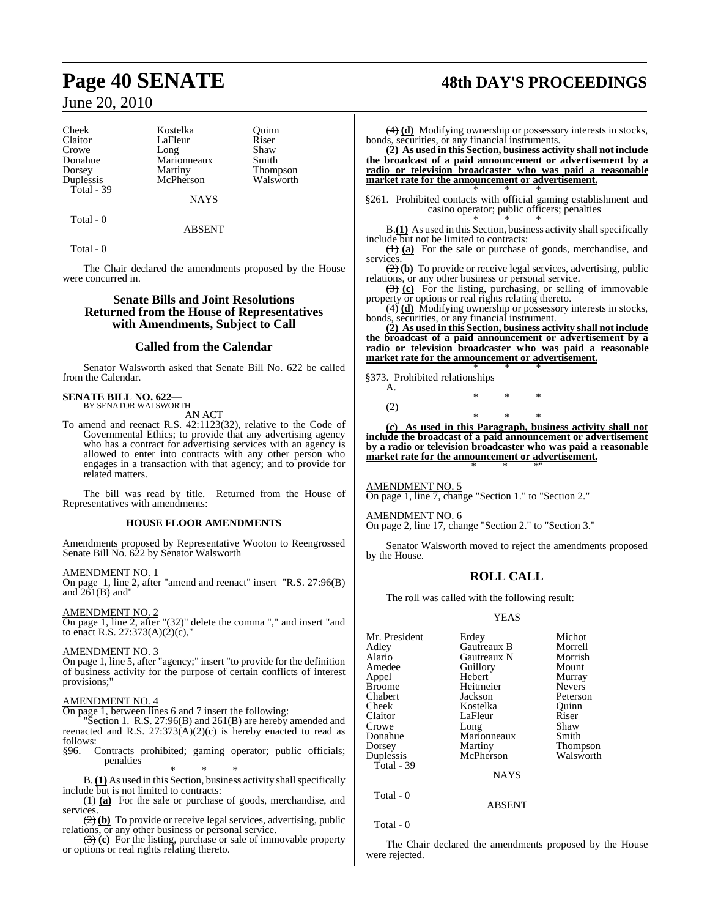| Cheek | Kostelka | Quinn |
|---|---|---|
| Claitor | LaFleur | Riser |
| Crowe | Long | Shaw |
| Donahue | Marionneaux | Smith |
| Dorsey | Martiny | Thompson |
| Duplessis | McPherson | Walsworth |
| Total - 39 | | |

NAYS

Total - 0

ABSENT

Total - 0

The Chair declared the amendments proposed by the House were concurred in.

## Senate Bills and Joint Resolutions Returned from the House of Representatives with Amendments, Subject to Call

## Called from the Calendar

Senator Walsworth asked that Senate Bill No. 622 be called from the Calendar.

**SENATE BILL NO. 622—**
BY SENATOR WALSWORTH

AN ACT

To amend and reenact R.S. 42:1123(32), relative to the Code of Governmental Ethics; to provide that any advertising agency who has a contract for advertising services with an agency is allowed to enter into contracts with any other person who engages in a transaction with that agency; and to provide for related matters.

The bill was read by title. Returned from the House of Representatives with amendments:

### HOUSE FLOOR AMENDMENTS

Amendments proposed by Representative Wooton to Reengrossed Senate Bill No. 622 by Senator Walsworth

AMENDMENT NO. 1
On page 1, line 2, after "amend and reenact" insert "R.S. 27:96(B) and 261(B) and"

AMENDMENT NO. 2
On page 1, line 2, after "(32)" delete the comma "," and insert "and to enact R.S. 27:373(A)(2)(c),"

AMENDMENT NO. 3
On page 1, line 5, after "agency;" insert "to provide for the definition of business activity for the purpose of certain conflicts of interest provisions;"

AMENDMENT NO. 4
On page 1, between lines 6 and 7 insert the following:

"Section 1. R.S. 27:96(B) and 261(B) are hereby amended and reenacted and R.S. 27:373(A)(2)(c) is hereby enacted to read as follows:

§96. Contracts prohibited; gaming operator; public officials; penalties

\* \* \*

B. **(1)** As used in this Section, business activity shall specifically include but is not limited to contracts:

~~(1)~~ **(a)** For the sale or purchase of goods, merchandise, and services.

~~(2)~~ **(b)** To provide or receive legal services, advertising, public relations, or any other business or personal service.

~~(3)~~ **(c)** For the listing, purchase or sale of immovable property or options or real rights relating thereto.

~~(4)~~ **(d)** Modifying ownership or possessory interests in stocks, bonds, securities, or any financial instruments.

**(2) As used in this Section, business activity shall not include the broadcast of a paid announcement or advertisement by a radio or television broadcaster who was paid a reasonable market rate for the announcement or advertisement.**

\* \* \*

§261. Prohibited contacts with official gaming establishment and casino operator; public officers; penalties

\* \* \*

B.**(1)** As used in this Section, business activity shall specifically include but not be limited to contracts:

~~(1)~~ **(a)** For the sale or purchase of goods, merchandise, and services.

~~(2)~~ **(b)** To provide or receive legal services, advertising, public relations, or any other business or personal service.

~~(3)~~ **(c)** For the listing, purchasing, or selling of immovable property or options or real rights relating thereto.

~~(4)~~ **(d)** Modifying ownership or possessory interests in stocks, bonds, securities, or any financial instrument.

**(2) As used in this Section, business activity shall not include the broadcast of a paid announcement or advertisement by a radio or television broadcaster who was paid a reasonable market rate for the announcement or advertisement.**

\* \* \*

§373. Prohibited relationships

A.

\* \* \*

(2)

\* \* \*

**(c) As used in this Paragraph, business activity shall not include the broadcast of a paid announcement or advertisement by a radio or television broadcaster who was paid a reasonable market rate for the announcement or advertisement.**

\* \* \*"

AMENDMENT NO. 5
On page 1, line 7, change "Section 1." to "Section 2."

AMENDMENT NO. 6
On page 2, line 17, change "Section 2." to "Section 3."

Senator Walsworth moved to reject the amendments proposed by the House.

## ROLL CALL

The roll was called with the following result:

YEAS

| Mr. President | Erdey | Michot |
|---|---|---|
| Adley | Gautreaux B | Morrell |
| Alario | Gautreaux N | Morrish |
| Amedee | Guillory | Mount |
| Appel | Hebert | Murray |
| Broome | Heitmeier | Nevers |
| Chabert | Jackson | Peterson |
| Cheek | Kostelka | Quinn |
| Claitor | LaFleur | Riser |
| Crowe | Long | Shaw |
| Donahue | Marionneaux | Smith |
| Dorsey | Martiny | Thompson |
| Duplessis | McPherson | Walsworth |
| Total - 39 | | |

NAYS

Total - 0

ABSENT

Total - 0

The Chair declared the amendments proposed by the House were rejected.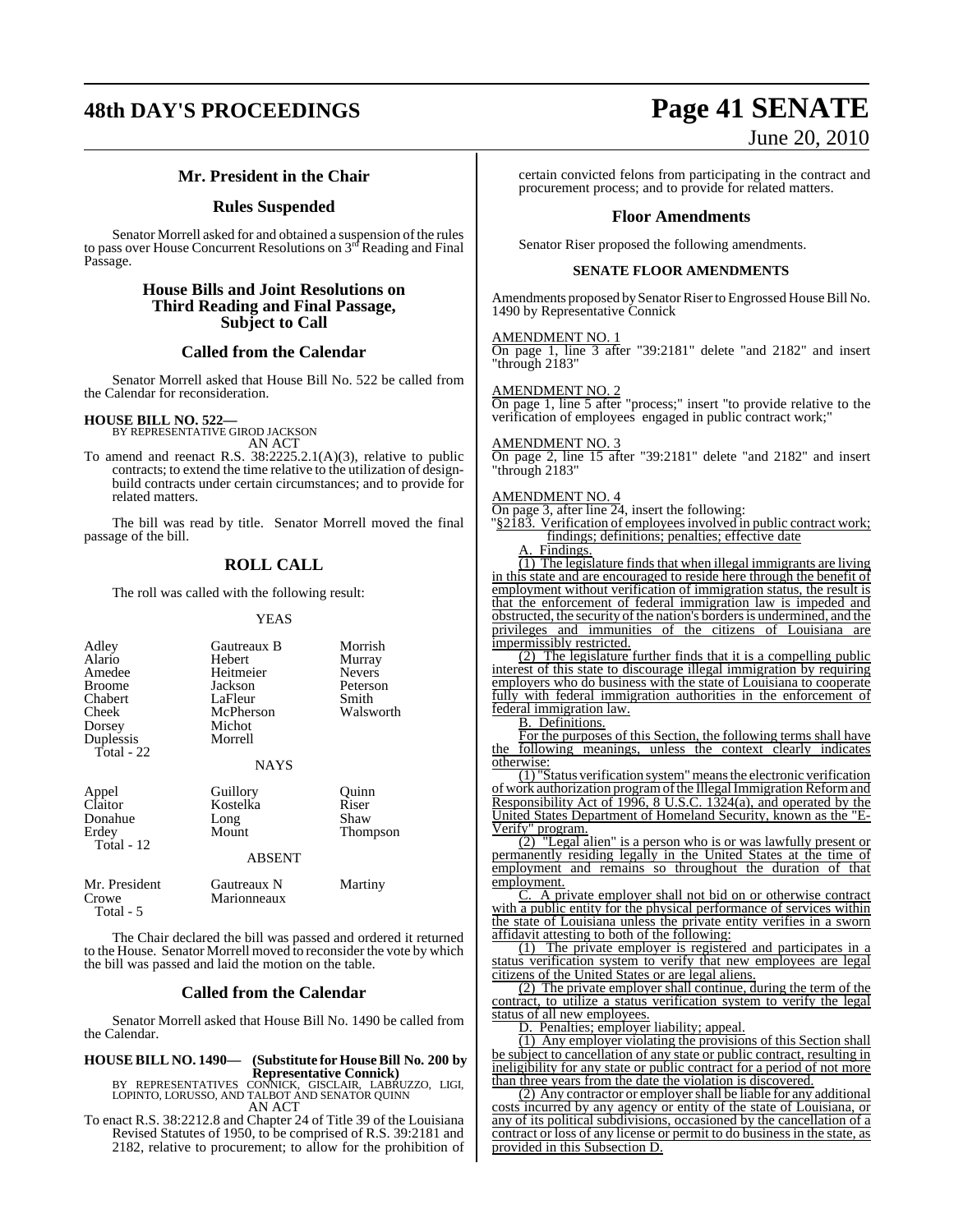## Mr. President in the Chair

## Rules Suspended

Senator Morrell asked for and obtained a suspension of the rules to pass over House Concurrent Resolutions on 3rd Reading and Final Passage.

## House Bills and Joint Resolutions on Third Reading and Final Passage, Subject to Call

## Called from the Calendar

Senator Morrell asked that House Bill No. 522 be called from the Calendar for reconsideration.

**HOUSE BILL NO. 522—**
BY REPRESENTATIVE GIROD JACKSON
AN ACT

To amend and reenact R.S. 38:2225.2.1(A)(3), relative to public contracts; to extend the time relative to the utilization of design-build contracts under certain circumstances; and to provide for related matters.

The bill was read by title. Senator Morrell moved the final passage of the bill.

## ROLL CALL

The roll was called with the following result:

YEAS

| | | |
|---|---|---|
| Adley | Gautreaux B | Morrish |
| Alario | Hebert | Murray |
| Amedee | Heitmeier | Nevers |
| Broome | Jackson | Peterson |
| Chabert | LaFleur | Smith |
| Cheek | McPherson | Walsworth |
| Dorsey | Michot | |
| Duplessis | Morrell | |
| Total - 22 | | |

NAYS

| | | |
|---|---|---|
| Appel | Guillory | Quinn |
| Claitor | Kostelka | Riser |
| Donahue | Long | Shaw |
| Erdey | Mount | Thompson |
| Total - 12 | | |

ABSENT

| | | |
|---|---|---|
| Mr. President | Gautreaux N | Martiny |
| Crowe | Marionneaux | |
| Total - 5 | | |

The Chair declared the bill was passed and ordered it returned to the House. Senator Morrell moved to reconsider the vote by which the bill was passed and laid the motion on the table.

## Called from the Calendar

Senator Morrell asked that House Bill No. 1490 be called from the Calendar.

**HOUSE BILL NO. 1490— (Substitute for House Bill No. 200 by Representative Connick)**
BY REPRESENTATIVES CONNICK, GISCLAIR, LABRUZZO, LIGI, LOPINTO, LORUSSO, AND TALBOT AND SENATOR QUINN
AN ACT

To enact R.S. 38:2212.8 and Chapter 24 of Title 39 of the Louisiana Revised Statutes of 1950, to be comprised of R.S. 39:2181 and 2182, relative to procurement; to allow for the prohibition of certain convicted felons from participating in the contract and procurement process; and to provide for related matters.

## Floor Amendments

Senator Riser proposed the following amendments.

**SENATE FLOOR AMENDMENTS**

Amendments proposed by Senator Riser to Engrossed House Bill No. 1490 by Representative Connick

AMENDMENT NO. 1
On page 1, line 3 after "39:2181" delete "and 2182" and insert "through 2183"

AMENDMENT NO. 2
On page 1, line 5 after "process;" insert "to provide relative to the verification of employees engaged in public contract work;"

AMENDMENT NO. 3
On page 2, line 15 after "39:2181" delete "and 2182" and insert "through 2183"

AMENDMENT NO. 4
On page 3, after line 24, insert the following:

"§2183. Verification of employees involved in public contract work; findings; definitions; penalties; effective date

A. Findings.

(1) The legislature finds that when illegal immigrants are living in this state and are encouraged to reside here through the benefit of employment without verification of immigration status, the result is that the enforcement of federal immigration law is impeded and obstructed, the security of the nation's borders is undermined, and the privileges and immunities of the citizens of Louisiana are impermissibly restricted.

(2) The legislature further finds that it is a compelling public interest of this state to discourage illegal immigration by requiring employers who do business with the state of Louisiana to cooperate fully with federal immigration authorities in the enforcement of federal immigration law.

B. Definitions.

For the purposes of this Section, the following terms shall have the following meanings, unless the context clearly indicates otherwise:

(1) "Status verification system" means the electronic verification of work authorization program of the Illegal Immigration Reform and Responsibility Act of 1996, 8 U.S.C. 1324(a), and operated by the United States Department of Homeland Security, known as the "E-Verify" program.

(2) "Legal alien" is a person who is or was lawfully present or permanently residing legally in the United States at the time of employment and remains so throughout the duration of that employment.

C. A private employer shall not bid on or otherwise contract with a public entity for the physical performance of services within the state of Louisiana unless the private entity verifies in a sworn affidavit attesting to both of the following:

(1) The private employer is registered and participates in a status verification system to verify that new employees are legal citizens of the United States or are legal aliens.

(2) The private employer shall continue, during the term of the contract, to utilize a status verification system to verify the legal status of all new employees.

D. Penalties; employer liability; appeal.

(1) Any employer violating the provisions of this Section shall be subject to cancellation of any state or public contract, resulting in ineligibility for any state or public contract for a period of not more than three years from the date the violation is discovered.

(2) Any contractor or employer shall be liable for any additional costs incurred by any agency or entity of the state of Louisiana, or any of its political subdivisions, occasioned by the cancellation of a contract or loss of any license or permit to do business in the state, as provided in this Subsection D.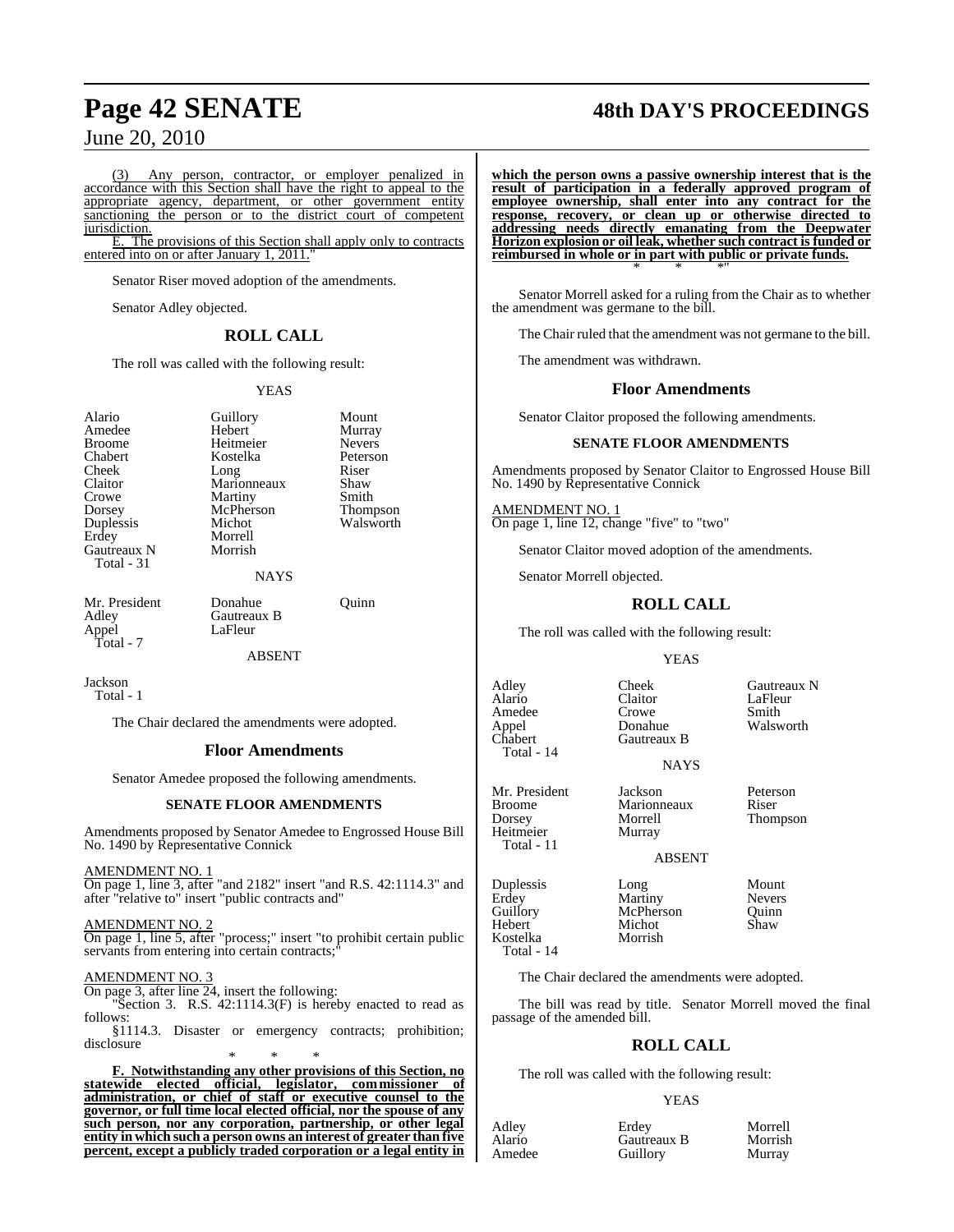(3) Any person, contractor, or employer penalized in accordance with this Section shall have the right to appeal to the appropriate agency, department, or other government entity sanctioning the person or to the district court of competent jurisdiction.

E. The provisions of this Section shall apply only to contracts entered into on or after January 1, 2011."

Senator Riser moved adoption of the amendments.

Senator Adley objected.

## ROLL CALL

The roll was called with the following result:

YEAS

| | | |
|---|---|---|
| Alario | Guillory | Mount |
| Amedee | Hebert | Murray |
| Broome | Heitmeier | Nevers |
| Chabert | Kostelka | Peterson |
| Cheek | Long | Riser |
| Claitor | Marionneaux | Shaw |
| Crowe | Martiny | Smith |
| Dorsey | McPherson | Thompson |
| Duplessis | Michot | Walsworth |
| Erdey | Morrell | |
| Gautreaux N | Morrish | |

Total - 31

NAYS

| | | |
|---|---|---|
| Mr. President | Donahue | Quinn |
| Adley | Gautreaux B | |
| Appel | LaFleur | |

Total - 7

ABSENT

Jackson
Total - 1

The Chair declared the amendments were adopted.

## Floor Amendments

Senator Amedee proposed the following amendments.

### SENATE FLOOR AMENDMENTS

Amendments proposed by Senator Amedee to Engrossed House Bill No. 1490 by Representative Connick

AMENDMENT NO. 1
On page 1, line 3, after "and 2182" insert "and R.S. 42:1114.3" and after "relative to" insert "public contracts and"

AMENDMENT NO. 2
On page 1, line 5, after "process;" insert "to prohibit certain public servants from entering into certain contracts;"

AMENDMENT NO. 3
On page 3, after line 24, insert the following:

"Section 3. R.S. 42:1114.3(F) is hereby enacted to read as follows:

§1114.3. Disaster or emergency contracts; prohibition; disclosure

\* \* \*

**F. Notwithstanding any other provisions of this Section, no statewide elected official, legislator, commissioner of administration, or chief of staff or executive counsel to the governor, or full time local elected official, nor the spouse of any such person, nor any corporation, partnership, or other legal entity in which such a person owns an interest of greater than five percent, except a publicly traded corporation or a legal entity in which the person owns a passive ownership interest that is the result of participation in a federally approved program of employee ownership, shall enter into any contract for the response, recovery, or clean up or otherwise directed to addressing needs directly emanating from the Deepwater Horizon explosion or oil leak, whether such contract is funded or reimbursed in whole or in part with public or private funds.**

\* \* \*"

Senator Morrell asked for a ruling from the Chair as to whether the amendment was germane to the bill.

The Chair ruled that the amendment was not germane to the bill.

The amendment was withdrawn.

## Floor Amendments

Senator Claitor proposed the following amendments.

### SENATE FLOOR AMENDMENTS

Amendments proposed by Senator Claitor to Engrossed House Bill No. 1490 by Representative Connick

AMENDMENT NO. 1
On page 1, line 12, change "five" to "two"

Senator Claitor moved adoption of the amendments.

Senator Morrell objected.

## ROLL CALL

The roll was called with the following result:

YEAS

| | | |
|---|---|---|
| Adley | Cheek | Gautreaux N |
| Alario | Claitor | LaFleur |
| Amedee | Crowe | Smith |
| Appel | Donahue | Walsworth |
| Chabert | Gautreaux B | |

Total - 14

NAYS

| | | |
|---|---|---|
| Mr. President | Jackson | Peterson |
| Broome | Marionneaux | Riser |
| Dorsey | Morrell | Thompson |
| Heitmeier | Murray | |

Total - 11

ABSENT

| | | |
|---|---|---|
| Duplessis | Long | Mount |
| Erdey | Martiny | Nevers |
| Guillory | McPherson | Quinn |
| Hebert | Michot | Shaw |
| Kostelka | Morrish | |

Total - 14

The Chair declared the amendments were adopted.

The bill was read by title. Senator Morrell moved the final passage of the amended bill.

## ROLL CALL

The roll was called with the following result:

YEAS

| | | |
|---|---|---|
| Adley | Erdey | Morrell |
| Alario | Gautreaux B | Morrish |
| Amedee | Guillory | Murray |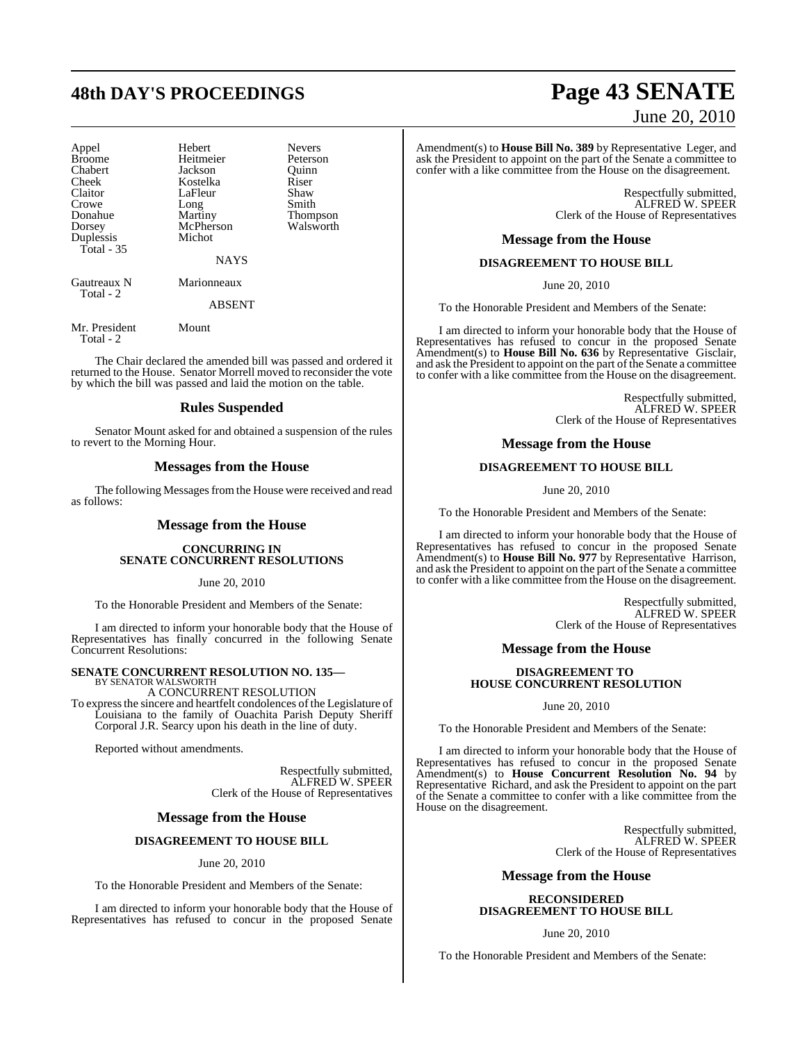| | | |
|---|---|---|
| Appel | Hebert | Nevers |
| Broome | Heitmeier | Peterson |
| Chabert | Jackson | Quinn |
| Cheek | Kostelka | Riser |
| Claitor | LaFleur | Shaw |
| Crowe | Long | Smith |
| Donahue | Martiny | Thompson |
| Dorsey | McPherson | Walsworth |
| Duplessis | Michot | |
| Total - 35 | | |

NAYS

| | |
|---|---|
| Gautreaux N | Marionneaux |
| Total - 2 | |

ABSENT

| | |
|---|---|
| Mr. President | Mount |
| Total - 2 | |

The Chair declared the amended bill was passed and ordered it returned to the House. Senator Morrell moved to reconsider the vote by which the bill was passed and laid the motion on the table.

## Rules Suspended

Senator Mount asked for and obtained a suspension of the rules to revert to the Morning Hour.

## Messages from the House

The following Messages from the House were received and read as follows:

## Message from the House

**CONCURRING IN SENATE CONCURRENT RESOLUTIONS**

June 20, 2010

To the Honorable President and Members of the Senate:

I am directed to inform your honorable body that the House of Representatives has finally concurred in the following Senate Concurrent Resolutions:

**SENATE CONCURRENT RESOLUTION NO. 135—**
BY SENATOR WALSWORTH
A CONCURRENT RESOLUTION
To express the sincere and heartfelt condolences of the Legislature of Louisiana to the family of Ouachita Parish Deputy Sheriff Corporal J.R. Searcy upon his death in the line of duty.

Reported without amendments.

Respectfully submitted,
ALFRED W. SPEER
Clerk of the House of Representatives

## Message from the House

**DISAGREEMENT TO HOUSE BILL**

June 20, 2010

To the Honorable President and Members of the Senate:

I am directed to inform your honorable body that the House of Representatives has refused to concur in the proposed Senate Amendment(s) to **House Bill No. 389** by Representative Leger, and ask the President to appoint on the part of the Senate a committee to confer with a like committee from the House on the disagreement.

Respectfully submitted,
ALFRED W. SPEER
Clerk of the House of Representatives

## Message from the House

**DISAGREEMENT TO HOUSE BILL**

June 20, 2010

To the Honorable President and Members of the Senate:

I am directed to inform your honorable body that the House of Representatives has refused to concur in the proposed Senate Amendment(s) to **House Bill No. 636** by Representative Gisclair, and ask the President to appoint on the part of the Senate a committee to confer with a like committee from the House on the disagreement.

Respectfully submitted,
ALFRED W. SPEER
Clerk of the House of Representatives

## Message from the House

**DISAGREEMENT TO HOUSE BILL**

June 20, 2010

To the Honorable President and Members of the Senate:

I am directed to inform your honorable body that the House of Representatives has refused to concur in the proposed Senate Amendment(s) to **House Bill No. 977** by Representative Harrison, and ask the President to appoint on the part of the Senate a committee to confer with a like committee from the House on the disagreement.

Respectfully submitted,
ALFRED W. SPEER
Clerk of the House of Representatives

## Message from the House

**DISAGREEMENT TO HOUSE CONCURRENT RESOLUTION**

June 20, 2010

To the Honorable President and Members of the Senate:

I am directed to inform your honorable body that the House of Representatives has refused to concur in the proposed Senate Amendment(s) to **House Concurrent Resolution No. 94** by Representative Richard, and ask the President to appoint on the part of the Senate a committee to confer with a like committee from the House on the disagreement.

Respectfully submitted,
ALFRED W. SPEER
Clerk of the House of Representatives

## Message from the House

**RECONSIDERED DISAGREEMENT TO HOUSE BILL**

June 20, 2010

To the Honorable President and Members of the Senate: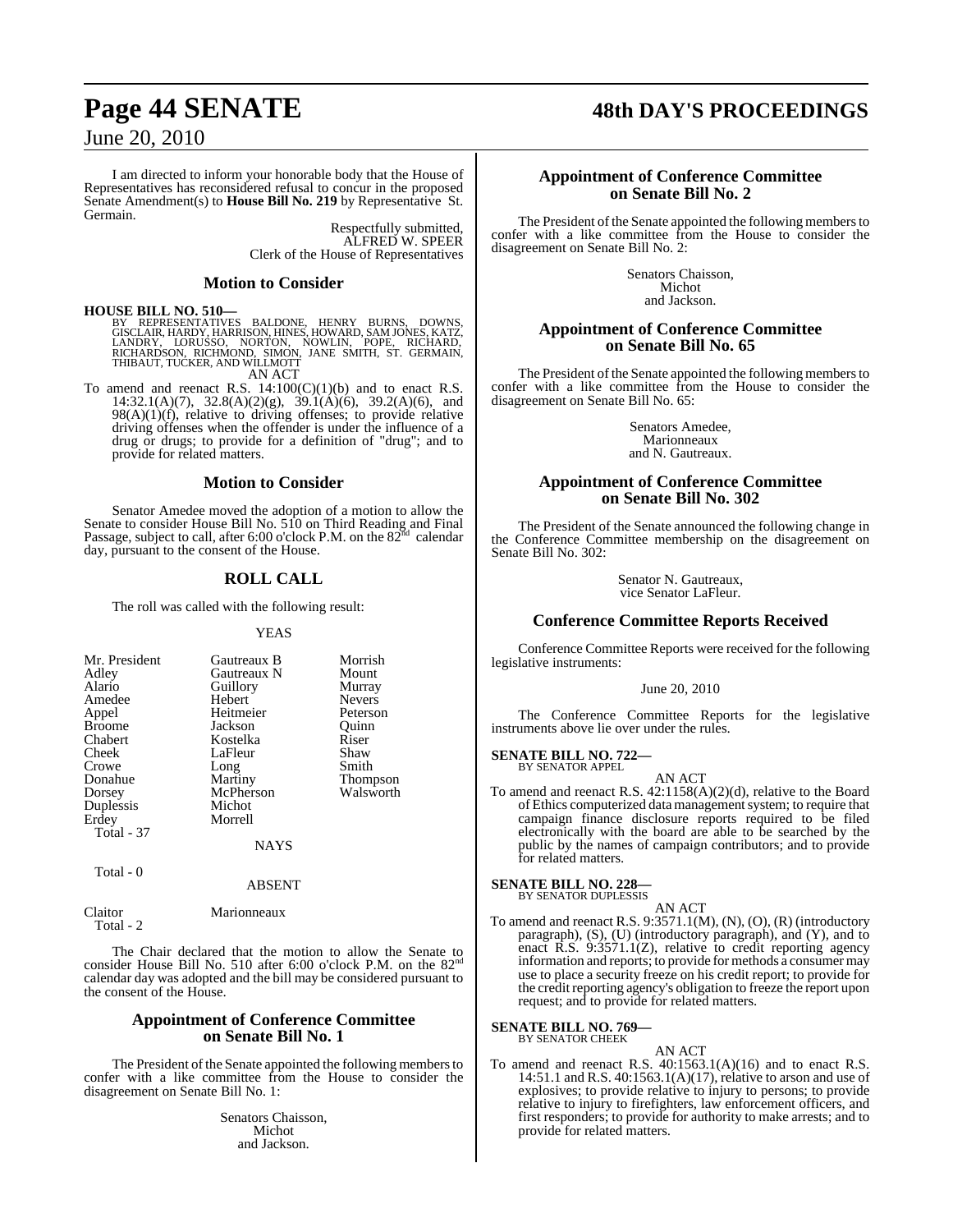I am directed to inform your honorable body that the House of Representatives has reconsidered refusal to concur in the proposed Senate Amendment(s) to **House Bill No. 219** by Representative St. Germain.

Respectfully submitted,
ALFRED W. SPEER
Clerk of the House of Representatives

## Motion to Consider

**HOUSE BILL NO. 510—**
BY REPRESENTATIVES BALDONE, HENRY BURNS, DOWNS, GISCLAIR, HARDY, HARRISON, HINES, HOWARD, SAM JONES, KATZ, LANDRY, LORUSSO, NORTON, NOWLIN, POPE, RICHARD, RICHARDSON, RICHMOND, SIMON, JANE SMITH, ST. GERMAIN, THIBAUT, TUCKER, AND WILLMOTT

AN ACT

To amend and reenact R.S. 14:100(C)(1)(b) and to enact R.S. 14:32.1(A)(7), 32.8(A)(2)(g), 39.1(A)(6), 39.2(A)(6), and 98(A)(1)(f), relative to driving offenses; to provide relative driving offenses when the offender is under the influence of a drug or drugs; to provide for a definition of "drug"; and to provide for related matters.

## Motion to Consider

Senator Amedee moved the adoption of a motion to allow the Senate to consider House Bill No. 510 on Third Reading and Final Passage, subject to call, after 6:00 o'clock P.M. on the 82[nd] calendar day, pursuant to the consent of the House.

## ROLL CALL

The roll was called with the following result:

YEAS

| | | |
|---|---|---|
| Mr. President | Gautreaux B | Morrish |
| Adley | Gautreaux N | Mount |
| Alario | Guillory | Murray |
| Amedee | Hebert | Nevers |
| Appel | Heitmeier | Peterson |
| Broome | Jackson | Quinn |
| Chabert | Kostelka | Riser |
| Cheek | LaFleur | Shaw |
| Crowe | Long | Smith |
| Donahue | Martiny | Thompson |
| Dorsey | McPherson | Walsworth |
| Duplessis | Michot | |
| Erdey | Morrell | |

Total - 37

NAYS

Total - 0

ABSENT

| | |
|---|---|
| Claitor | Marionneaux |

Total - 2

The Chair declared that the motion to allow the Senate to consider House Bill No. 510 after 6:00 o'clock P.M. on the 82[nd] calendar day was adopted and the bill may be considered pursuant to the consent of the House.

## Appointment of Conference Committee on Senate Bill No. 1

The President of the Senate appointed the following members to confer with a like committee from the House to consider the disagreement on Senate Bill No. 1:

Senators Chaisson,
Michot
and Jackson.

## Appointment of Conference Committee on Senate Bill No. 2

The President of the Senate appointed the following members to confer with a like committee from the House to consider the disagreement on Senate Bill No. 2:

Senators Chaisson,
Michot
and Jackson.

## Appointment of Conference Committee on Senate Bill No. 65

The President of the Senate appointed the following members to confer with a like committee from the House to consider the disagreement on Senate Bill No. 65:

Senators Amedee,
Marionneaux
and N. Gautreaux.

## Appointment of Conference Committee on Senate Bill No. 302

The President of the Senate announced the following change in the Conference Committee membership on the disagreement on Senate Bill No. 302:

Senator N. Gautreaux,
vice Senator LaFleur.

## Conference Committee Reports Received

Conference Committee Reports were received for the following legislative instruments:

June 20, 2010

The Conference Committee Reports for the legislative instruments above lie over under the rules.

**SENATE BILL NO. 722—**
BY SENATOR APPEL

AN ACT

To amend and reenact R.S. 42:1158(A)(2)(d), relative to the Board of Ethics computerized data management system; to require that campaign finance disclosure reports required to be filed electronically with the board are able to be searched by the public by the names of campaign contributors; and to provide for related matters.

**SENATE BILL NO. 228—**
BY SENATOR DUPLESSIS

AN ACT

To amend and reenact R.S. 9:3571.1(M), (N), (O), (R) (introductory paragraph), (S), (U) (introductory paragraph), and (Y), and to enact R.S. 9:3571.1(Z), relative to credit reporting agency information and reports; to provide for methods a consumer may use to place a security freeze on his credit report; to provide for the credit reporting agency's obligation to freeze the report upon request; and to provide for related matters.

**SENATE BILL NO. 769—**
BY SENATOR CHEEK

AN ACT

To amend and reenact R.S. 40:1563.1(A)(16) and to enact R.S. 14:51.1 and R.S. 40:1563.1(A)(17), relative to arson and use of explosives; to provide relative to injury to persons; to provide relative to injury to firefighters, law enforcement officers, and first responders; to provide for authority to make arrests; and to provide for related matters.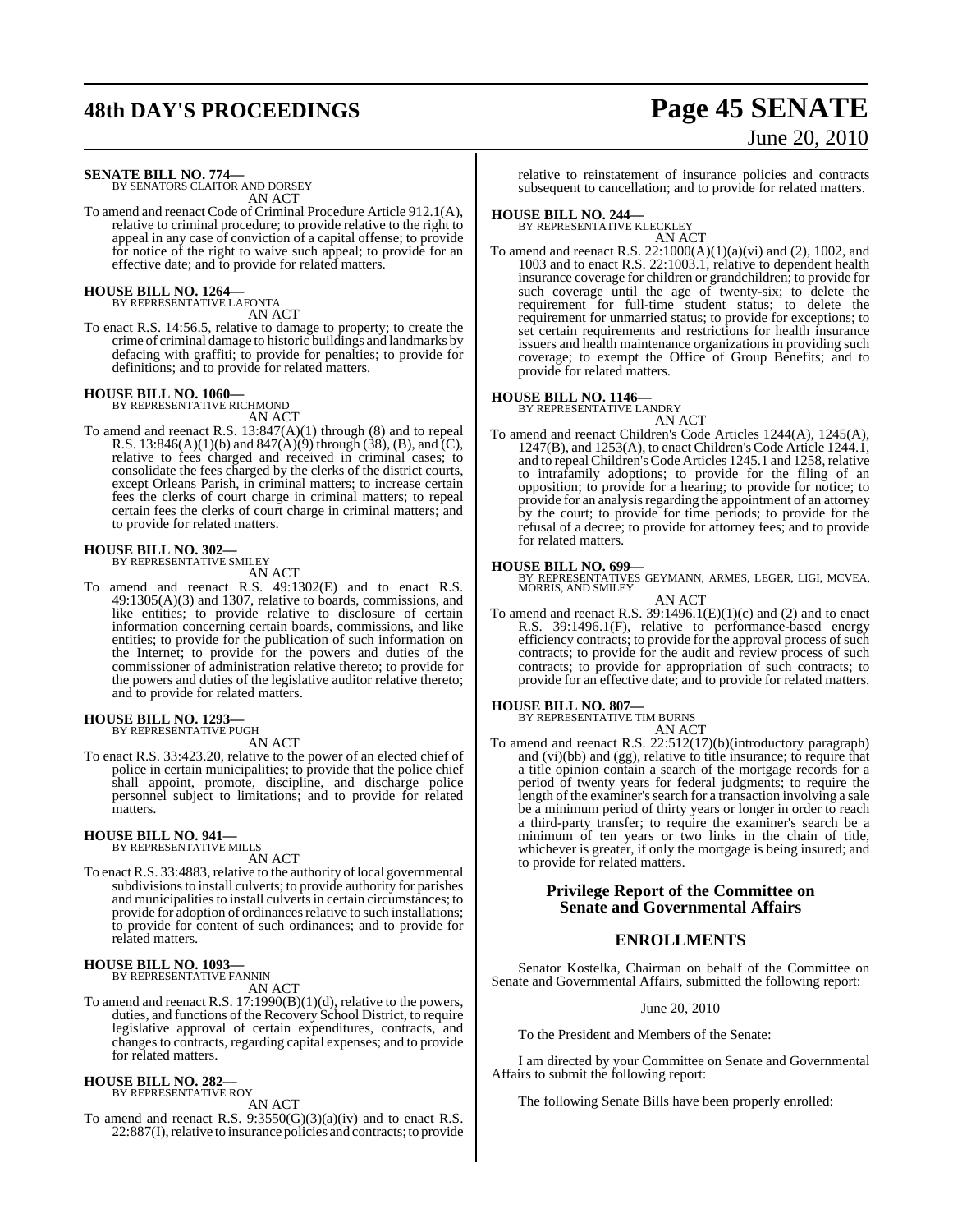**SENATE BILL NO. 774—**
BY SENATORS CLAITOR AND DORSEY
AN ACT

To amend and reenact Code of Criminal Procedure Article 912.1(A), relative to criminal procedure; to provide relative to the right to appeal in any case of conviction of a capital offense; to provide for notice of the right to waive such appeal; to provide for an effective date; and to provide for related matters.

**HOUSE BILL NO. 1264—**
BY REPRESENTATIVE LAFONTA
AN ACT

To enact R.S. 14:56.5, relative to damage to property; to create the crime of criminal damage to historic buildings and landmarks by defacing with graffiti; to provide for penalties; to provide for definitions; and to provide for related matters.

**HOUSE BILL NO. 1060—**
BY REPRESENTATIVE RICHMOND
AN ACT

To amend and reenact R.S. 13:847(A)(1) through (8) and to repeal R.S. 13:846(A)(1)(b) and 847(A)(9) through (38), (B), and (C), relative to fees charged and received in criminal cases; to consolidate the fees charged by the clerks of the district courts, except Orleans Parish, in criminal matters; to increase certain fees the clerks of court charge in criminal matters; to repeal certain fees the clerks of court charge in criminal matters; and to provide for related matters.

**HOUSE BILL NO. 302—**
BY REPRESENTATIVE SMILEY
AN ACT

To amend and reenact R.S. 49:1302(E) and to enact R.S. 49:1305(A)(3) and 1307, relative to boards, commissions, and like entities; to provide relative to disclosure of certain information concerning certain boards, commissions, and like entities; to provide for the publication of such information on the Internet; to provide for the powers and duties of the commissioner of administration relative thereto; to provide for the powers and duties of the legislative auditor relative thereto; and to provide for related matters.

**HOUSE BILL NO. 1293—**
BY REPRESENTATIVE PUGH
AN ACT

To enact R.S. 33:423.20, relative to the power of an elected chief of police in certain municipalities; to provide that the police chief shall appoint, promote, discipline, and discharge police personnel subject to limitations; and to provide for related matters.

**HOUSE BILL NO. 941—**
BY REPRESENTATIVE MILLS
AN ACT

To enact R.S. 33:4883, relative to the authority of local governmental subdivisions to install culverts; to provide authority for parishes and municipalities to install culverts in certain circumstances; to provide for adoption of ordinances relative to such installations; to provide for content of such ordinances; and to provide for related matters.

**HOUSE BILL NO. 1093—**
BY REPRESENTATIVE FANNIN
AN ACT

To amend and reenact R.S. 17:1990(B)(1)(d), relative to the powers, duties, and functions of the Recovery School District, to require legislative approval of certain expenditures, contracts, and changes to contracts, regarding capital expenses; and to provide for related matters.

**HOUSE BILL NO. 282—**
BY REPRESENTATIVE ROY
AN ACT

To amend and reenact R.S. 9:3550(G)(3)(a)(iv) and to enact R.S. 22:887(I), relative to insurance policies and contracts; to provide relative to reinstatement of insurance policies and contracts subsequent to cancellation; and to provide for related matters.

**HOUSE BILL NO. 244—**
BY REPRESENTATIVE KLECKLEY
AN ACT

To amend and reenact R.S. 22:1000(A)(1)(a)(vi) and (2), 1002, and 1003 and to enact R.S. 22:1003.1, relative to dependent health insurance coverage for children or grandchildren; to provide for such coverage until the age of twenty-six; to delete the requirement for full-time student status; to delete the requirement for unmarried status; to provide for exceptions; to set certain requirements and restrictions for health insurance issuers and health maintenance organizations in providing such coverage; to exempt the Office of Group Benefits; and to provide for related matters.

**HOUSE BILL NO. 1146—**
BY REPRESENTATIVE LANDRY
AN ACT

To amend and reenact Children's Code Articles 1244(A), 1245(A), 1247(B), and 1253(A), to enact Children's Code Article 1244.1, and to repeal Children's Code Articles 1245.1 and 1258, relative to intrafamily adoptions; to provide for the filing of an opposition; to provide for a hearing; to provide for notice; to provide for an analysis regarding the appointment of an attorney by the court; to provide for time periods; to provide for the refusal of a decree; to provide for attorney fees; and to provide for related matters.

**HOUSE BILL NO. 699—**
BY REPRESENTATIVES GEYMANN, ARMES, LEGER, LIGI, MCVEA, MORRIS, AND SMILEY
AN ACT

To amend and reenact R.S. 39:1496.1(E)(1)(c) and (2) and to enact R.S. 39:1496.1(F), relative to performance-based energy efficiency contracts; to provide for the approval process of such contracts; to provide for the audit and review process of such contracts; to provide for appropriation of such contracts; to provide for an effective date; and to provide for related matters.

**HOUSE BILL NO. 807—**
BY REPRESENTATIVE TIM BURNS
AN ACT

To amend and reenact R.S. 22:512(17)(b)(introductory paragraph) and (vi)(bb) and (gg), relative to title insurance; to require that a title opinion contain a search of the mortgage records for a period of twenty years for federal judgments; to require the length of the examiner's search for a transaction involving a sale be a minimum period of thirty years or longer in order to reach a third-party transfer; to require the examiner's search be a minimum of ten years or two links in the chain of title, whichever is greater, if only the mortgage is being insured; and to provide for related matters.

## Privilege Report of the Committee on Senate and Governmental Affairs

## ENROLLMENTS

Senator Kostelka, Chairman on behalf of the Committee on Senate and Governmental Affairs, submitted the following report:

June 20, 2010

To the President and Members of the Senate:

I am directed by your Committee on Senate and Governmental Affairs to submit the following report:

The following Senate Bills have been properly enrolled: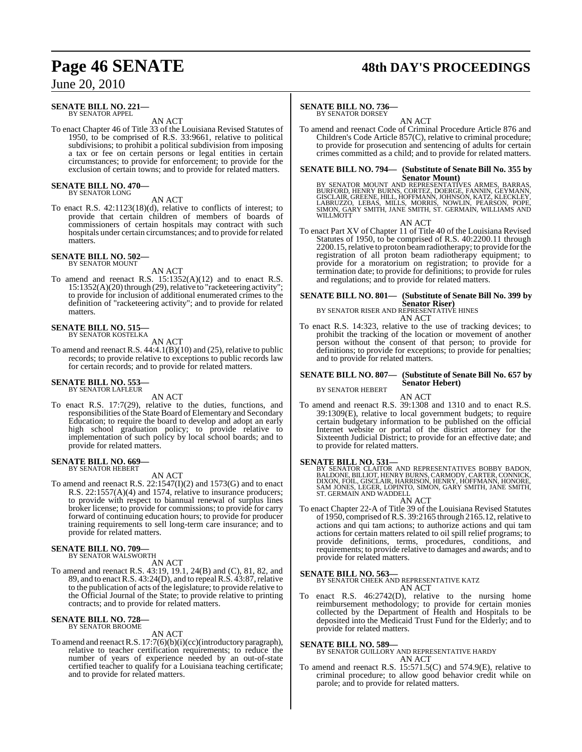**SENATE BILL NO. 221—**
BY SENATOR APPEL

AN ACT

To enact Chapter 46 of Title 33 of the Louisiana Revised Statutes of 1950, to be comprised of R.S. 33:9661, relative to political subdivisions; to prohibit a political subdivision from imposing a tax or fee on certain persons or legal entities in certain circumstances; to provide for enforcement; to provide for the exclusion of certain towns; and to provide for related matters.

**SENATE BILL NO. 470—**
BY SENATOR LONG

AN ACT

To enact R.S. 42:1123(18)(d), relative to conflicts of interest; to provide that certain children of members of boards of commissioners of certain hospitals may contract with such hospitals under certain circumstances; and to provide for related matters.

**SENATE BILL NO. 502—**
BY SENATOR MOUNT

AN ACT

To amend and reenact R.S. 15:1352(A)(12) and to enact R.S. 15:1352(A)(20) through (29), relative to "racketeering activity"; to provide for inclusion of additional enumerated crimes to the definition of "racketeering activity"; and to provide for related matters.

**SENATE BILL NO. 515—**
BY SENATOR KOSTELKA

AN ACT

To amend and reenact R.S. 44:4.1(B)(10) and (25), relative to public records; to provide relative to exceptions to public records law for certain records; and to provide for related matters.

**SENATE BILL NO. 553—**
BY SENATOR LAFLEUR

AN ACT

To enact R.S. 17:7(29), relative to the duties, functions, and responsibilities of the State Board of Elementary and Secondary Education; to require the board to develop and adopt an early high school graduation policy; to provide relative to implementation of such policy by local school boards; and to provide for related matters.

**SENATE BILL NO. 669—**
BY SENATOR HEBERT

AN ACT

To amend and reenact R.S. 22:1547(I)(2) and 1573(G) and to enact R.S. 22:1557(A)(4) and 1574, relative to insurance producers; to provide with respect to biannual renewal of surplus lines broker license; to provide for commissions; to provide for carry forward of continuing education hours; to provide for producer training requirements to sell long-term care insurance; and to provide for related matters.

**SENATE BILL NO. 709—**
BY SENATOR WALSWORTH

AN ACT

To amend and reenact R.S. 43:19, 19.1, 24(B) and (C), 81, 82, and 89, and to enact R.S. 43:24(D), and to repeal R.S. 43:87, relative to the publication of acts of the legislature; to provide relative to the Official Journal of the State; to provide relative to printing contracts; and to provide for related matters.

**SENATE BILL NO. 728—**
BY SENATOR BROOME

AN ACT

To amend and reenact R.S. 17:7(6)(b)(i)(cc)(introductory paragraph), relative to teacher certification requirements; to reduce the number of years of experience needed by an out-of-state certified teacher to qualify for a Louisiana teaching certificate; and to provide for related matters.

**SENATE BILL NO. 736—**
BY SENATOR DORSEY

AN ACT

To amend and reenact Code of Criminal Procedure Article 876 and Children's Code Article 857(C), relative to criminal procedure; to provide for prosecution and sentencing of adults for certain crimes committed as a child; and to provide for related matters.

**SENATE BILL NO. 794— (Substitute of Senate Bill No. 355 by Senator Mount)**
BY SENATOR MOUNT AND REPRESENTATIVES ARMES, BARRAS, BURFORD, HENRY BURNS, CORTEZ, DOERGE, FANNIN, GEYMANN, GISCLAIR, GREENE, HILL, HOFFMANN, JOHNSON, KATZ, KLECKLEY, LABRUZZO, LEBAS, MILLS, MORRIS, NOWLIN, PEARSON, POPE, SIMON, GARY SMITH, JANE SMITH, ST. GERMAIN, WILLIAMS AND WILLMOTT

AN ACT

To enact Part XV of Chapter 11 of Title 40 of the Louisiana Revised Statutes of 1950, to be comprised of R.S. 40:2200.11 through 2200.15, relative to proton beam radiotherapy; to provide for the registration of all proton beam radiotherapy equipment; to provide for a moratorium on registration; to provide for a termination date; to provide for definitions; to provide for rules and regulations; and to provide for related matters.

**SENATE BILL NO. 801— (Substitute of Senate Bill No. 399 by Senator Riser)**
BY SENATOR RISER AND REPRESENTATIVE HINES

AN ACT

To enact R.S. 14:323, relative to the use of tracking devices; to prohibit the tracking of the location or movement of another person without the consent of that person; to provide for definitions; to provide for exceptions; to provide for penalties; and to provide for related matters.

**SENATE BILL NO. 807— (Substitute of Senate Bill No. 657 by Senator Hebert)**
BY SENATOR HEBERT

AN ACT

To amend and reenact R.S. 39:1308 and 1310 and to enact R.S. 39:1309(E), relative to local government budgets; to require certain budgetary information to be published on the official Internet website or portal of the district attorney for the Sixteenth Judicial District; to provide for an effective date; and to provide for related matters.

**SENATE BILL NO. 531—**
BY SENATOR CLAITOR AND REPRESENTATIVES BOBBY BADON, BALDONE, BILLIOT, HENRY BURNS, CARMODY, CARTER, CONNICK, DIXON, FOIL, GISCLAIR, HARRISON, HENRY, HOFFMANN, HONORE, SAM JONES, LEGER, LOPINTO, SIMON, GARY SMITH, JANE SMITH, ST. GERMAIN AND WADDELL

AN ACT

To enact Chapter 22-A of Title 39 of the Louisiana Revised Statutes of 1950, comprised of R.S. 39:2165 through 2165.12, relative to actions and qui tam actions; to authorize actions and qui tam actions for certain matters related to oil spill relief programs; to provide definitions, terms, procedures, conditions, and requirements; to provide relative to damages and awards; and to provide for related matters.

**SENATE BILL NO. 563—**
BY SENATOR CHEEK AND REPRESENTATIVE KATZ

AN ACT

To enact R.S. 46:2742(D), relative to the nursing home reimbursement methodology; to provide for certain monies collected by the Department of Health and Hospitals to be deposited into the Medicaid Trust Fund for the Elderly; and to provide for related matters.

**SENATE BILL NO. 589—**
BY SENATOR GUILLORY AND REPRESENTATIVE HARDY

AN ACT

To amend and reenact R.S. 15:571.5(C) and 574.9(E), relative to criminal procedure; to allow good behavior credit while on parole; and to provide for related matters.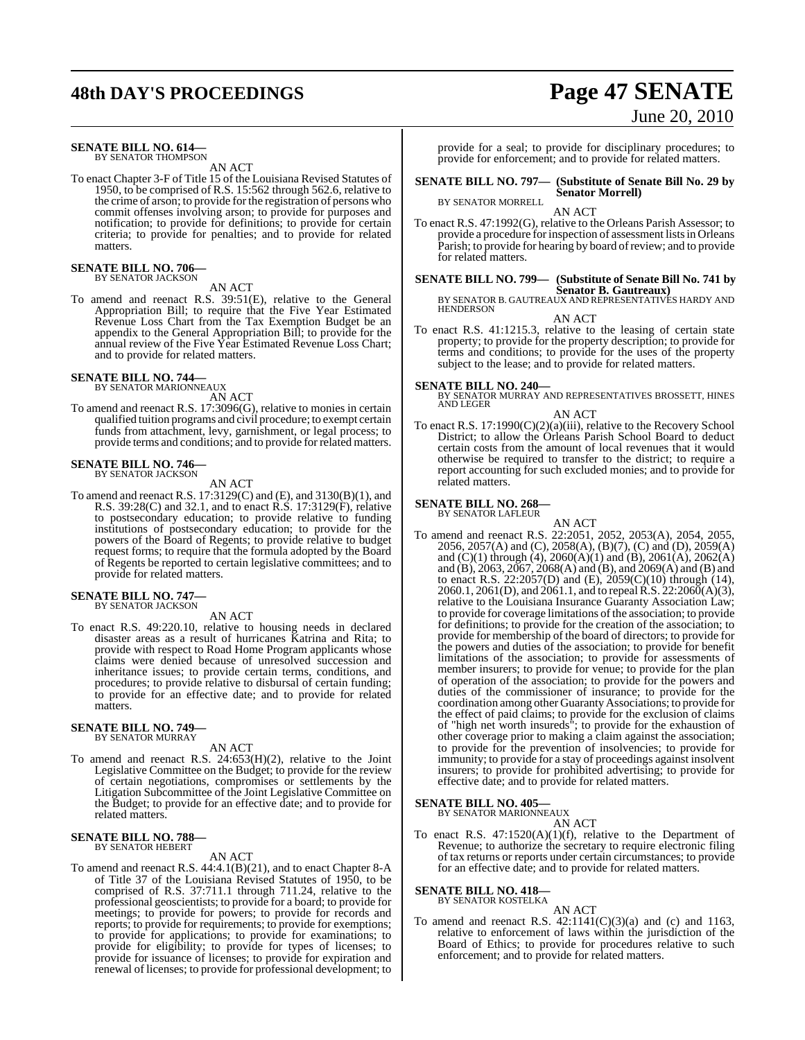**SENATE BILL NO. 614—**
BY SENATOR THOMPSON

AN ACT

To enact Chapter 3-F of Title 15 of the Louisiana Revised Statutes of 1950, to be comprised of R.S. 15:562 through 562.6, relative to the crime of arson; to provide for the registration of persons who commit offenses involving arson; to provide for purposes and notification; to provide for definitions; to provide for certain criteria; to provide for penalties; and to provide for related matters.

**SENATE BILL NO. 706—**
BY SENATOR JACKSON

AN ACT

To amend and reenact R.S. 39:51(E), relative to the General Appropriation Bill; to require that the Five Year Estimated Revenue Loss Chart from the Tax Exemption Budget be an appendix to the General Appropriation Bill; to provide for the annual review of the Five Year Estimated Revenue Loss Chart; and to provide for related matters.

**SENATE BILL NO. 744—**
BY SENATOR MARIONNEAUX

AN ACT

To amend and reenact R.S. 17:3096(G), relative to monies in certain qualified tuition programs and civil procedure; to exempt certain funds from attachment, levy, garnishment, or legal process; to provide terms and conditions; and to provide for related matters.

**SENATE BILL NO. 746—**
BY SENATOR JACKSON

AN ACT

To amend and reenact R.S. 17:3129(C) and (E), and 3130(B)(1), and R.S. 39:28(C) and 32.1, and to enact R.S. 17:3129(F), relative to postsecondary education; to provide relative to funding institutions of postsecondary education; to provide for the powers of the Board of Regents; to provide relative to budget request forms; to require that the formula adopted by the Board of Regents be reported to certain legislative committees; and to provide for related matters.

**SENATE BILL NO. 747—**
BY SENATOR JACKSON

AN ACT

To enact R.S. 49:220.10, relative to housing needs in declared disaster areas as a result of hurricanes Katrina and Rita; to provide with respect to Road Home Program applicants whose claims were denied because of unresolved succession and inheritance issues; to provide certain terms, conditions, and procedures; to provide relative to disbursal of certain funding; to provide for an effective date; and to provide for related matters.

**SENATE BILL NO. 749—**
BY SENATOR MURRAY

AN ACT

To amend and reenact R.S. 24:653(H)(2), relative to the Joint Legislative Committee on the Budget; to provide for the review of certain negotiations, compromises or settlements by the Litigation Subcommittee of the Joint Legislative Committee on the Budget; to provide for an effective date; and to provide for related matters.

**SENATE BILL NO. 788—**
BY SENATOR HEBERT

AN ACT

To amend and reenact R.S. 44:4.1(B)(21), and to enact Chapter 8-A of Title 37 of the Louisiana Revised Statutes of 1950, to be comprised of R.S. 37:711.1 through 711.24, relative to the professional geoscientists; to provide for a board; to provide for meetings; to provide for powers; to provide for records and reports; to provide for requirements; to provide for exemptions; to provide for applications; to provide for examinations; to provide for eligibility; to provide for types of licenses; to provide for issuance of licenses; to provide for expiration and renewal of licenses; to provide for professional development; to provide for a seal; to provide for disciplinary procedures; to provide for enforcement; and to provide for related matters.

**SENATE BILL NO. 797— (Substitute of Senate Bill No. 29 by Senator Morrell)**
BY SENATOR MORRELL

AN ACT

To enact R.S. 47:1992(G), relative to the Orleans Parish Assessor; to provide a procedure for inspection of assessment lists in Orleans Parish; to provide for hearing by board of review; and to provide for related matters.

**SENATE BILL NO. 799— (Substitute of Senate Bill No. 741 by Senator B. Gautreaux)**
BY SENATOR B. GAUTREAUX AND REPRESENTATIVES HARDY AND HENDERSON

AN ACT

To enact R.S. 41:1215.3, relative to the leasing of certain state property; to provide for the property description; to provide for terms and conditions; to provide for the uses of the property subject to the lease; and to provide for related matters.

**SENATE BILL NO. 240—**
BY SENATOR MURRAY AND REPRESENTATIVES BROSSETT, HINES AND LEGER

AN ACT

To enact R.S. 17:1990(C)(2)(a)(iii), relative to the Recovery School District; to allow the Orleans Parish School Board to deduct certain costs from the amount of local revenues that it would otherwise be required to transfer to the district; to require a report accounting for such excluded monies; and to provide for related matters.

**SENATE BILL NO. 268—**
BY SENATOR LAFLEUR

AN ACT

To amend and reenact R.S. 22:2051, 2052, 2053(A), 2054, 2055, 2056, 2057(A) and (C), 2058(A), (B)(7), (C) and (D), 2059(A) and (C)(1) through (4), 2060(A)(1) and (B), 2061(A), 2062(A) and (B), 2063, 2067, 2068(A) and (B), and 2069(A) and (B) and to enact R.S. 22:2057(D) and (E), 2059(C)(10) through (14), 2060.1, 2061(D), and 2061.1, and to repeal R.S. 22:2060(A)(3), relative to the Louisiana Insurance Guaranty Association Law; to provide for coverage limitations of the association; to provide for definitions; to provide for the creation of the association; to provide for membership of the board of directors; to provide for the powers and duties of the association; to provide for benefit limitations of the association; to provide for assessments of member insurers; to provide for venue; to provide for the plan of operation of the association; to provide for the powers and duties of the commissioner of insurance; to provide for the coordination among other Guaranty Associations; to provide for the effect of paid claims; to provide for the exclusion of claims of "high net worth insureds"; to provide for the exhaustion of other coverage prior to making a claim against the association; to provide for the prevention of insolvencies; to provide for immunity; to provide for a stay of proceedings against insolvent insurers; to provide for prohibited advertising; to provide for effective date; and to provide for related matters.

**SENATE BILL NO. 405—**
BY SENATOR MARIONNEAUX

AN ACT

To enact R.S. 47:1520(A)(1)(f), relative to the Department of Revenue; to authorize the secretary to require electronic filing of tax returns or reports under certain circumstances; to provide for an effective date; and to provide for related matters.

**SENATE BILL NO. 418—**
BY SENATOR KOSTELKA

AN ACT

To amend and reenact R.S. 42:1141(C)(3)(a) and (c) and 1163, relative to enforcement of laws within the jurisdiction of the Board of Ethics; to provide for procedures relative to such enforcement; and to provide for related matters.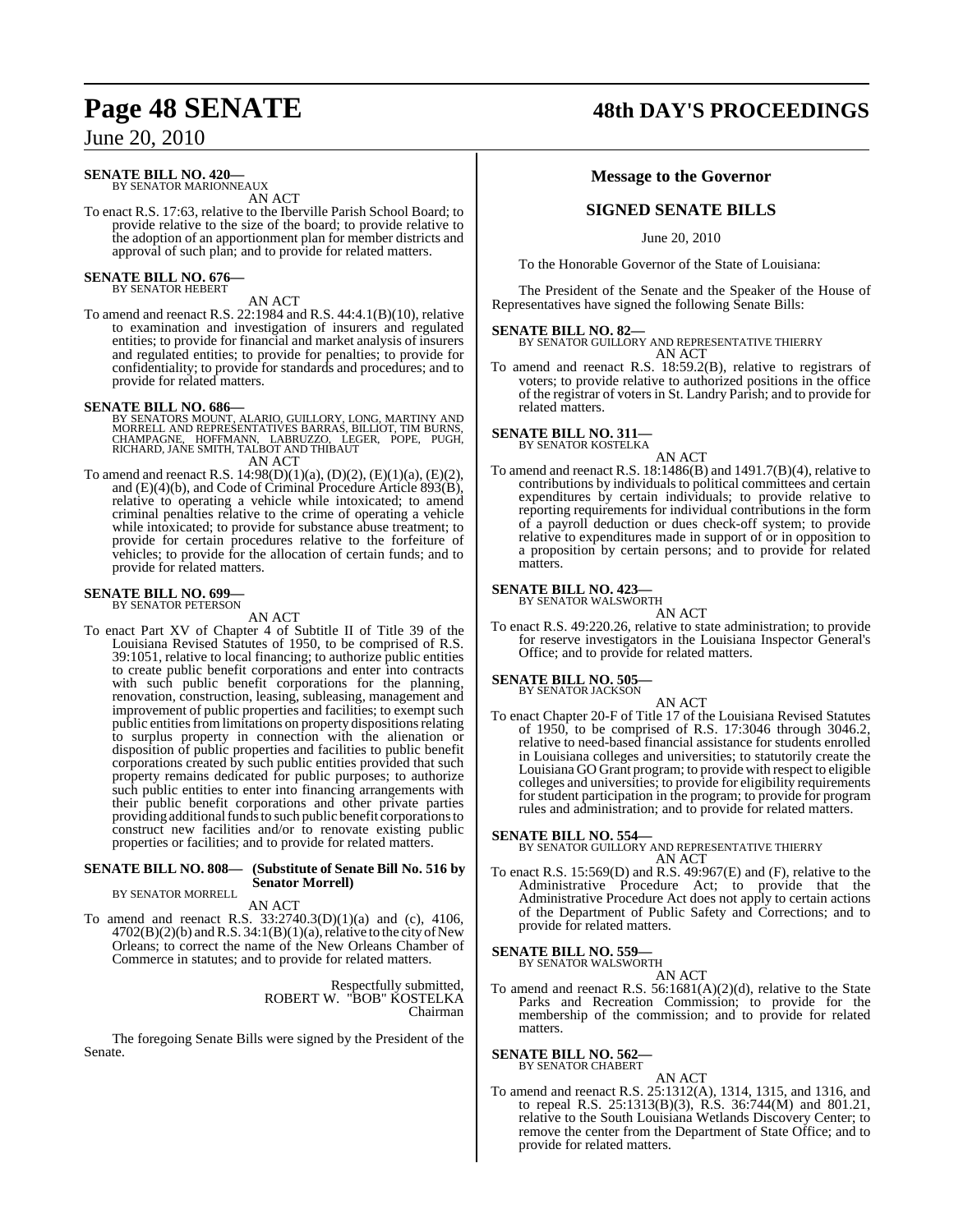**SENATE BILL NO. 420—**
BY SENATOR MARIONNEAUX

AN ACT

To enact R.S. 17:63, relative to the Iberville Parish School Board; to provide relative to the size of the board; to provide relative to the adoption of an apportionment plan for member districts and approval of such plan; and to provide for related matters.

**SENATE BILL NO. 676—**
BY SENATOR HEBERT

AN ACT

To amend and reenact R.S. 22:1984 and R.S. 44:4.1(B)(10), relative to examination and investigation of insurers and regulated entities; to provide for financial and market analysis of insurers and regulated entities; to provide for penalties; to provide for confidentiality; to provide for standards and procedures; and to provide for related matters.

**SENATE BILL NO. 686—**
BY SENATORS MOUNT, ALARIO, GUILLORY, LONG, MARTINY AND MORRELL AND REPRESENTATIVES BARRAS, BILLIOT, TIM BURNS, CHAMPAGNE, HOFFMANN, LABRUZZO, LEGER, POPE, PUGH, RICHARD, JANE SMITH, TALBOT AND THIBAUT

AN ACT

To amend and reenact R.S. 14:98(D)(1)(a), (D)(2), (E)(1)(a), (E)(2), and (E)(4)(b), and Code of Criminal Procedure Article 893(B), relative to operating a vehicle while intoxicated; to amend criminal penalties relative to the crime of operating a vehicle while intoxicated; to provide for substance abuse treatment; to provide for certain procedures relative to the forfeiture of vehicles; to provide for the allocation of certain funds; and to provide for related matters.

**SENATE BILL NO. 699—**
BY SENATOR PETERSON

AN ACT

To enact Part XV of Chapter 4 of Subtitle II of Title 39 of the Louisiana Revised Statutes of 1950, to be comprised of R.S. 39:1051, relative to local financing; to authorize public entities to create public benefit corporations and enter into contracts with such public benefit corporations for the planning, renovation, construction, leasing, subleasing, management and improvement of public properties and facilities; to exempt such public entities from limitations on property dispositions relating to surplus property in connection with the alienation or disposition of public properties and facilities to public benefit corporations created by such public entities provided that such property remains dedicated for public purposes; to authorize such public entities to enter into financing arrangements with their public benefit corporations and other private parties providing additional funds to such public benefit corporations to construct new facilities and/or to renovate existing public properties or facilities; and to provide for related matters.

**SENATE BILL NO. 808— (Substitute of Senate Bill No. 516 by Senator Morrell)**
BY SENATOR MORRELL

AN ACT

To amend and reenact R.S. 33:2740.3(D)(1)(a) and (c), 4106, 4702(B)(2)(b) and R.S. 34:1(B)(1)(a), relative to the city of New Orleans; to correct the name of the New Orleans Chamber of Commerce in statutes; and to provide for related matters.

Respectfully submitted,
ROBERT W. "BOB" KOSTELKA
Chairman

The foregoing Senate Bills were signed by the President of the Senate.

## Message to the Governor

## SIGNED SENATE BILLS

June 20, 2010

To the Honorable Governor of the State of Louisiana:

The President of the Senate and the Speaker of the House of Representatives have signed the following Senate Bills:

**SENATE BILL NO. 82—**
BY SENATOR GUILLORY AND REPRESENTATIVE THIERRY

AN ACT

To amend and reenact R.S. 18:59.2(B), relative to registrars of voters; to provide relative to authorized positions in the office of the registrar of voters in St. Landry Parish; and to provide for related matters.

**SENATE BILL NO. 311—**
BY SENATOR KOSTELKA

AN ACT

To amend and reenact R.S. 18:1486(B) and 1491.7(B)(4), relative to contributions by individuals to political committees and certain expenditures by certain individuals; to provide relative to reporting requirements for individual contributions in the form of a payroll deduction or dues check-off system; to provide relative to expenditures made in support of or in opposition to a proposition by certain persons; and to provide for related matters.

**SENATE BILL NO. 423—**
BY SENATOR WALSWORTH

AN ACT

To enact R.S. 49:220.26, relative to state administration; to provide for reserve investigators in the Louisiana Inspector General's Office; and to provide for related matters.

**SENATE BILL NO. 505—**
BY SENATOR JACKSON

AN ACT

To enact Chapter 20-F of Title 17 of the Louisiana Revised Statutes of 1950, to be comprised of R.S. 17:3046 through 3046.2, relative to need-based financial assistance for students enrolled in Louisiana colleges and universities; to statutorily create the Louisiana GO Grant program; to provide with respect to eligible colleges and universities; to provide for eligibility requirements for student participation in the program; to provide for program rules and administration; and to provide for related matters.

**SENATE BILL NO. 554—**
BY SENATOR GUILLORY AND REPRESENTATIVE THIERRY

AN ACT

To enact R.S. 15:569(D) and R.S. 49:967(E) and (F), relative to the Administrative Procedure Act; to provide that the Administrative Procedure Act does not apply to certain actions of the Department of Public Safety and Corrections; and to provide for related matters.

**SENATE BILL NO. 559—**
BY SENATOR WALSWORTH

AN ACT

To amend and reenact R.S. 56:1681(A)(2)(d), relative to the State Parks and Recreation Commission; to provide for the membership of the commission; and to provide for related matters.

**SENATE BILL NO. 562—**
BY SENATOR CHABERT

AN ACT

To amend and reenact R.S. 25:1312(A), 1314, 1315, and 1316, and to repeal R.S. 25:1313(B)(3), R.S. 36:744(M) and 801.21, relative to the South Louisiana Wetlands Discovery Center; to remove the center from the Department of State Office; and to provide for related matters.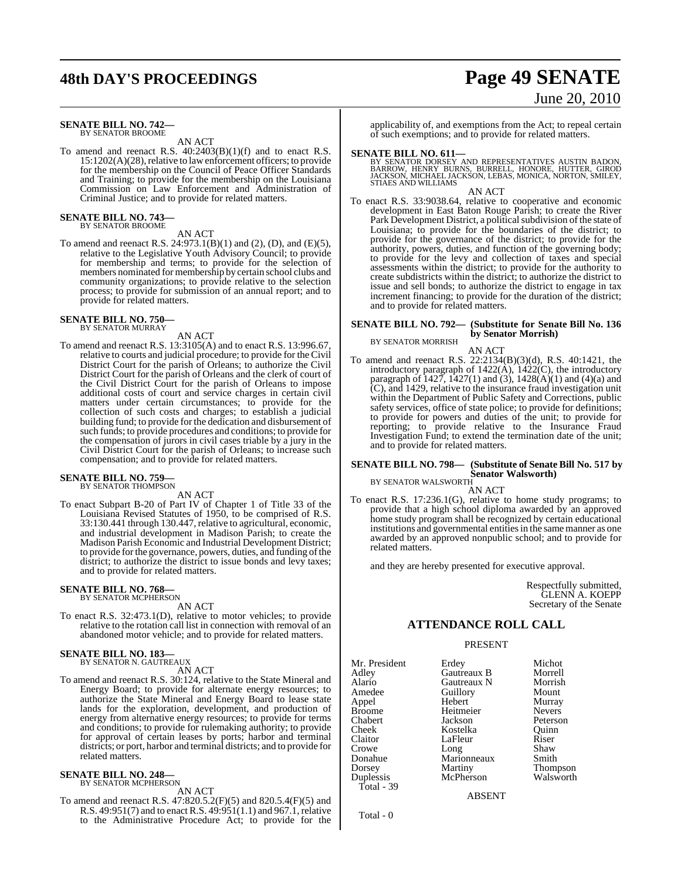**SENATE BILL NO. 742—**
BY SENATOR BROOME

AN ACT

To amend and reenact R.S. 40:2403(B)(1)(f) and to enact R.S. 15:1202(A)(28), relative to law enforcement officers; to provide for the membership on the Council of Peace Officer Standards and Training; to provide for the membership on the Louisiana Commission on Law Enforcement and Administration of Criminal Justice; and to provide for related matters.

**SENATE BILL NO. 743—**
BY SENATOR BROOME

AN ACT

To amend and reenact R.S. 24:973.1(B)(1) and (2), (D), and (E)(5), relative to the Legislative Youth Advisory Council; to provide for membership and terms; to provide for the selection of members nominated for membership by certain school clubs and community organizations; to provide relative to the selection process; to provide for submission of an annual report; and to provide for related matters.

**SENATE BILL NO. 750—**
BY SENATOR MURRAY

AN ACT

To amend and reenact R.S. 13:3105(A) and to enact R.S. 13:996.67, relative to courts and judicial procedure; to provide for the Civil District Court for the parish of Orleans; to authorize the Civil District Court for the parish of Orleans and the clerk of court of the Civil District Court for the parish of Orleans to impose additional costs of court and service charges in certain civil matters under certain circumstances; to provide for the collection of such costs and charges; to establish a judicial building fund; to provide for the dedication and disbursement of such funds; to provide procedures and conditions; to provide for the compensation of jurors in civil cases triable by a jury in the Civil District Court for the parish of Orleans; to increase such compensation; and to provide for related matters.

**SENATE BILL NO. 759—**
BY SENATOR THOMPSON

AN ACT

To enact Subpart B-20 of Part IV of Chapter 1 of Title 33 of the Louisiana Revised Statutes of 1950, to be comprised of R.S. 33:130.441 through 130.447, relative to agricultural, economic, and industrial development in Madison Parish; to create the Madison Parish Economic and Industrial Development District; to provide for the governance, powers, duties, and funding of the district; to authorize the district to issue bonds and levy taxes; and to provide for related matters.

**SENATE BILL NO. 768—**
BY SENATOR MCPHERSON

AN ACT

To enact R.S. 32:473.1(D), relative to motor vehicles; to provide relative to the rotation call list in connection with removal of an abandoned motor vehicle; and to provide for related matters.

**SENATE BILL NO. 183—**
BY SENATOR N. GAUTREAUX

AN ACT

To amend and reenact R.S. 30:124, relative to the State Mineral and Energy Board; to provide for alternate energy resources; to authorize the State Mineral and Energy Board to lease state lands for the exploration, development, and production of energy from alternative energy resources; to provide for terms and conditions; to provide for rulemaking authority; to provide for approval of certain leases by ports; harbor and terminal districts; or port, harbor and terminal districts; and to provide for related matters.

**SENATE BILL NO. 248—**
BY SENATOR MCPHERSON

AN ACT

To amend and reenact R.S. 47:820.5.2(F)(5) and 820.5.4(F)(5) and R.S. 49:951(7) and to enact R.S. 49:951(1.1) and 967.1, relative to the Administrative Procedure Act; to provide for the applicability of, and exemptions from the Act; to repeal certain of such exemptions; and to provide for related matters.

**SENATE BILL NO. 611—**
BY SENATOR DORSEY AND REPRESENTATIVES AUSTIN BADON, BARROW, HENRY BURNS, BURRELL, HONORE, HUTTER, GIROD JACKSON, MICHAEL JACKSON, LEBAS, MONICA, NORTON, SMILEY, STIAES AND WILLIAMS

AN ACT

To enact R.S. 33:9038.64, relative to cooperative and economic development in East Baton Rouge Parish; to create the River Park Development District, a political subdivision of the state of Louisiana; to provide for the boundaries of the district; to provide for the governance of the district; to provide for the authority, powers, duties, and function of the governing body; to provide for the levy and collection of taxes and special assessments within the district; to provide for the authority to create subdistricts within the district; to authorize the district to issue and sell bonds; to authorize the district to engage in tax increment financing; to provide for the duration of the district; and to provide for related matters.

**SENATE BILL NO. 792— (Substitute for Senate Bill No. 136 by Senator Morrish)**
BY SENATOR MORRISH

AN ACT

To amend and reenact R.S. 22:2134(B)(3)(d), R.S. 40:1421, the introductory paragraph of 1422(A), 1422(C), the introductory paragraph of 1427, 1427(1) and (3), 1428(A)(1) and (4)(a) and (C), and 1429, relative to the insurance fraud investigation unit within the Department of Public Safety and Corrections, public safety services, office of state police; to provide for definitions; to provide for powers and duties of the unit; to provide for reporting; to provide relative to the Insurance Fraud Investigation Fund; to extend the termination date of the unit; and to provide for related matters.

**SENATE BILL NO. 798— (Substitute of Senate Bill No. 517 by Senator Walsworth)**
BY SENATOR WALSWORTH

AN ACT

To enact R.S. 17:236.1(G), relative to home study programs; to provide that a high school diploma awarded by an approved home study program shall be recognized by certain educational institutions and governmental entities in the same manner as one awarded by an approved nonpublic school; and to provide for related matters.

and they are hereby presented for executive approval.

Respectfully submitted,
GLENN A. KOEPP
Secretary of the Senate

## ATTENDANCE ROLL CALL

PRESENT

| | | |
|---|---|---|
| Mr. President | Erdey | Michot |
| Adley | Gautreaux B | Morrell |
| Alario | Gautreaux N | Morrish |
| Amedee | Guillory | Mount |
| Appel | Hebert | Murray |
| Broome | Heitmeier | Nevers |
| Chabert | Jackson | Peterson |
| Cheek | Kostelka | Quinn |
| Claitor | LaFleur | Riser |
| Crowe | Long | Shaw |
| Donahue | Marionneaux | Smith |
| Dorsey | Martiny | Thompson |
| Duplessis | McPherson | Walsworth |

Total - 39

ABSENT

Total - 0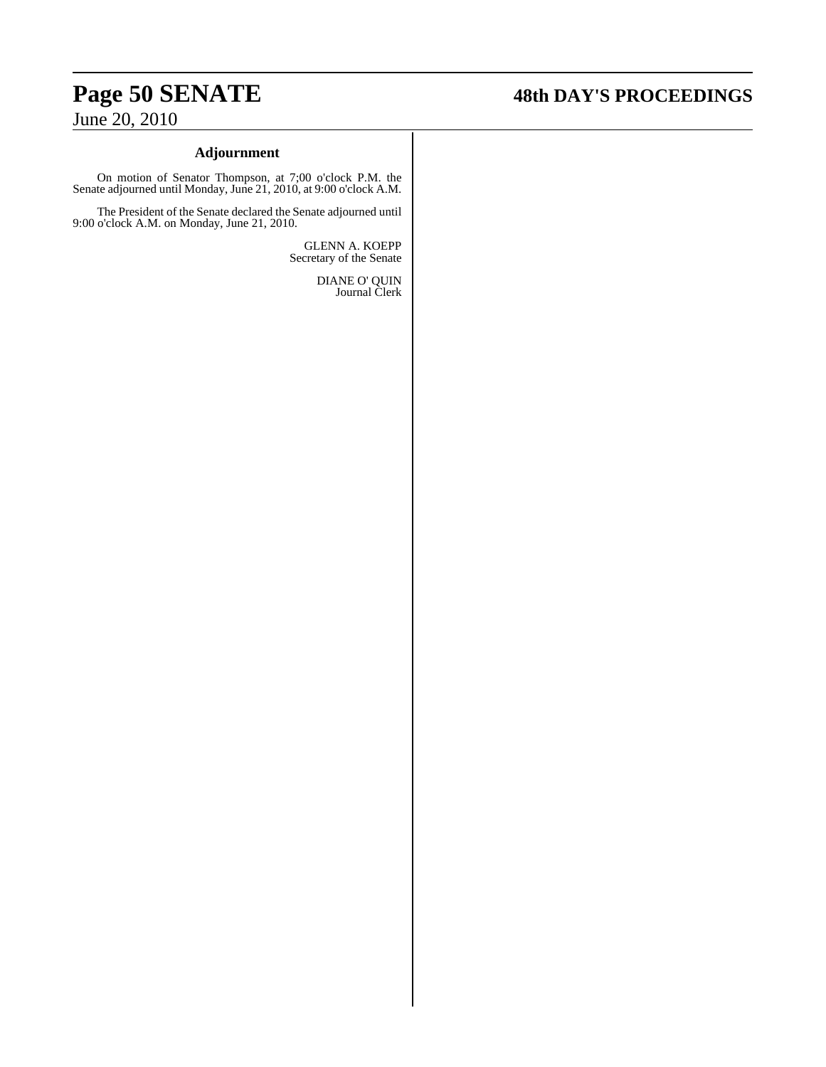## Adjournment

On motion of Senator Thompson, at 7;00 o'clock P.M. the Senate adjourned until Monday, June 21, 2010, at 9:00 o'clock A.M.

The President of the Senate declared the Senate adjourned until 9:00 o'clock A.M. on Monday, June 21, 2010.

GLENN A. KOEPP
Secretary of the Senate

DIANE O' QUIN
Journal Clerk